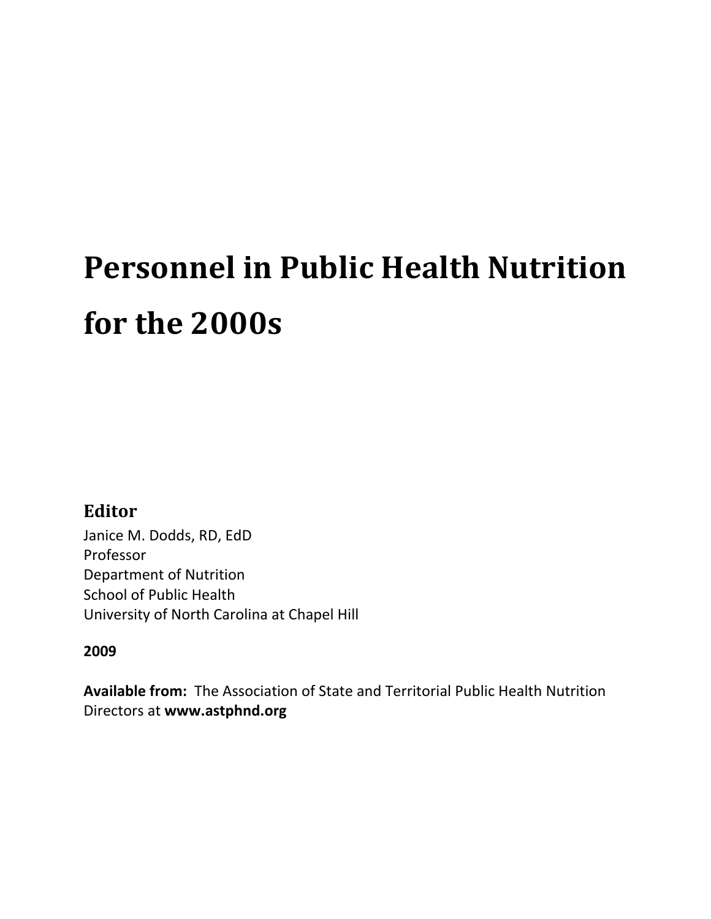# Personnel in Public Health Nutrition for the 2000s

## Editor

Janice M. Dodds, RD, EdD
Professor
Department of Nutrition
School of Public Health
University of North Carolina at Chapel Hill

**2009**

**Available from:** The Association of State and Territorial Public Health Nutrition Directors at **www.astphnd.org**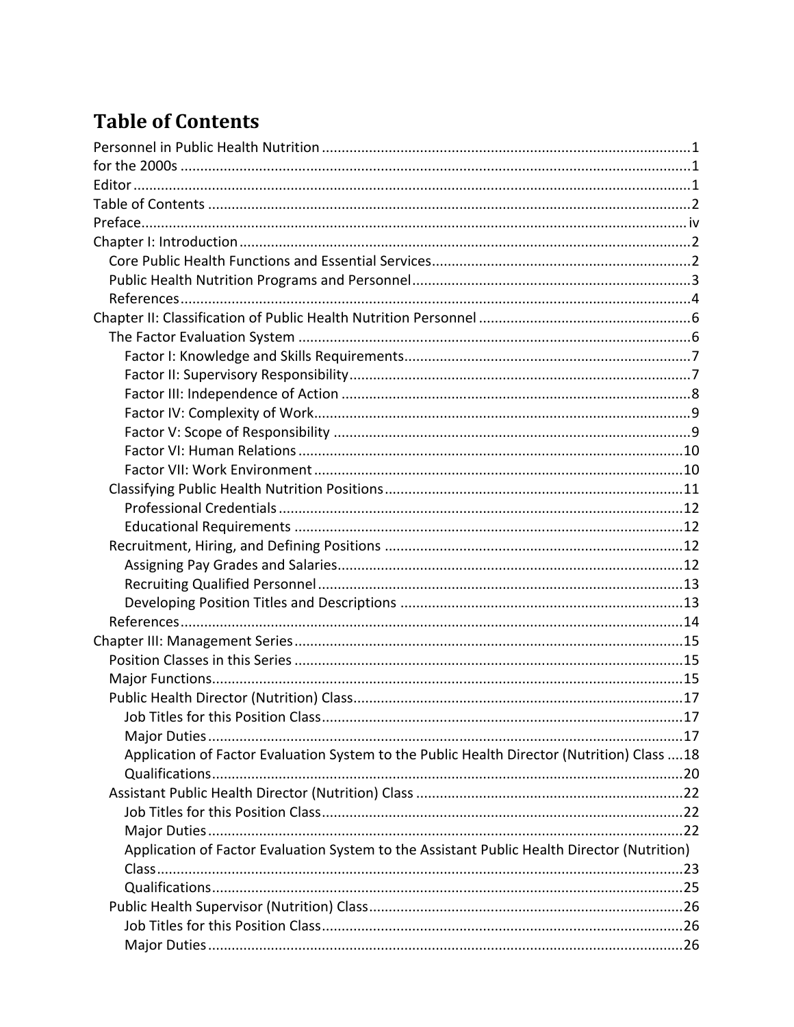# Table of Contents

Personnel in Public Health Nutrition ............................................................................................1
for the 2000s ................................................................................................................1
Editor ...........................................................................................................................1
Table of Contents .........................................................................................................2
Preface..........................................................................................................................iv
Chapter I: Introduction .................................................................................................2
- Core Public Health Functions and Essential Services.................................................................2
- Public Health Nutrition Programs and Personnel......................................................................3
- References................................................................................................................4

Chapter II: Classification of Public Health Nutrition Personnel .....................................................6
- The Factor Evaluation System ..................................................................................................6
  - Factor I: Knowledge and Skills Requirements........................................................................7
  - Factor II: Supervisory Responsibility......................................................................................7
  - Factor III: Independence of Action ........................................................................................8
  - Factor IV: Complexity of Work...............................................................................................9
  - Factor V: Scope of Responsibility ..........................................................................................9
  - Factor VI: Human Relations ..................................................................................................10
  - Factor VII: Work Environment ..............................................................................................10
- Classifying Public Health Nutrition Positions...........................................................................11
  - Professional Credentials ......................................................................................................12
  - Educational Requirements ...................................................................................................12
- Recruitment, Hiring, and Defining Positions ...........................................................................12
  - Assigning Pay Grades and Salaries.......................................................................................12
  - Recruiting Qualified Personnel ............................................................................................13
  - Developing Position Titles and Descriptions .......................................................................13
- References...............................................................................................................14

Chapter III: Management Series ..................................................................................................15
- Position Classes in this Series .................................................................................................15
- Major Functions.......................................................................................................................15
- Public Health Director (Nutrition) Class...................................................................................17
  - Job Titles for this Position Class............................................................................................17
  - Major Duties ........................................................................................................................17
  - Application of Factor Evaluation System to the Public Health Director (Nutrition) Class ....18
  - Qualifications.......................................................................................................................20
- Assistant Public Health Director (Nutrition) Class ...................................................................22
  - Job Titles for this Position Class............................................................................................22
  - Major Duties ........................................................................................................................22
  - Application of Factor Evaluation System to the Assistant Public Health Director (Nutrition) Class......................................................................................................................23
  - Qualifications.......................................................................................................................25
- Public Health Supervisor (Nutrition) Class................................................................................26
  - Job Titles for this Position Class............................................................................................26
  - Major Duties ........................................................................................................................26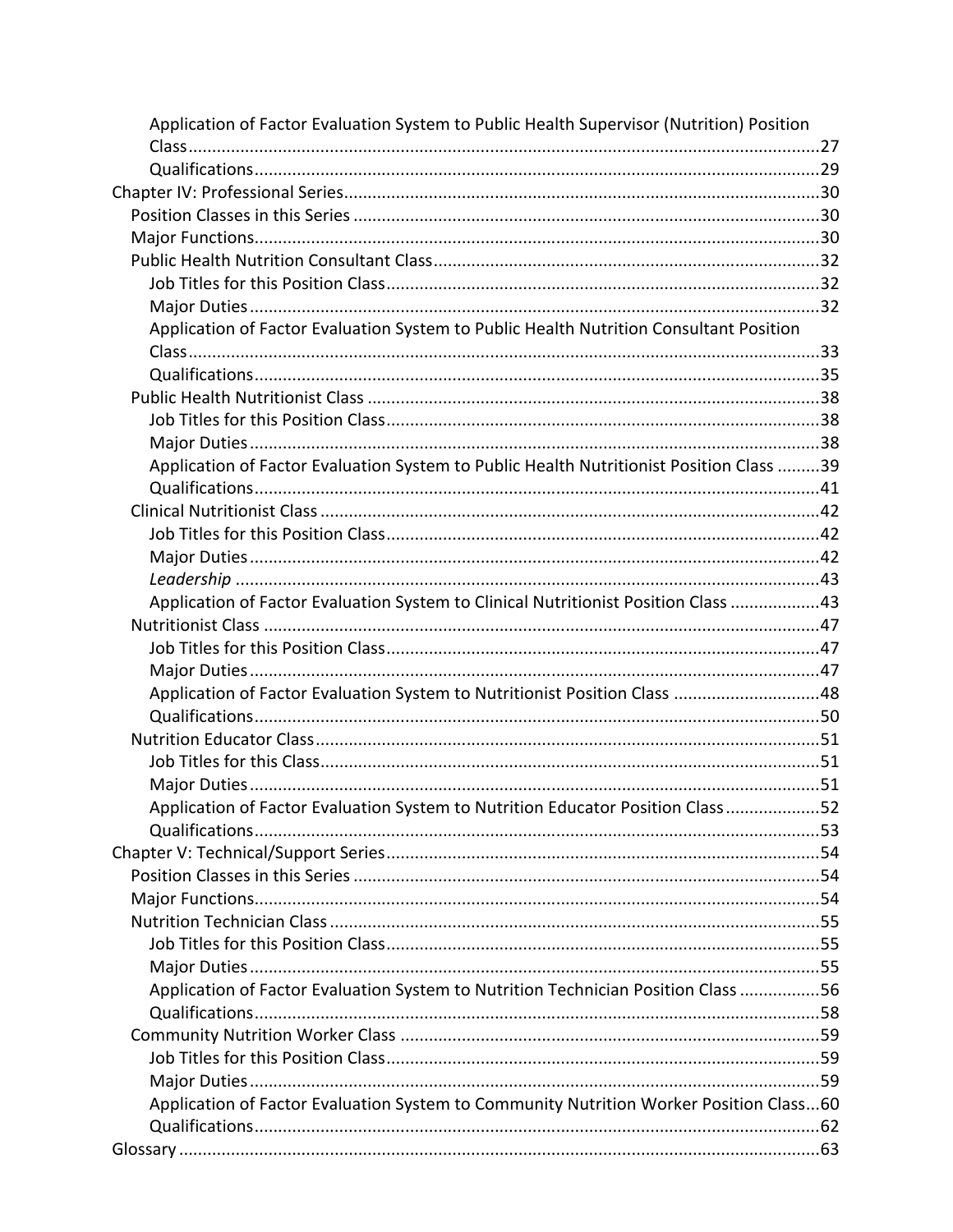- Application of Factor Evaluation System to Public Health Supervisor (Nutrition) Position Class ... 27
- Qualifications ... 29

Chapter IV: Professional Series ... 30

- Position Classes in this Series ... 30
- Major Functions ... 30
- Public Health Nutrition Consultant Class ... 32
  - Job Titles for this Position Class ... 32
  - Major Duties ... 32
  - Application of Factor Evaluation System to Public Health Nutrition Consultant Position Class ... 33
  - Qualifications ... 35
- Public Health Nutritionist Class ... 38
  - Job Titles for this Position Class ... 38
  - Major Duties ... 38
  - Application of Factor Evaluation System to Public Health Nutritionist Position Class ... 39
  - Qualifications ... 41
- Clinical Nutritionist Class ... 42
  - Job Titles for this Position Class ... 42
  - Major Duties ... 42
  - *Leadership* ... 43
  - Application of Factor Evaluation System to Clinical Nutritionist Position Class ... 43
- Nutritionist Class ... 47
  - Job Titles for this Position Class ... 47
  - Major Duties ... 47
  - Application of Factor Evaluation System to Nutritionist Position Class ... 48
  - Qualifications ... 50
- Nutrition Educator Class ... 51
  - Job Titles for this Class ... 51
  - Major Duties ... 51
  - Application of Factor Evaluation System to Nutrition Educator Position Class ... 52
  - Qualifications ... 53

Chapter V: Technical/Support Series ... 54

- Position Classes in this Series ... 54
- Major Functions ... 54
- Nutrition Technician Class ... 55
  - Job Titles for this Position Class ... 55
  - Major Duties ... 55
  - Application of Factor Evaluation System to Nutrition Technician Position Class ... 56
  - Qualifications ... 58
- Community Nutrition Worker Class ... 59
  - Job Titles for this Position Class ... 59
  - Major Duties ... 59
  - Application of Factor Evaluation System to Community Nutrition Worker Position Class ... 60
  - Qualifications ... 62

Glossary ... 63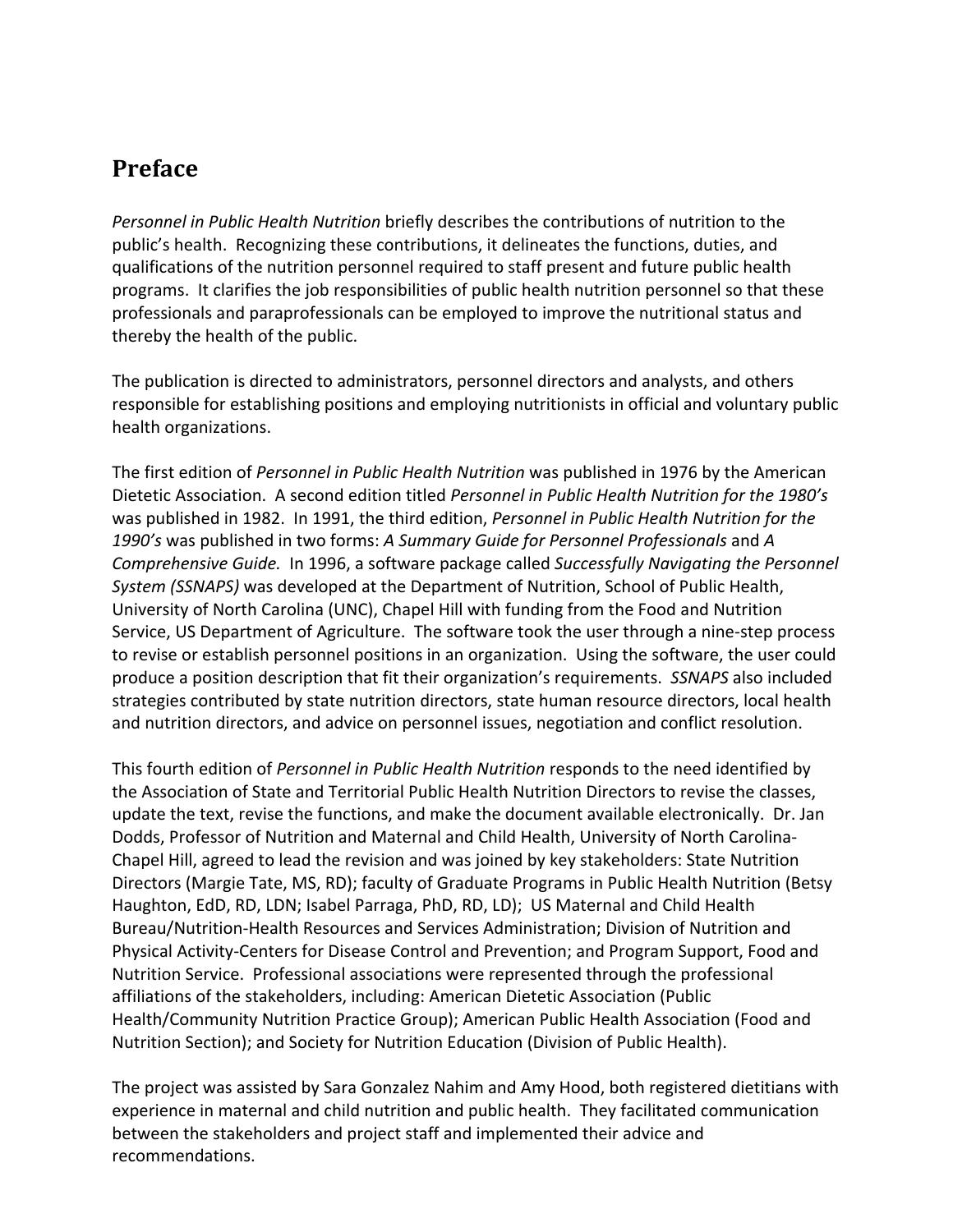## Preface

*Personnel in Public Health Nutrition* briefly describes the contributions of nutrition to the public's health. Recognizing these contributions, it delineates the functions, duties, and qualifications of the nutrition personnel required to staff present and future public health programs. It clarifies the job responsibilities of public health nutrition personnel so that these professionals and paraprofessionals can be employed to improve the nutritional status and thereby the health of the public.

The publication is directed to administrators, personnel directors and analysts, and others responsible for establishing positions and employing nutritionists in official and voluntary public health organizations.

The first edition of *Personnel in Public Health Nutrition* was published in 1976 by the American Dietetic Association. A second edition titled *Personnel in Public Health Nutrition for the 1980's* was published in 1982. In 1991, the third edition, *Personnel in Public Health Nutrition for the 1990's* was published in two forms: *A Summary Guide for Personnel Professionals* and *A Comprehensive Guide.* In 1996, a software package called *Successfully Navigating the Personnel System (SSNAPS)* was developed at the Department of Nutrition, School of Public Health, University of North Carolina (UNC), Chapel Hill with funding from the Food and Nutrition Service, US Department of Agriculture. The software took the user through a nine-step process to revise or establish personnel positions in an organization. Using the software, the user could produce a position description that fit their organization's requirements. *SSNAPS* also included strategies contributed by state nutrition directors, state human resource directors, local health and nutrition directors, and advice on personnel issues, negotiation and conflict resolution.

This fourth edition of *Personnel in Public Health Nutrition* responds to the need identified by the Association of State and Territorial Public Health Nutrition Directors to revise the classes, update the text, revise the functions, and make the document available electronically. Dr. Jan Dodds, Professor of Nutrition and Maternal and Child Health, University of North Carolina-Chapel Hill, agreed to lead the revision and was joined by key stakeholders: State Nutrition Directors (Margie Tate, MS, RD); faculty of Graduate Programs in Public Health Nutrition (Betsy Haughton, EdD, RD, LDN; Isabel Parraga, PhD, RD, LD); US Maternal and Child Health Bureau/Nutrition-Health Resources and Services Administration; Division of Nutrition and Physical Activity-Centers for Disease Control and Prevention; and Program Support, Food and Nutrition Service. Professional associations were represented through the professional affiliations of the stakeholders, including: American Dietetic Association (Public Health/Community Nutrition Practice Group); American Public Health Association (Food and Nutrition Section); and Society for Nutrition Education (Division of Public Health).

The project was assisted by Sara Gonzalez Nahim and Amy Hood, both registered dietitians with experience in maternal and child nutrition and public health. They facilitated communication between the stakeholders and project staff and implemented their advice and recommendations.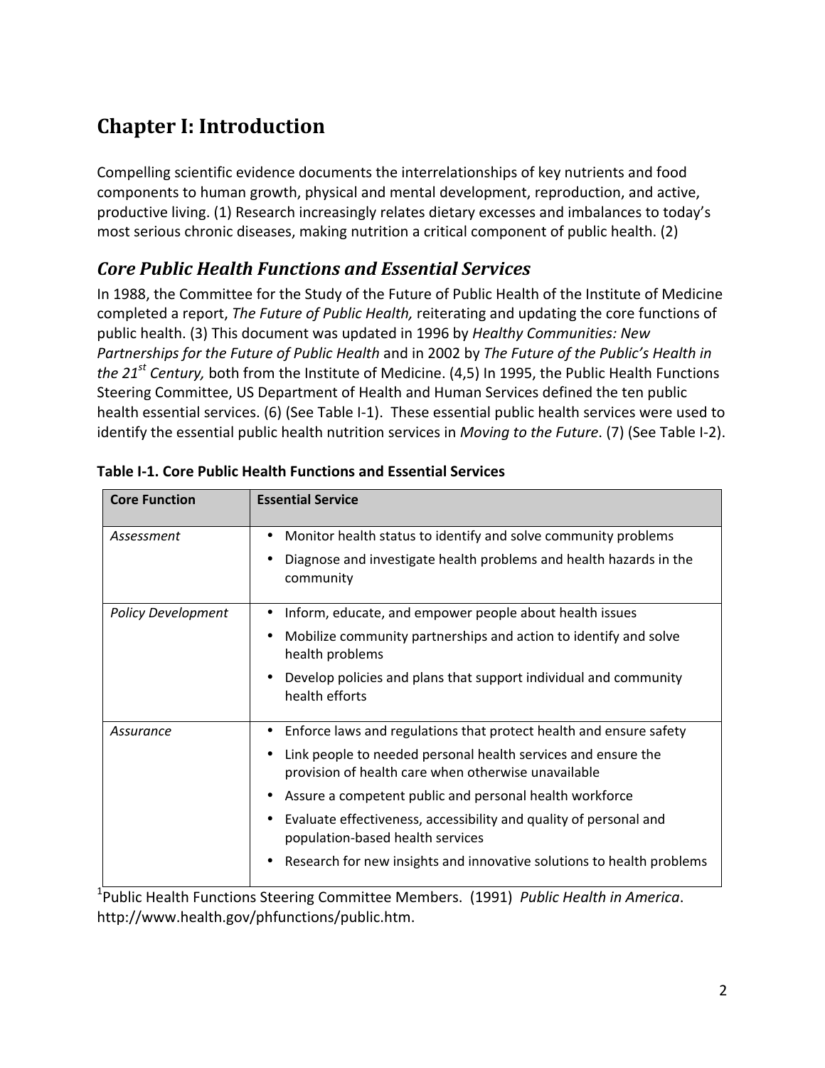# Chapter I: Introduction

Compelling scientific evidence documents the interrelationships of key nutrients and food components to human growth, physical and mental development, reproduction, and active, productive living. (1) Research increasingly relates dietary excesses and imbalances to today's most serious chronic diseases, making nutrition a critical component of public health. (2)

## *Core Public Health Functions and Essential Services*

In 1988, the Committee for the Study of the Future of Public Health of the Institute of Medicine completed a report, *The Future of Public Health,* reiterating and updating the core functions of public health. (3) This document was updated in 1996 by *Healthy Communities: New Partnerships for the Future of Public Health* and in 2002 by *The Future of the Public's Health in the 21st Century,* both from the Institute of Medicine. (4,5) In 1995, the Public Health Functions Steering Committee, US Department of Health and Human Services defined the ten public health essential services. (6) (See Table I-1). These essential public health services were used to identify the essential public health nutrition services in *Moving to the Future*. (7) (See Table I-2).

**Table I-1. Core Public Health Functions and Essential Services**

| Core Function | Essential Service |
|---|---|
| *Assessment* | • Monitor health status to identify and solve community problems<br>• Diagnose and investigate health problems and health hazards in the community |
| *Policy Development* | • Inform, educate, and empower people about health issues<br>• Mobilize community partnerships and action to identify and solve health problems<br>• Develop policies and plans that support individual and community health efforts |
| *Assurance* | • Enforce laws and regulations that protect health and ensure safety<br>• Link people to needed personal health services and ensure the provision of health care when otherwise unavailable<br>• Assure a competent public and personal health workforce<br>• Evaluate effectiveness, accessibility and quality of personal and population-based health services<br>• Research for new insights and innovative solutions to health problems |

[1]Public Health Functions Steering Committee Members. (1991) *Public Health in America*. http://www.health.gov/phfunctions/public.htm.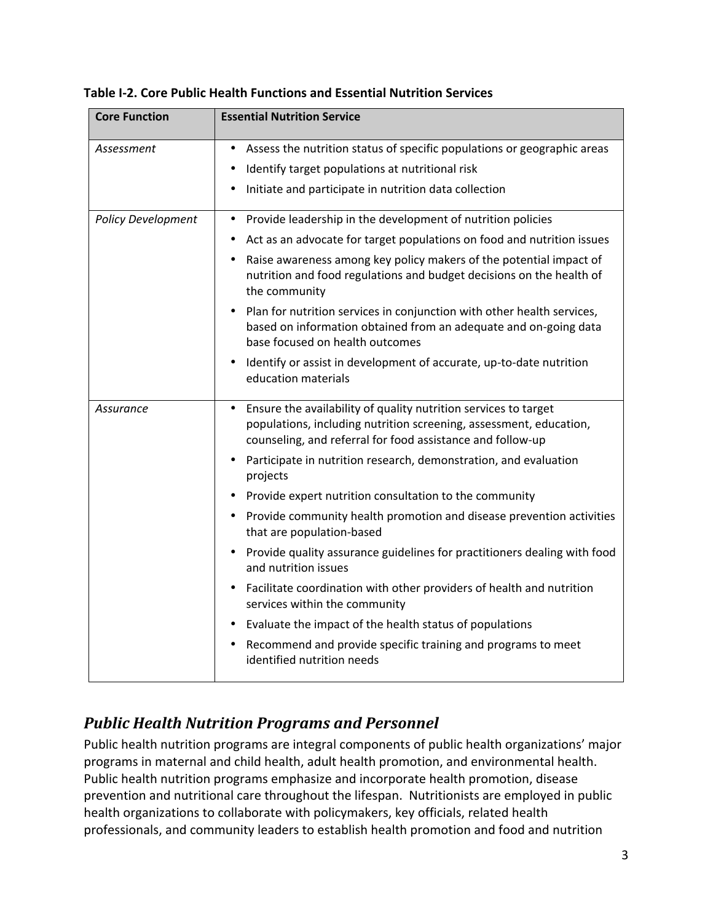**Table I-2. Core Public Health Functions and Essential Nutrition Services**

| Core Function | Essential Nutrition Service |
|---|---|
| *Assessment* | • Assess the nutrition status of specific populations or geographic areas<br>• Identify target populations at nutritional risk<br>• Initiate and participate in nutrition data collection |
| *Policy Development* | • Provide leadership in the development of nutrition policies<br>• Act as an advocate for target populations on food and nutrition issues<br>• Raise awareness among key policy makers of the potential impact of nutrition and food regulations and budget decisions on the health of the community<br>• Plan for nutrition services in conjunction with other health services, based on information obtained from an adequate and on-going data base focused on health outcomes<br>• Identify or assist in development of accurate, up-to-date nutrition education materials |
| *Assurance* | • Ensure the availability of quality nutrition services to target populations, including nutrition screening, assessment, education, counseling, and referral for food assistance and follow-up<br>• Participate in nutrition research, demonstration, and evaluation projects<br>• Provide expert nutrition consultation to the community<br>• Provide community health promotion and disease prevention activities that are population-based<br>• Provide quality assurance guidelines for practitioners dealing with food and nutrition issues<br>• Facilitate coordination with other providers of health and nutrition services within the community<br>• Evaluate the impact of the health status of populations<br>• Recommend and provide specific training and programs to meet identified nutrition needs |

## *Public Health Nutrition Programs and Personnel*

Public health nutrition programs are integral components of public health organizations' major programs in maternal and child health, adult health promotion, and environmental health. Public health nutrition programs emphasize and incorporate health promotion, disease prevention and nutritional care throughout the lifespan. Nutritionists are employed in public health organizations to collaborate with policymakers, key officials, related health professionals, and community leaders to establish health promotion and food and nutrition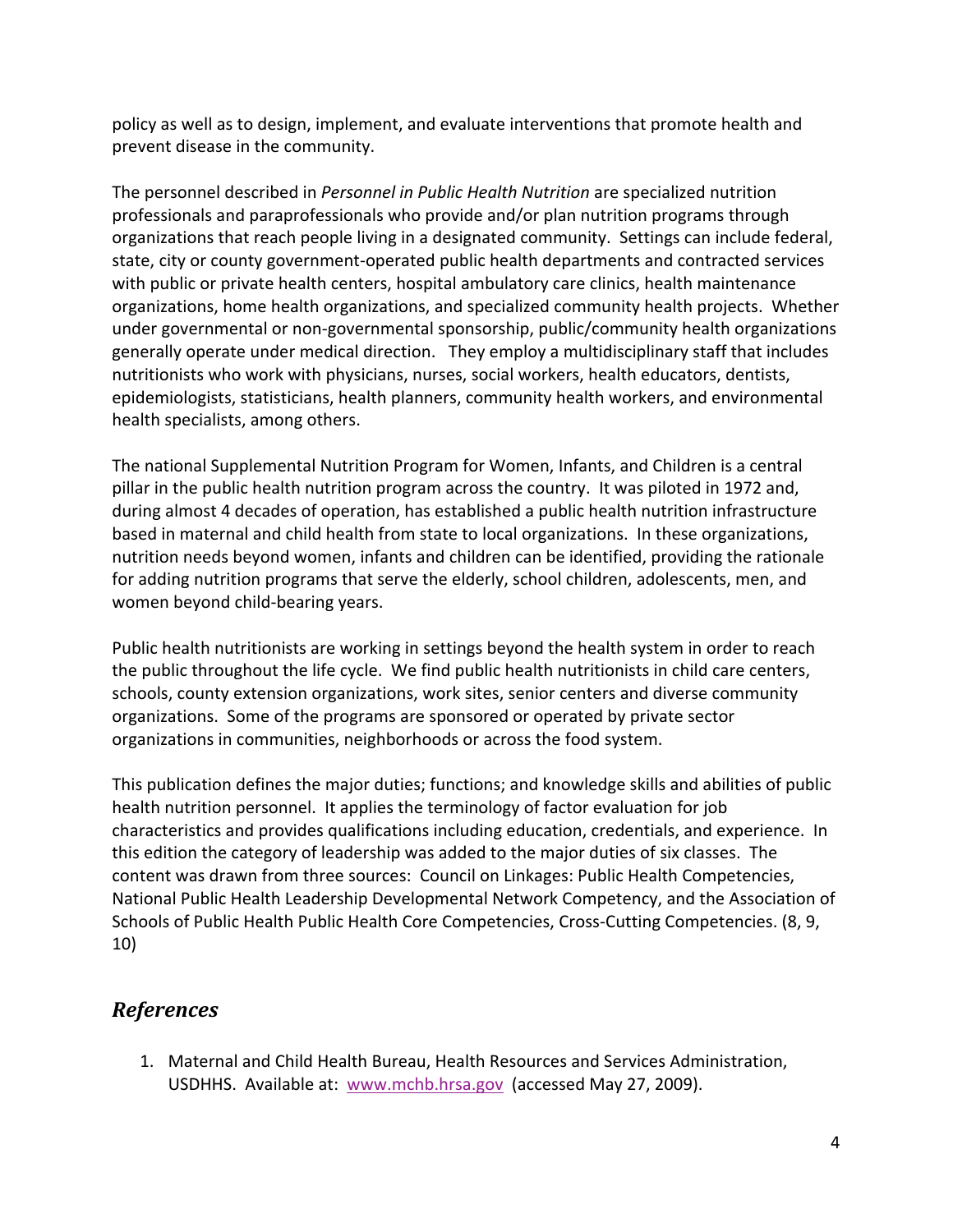policy as well as to design, implement, and evaluate interventions that promote health and prevent disease in the community.

The personnel described in *Personnel in Public Health Nutrition* are specialized nutrition professionals and paraprofessionals who provide and/or plan nutrition programs through organizations that reach people living in a designated community. Settings can include federal, state, city or county government-operated public health departments and contracted services with public or private health centers, hospital ambulatory care clinics, health maintenance organizations, home health organizations, and specialized community health projects. Whether under governmental or non-governmental sponsorship, public/community health organizations generally operate under medical direction. They employ a multidisciplinary staff that includes nutritionists who work with physicians, nurses, social workers, health educators, dentists, epidemiologists, statisticians, health planners, community health workers, and environmental health specialists, among others.

The national Supplemental Nutrition Program for Women, Infants, and Children is a central pillar in the public health nutrition program across the country. It was piloted in 1972 and, during almost 4 decades of operation, has established a public health nutrition infrastructure based in maternal and child health from state to local organizations. In these organizations, nutrition needs beyond women, infants and children can be identified, providing the rationale for adding nutrition programs that serve the elderly, school children, adolescents, men, and women beyond child-bearing years.

Public health nutritionists are working in settings beyond the health system in order to reach the public throughout the life cycle. We find public health nutritionists in child care centers, schools, county extension organizations, work sites, senior centers and diverse community organizations. Some of the programs are sponsored or operated by private sector organizations in communities, neighborhoods or across the food system.

This publication defines the major duties; functions; and knowledge skills and abilities of public health nutrition personnel. It applies the terminology of factor evaluation for job characteristics and provides qualifications including education, credentials, and experience. In this edition the category of leadership was added to the major duties of six classes. The content was drawn from three sources: Council on Linkages: Public Health Competencies, National Public Health Leadership Developmental Network Competency, and the Association of Schools of Public Health Public Health Core Competencies, Cross-Cutting Competencies. (8, 9, 10)

## *References*

1. Maternal and Child Health Bureau, Health Resources and Services Administration, USDHHS. Available at: www.mchb.hrsa.gov (accessed May 27, 2009).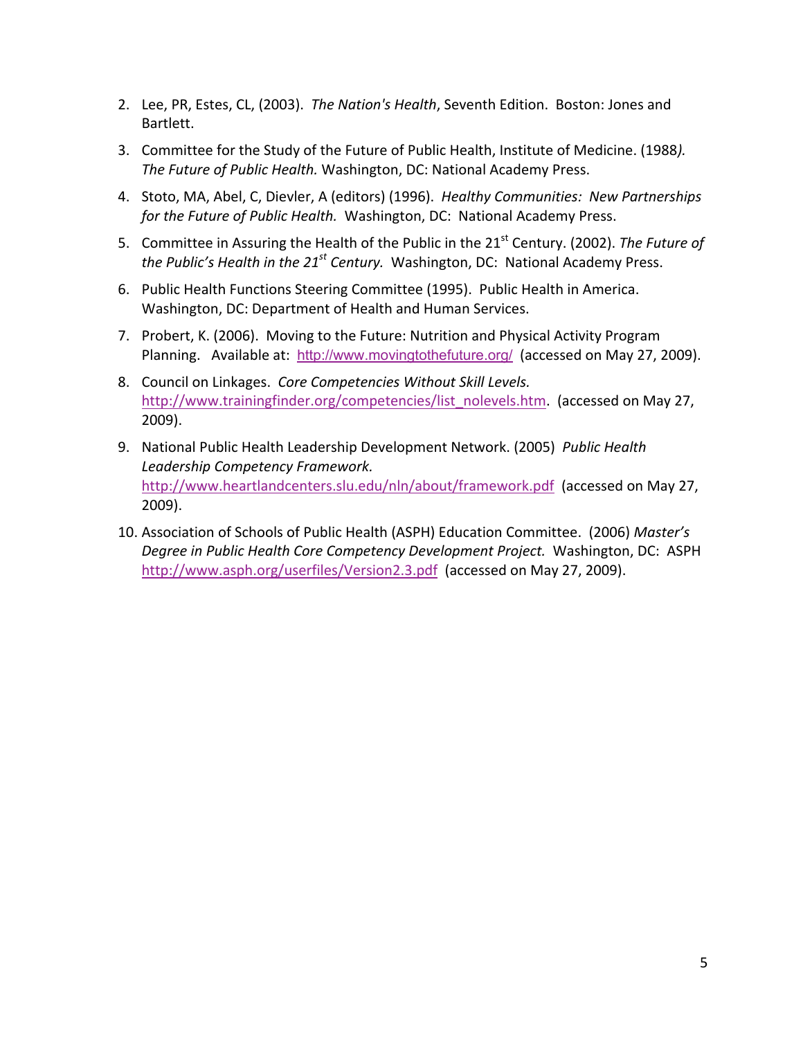2. Lee, PR, Estes, CL, (2003). *The Nation's Health*, Seventh Edition. Boston: Jones and Bartlett.
3. Committee for the Study of the Future of Public Health, Institute of Medicine. (1988*). The Future of Public Health.* Washington, DC: National Academy Press.
4. Stoto, MA, Abel, C, Dievler, A (editors) (1996). *Healthy Communities: New Partnerships for the Future of Public Health.* Washington, DC: National Academy Press.
5. Committee in Assuring the Health of the Public in the 21st Century. (2002). *The Future of the Public's Health in the 21st Century.* Washington, DC: National Academy Press.
6. Public Health Functions Steering Committee (1995). Public Health in America. Washington, DC: Department of Health and Human Services.
7. Probert, K. (2006). Moving to the Future: Nutrition and Physical Activity Program Planning. Available at: http://www.movingtothefuture.org/ (accessed on May 27, 2009).
8. Council on Linkages. *Core Competencies Without Skill Levels.* http://www.trainingfinder.org/competencies/list_nolevels.htm. (accessed on May 27, 2009).
9. National Public Health Leadership Development Network. (2005) *Public Health Leadership Competency Framework.* http://www.heartlandcenters.slu.edu/nln/about/framework.pdf (accessed on May 27, 2009).
10. Association of Schools of Public Health (ASPH) Education Committee. (2006) *Master's Degree in Public Health Core Competency Development Project.* Washington, DC: ASPH http://www.asph.org/userfiles/Version2.3.pdf (accessed on May 27, 2009).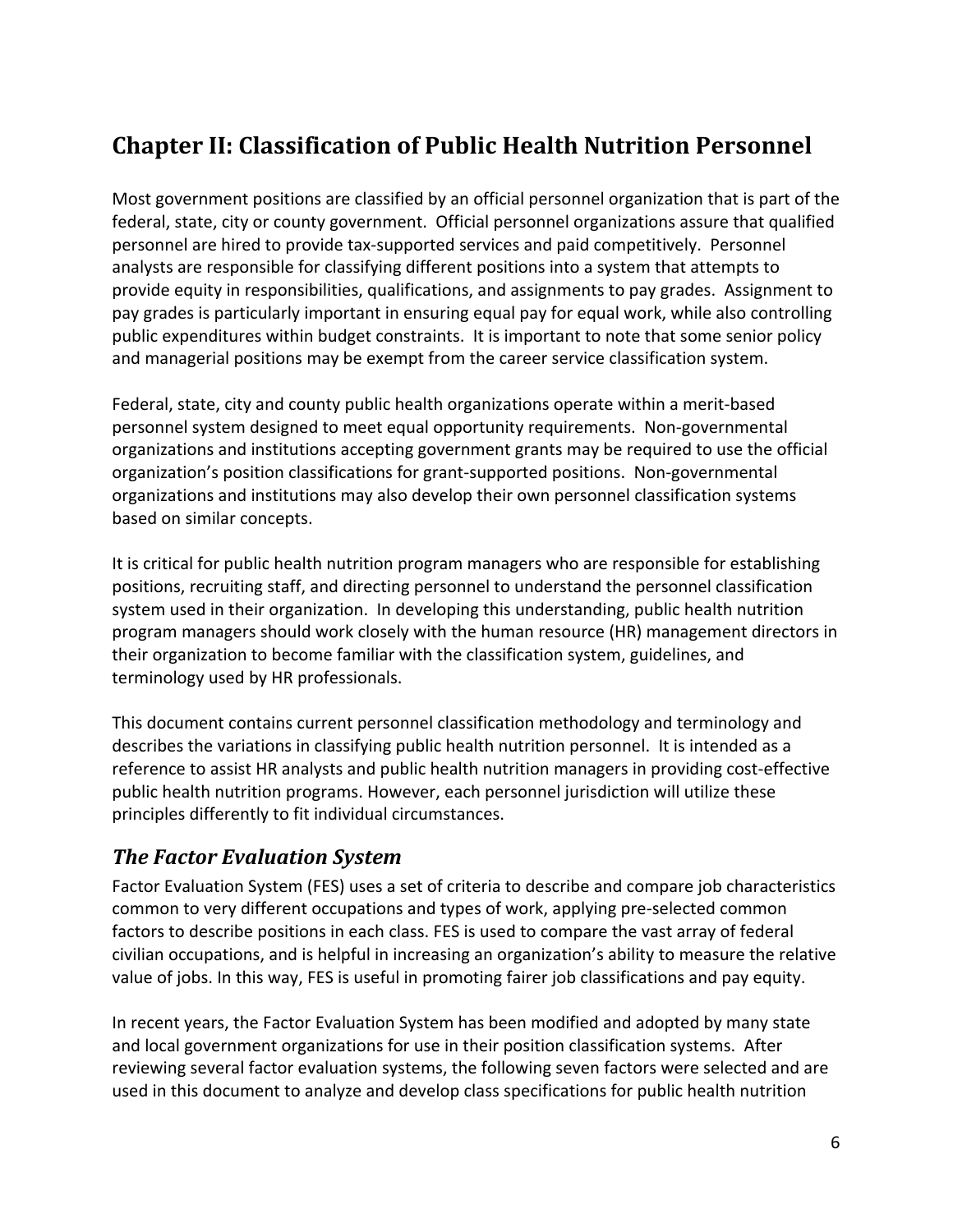## Chapter II: Classification of Public Health Nutrition Personnel

Most government positions are classified by an official personnel organization that is part of the federal, state, city or county government. Official personnel organizations assure that qualified personnel are hired to provide tax-supported services and paid competitively. Personnel analysts are responsible for classifying different positions into a system that attempts to provide equity in responsibilities, qualifications, and assignments to pay grades. Assignment to pay grades is particularly important in ensuring equal pay for equal work, while also controlling public expenditures within budget constraints. It is important to note that some senior policy and managerial positions may be exempt from the career service classification system.

Federal, state, city and county public health organizations operate within a merit-based personnel system designed to meet equal opportunity requirements. Non-governmental organizations and institutions accepting government grants may be required to use the official organization's position classifications for grant-supported positions. Non-governmental organizations and institutions may also develop their own personnel classification systems based on similar concepts.

It is critical for public health nutrition program managers who are responsible for establishing positions, recruiting staff, and directing personnel to understand the personnel classification system used in their organization. In developing this understanding, public health nutrition program managers should work closely with the human resource (HR) management directors in their organization to become familiar with the classification system, guidelines, and terminology used by HR professionals.

This document contains current personnel classification methodology and terminology and describes the variations in classifying public health nutrition personnel. It is intended as a reference to assist HR analysts and public health nutrition managers in providing cost-effective public health nutrition programs. However, each personnel jurisdiction will utilize these principles differently to fit individual circumstances.

### *The Factor Evaluation System*

Factor Evaluation System (FES) uses a set of criteria to describe and compare job characteristics common to very different occupations and types of work, applying pre-selected common factors to describe positions in each class. FES is used to compare the vast array of federal civilian occupations, and is helpful in increasing an organization's ability to measure the relative value of jobs. In this way, FES is useful in promoting fairer job classifications and pay equity.

In recent years, the Factor Evaluation System has been modified and adopted by many state and local government organizations for use in their position classification systems. After reviewing several factor evaluation systems, the following seven factors were selected and are used in this document to analyze and develop class specifications for public health nutrition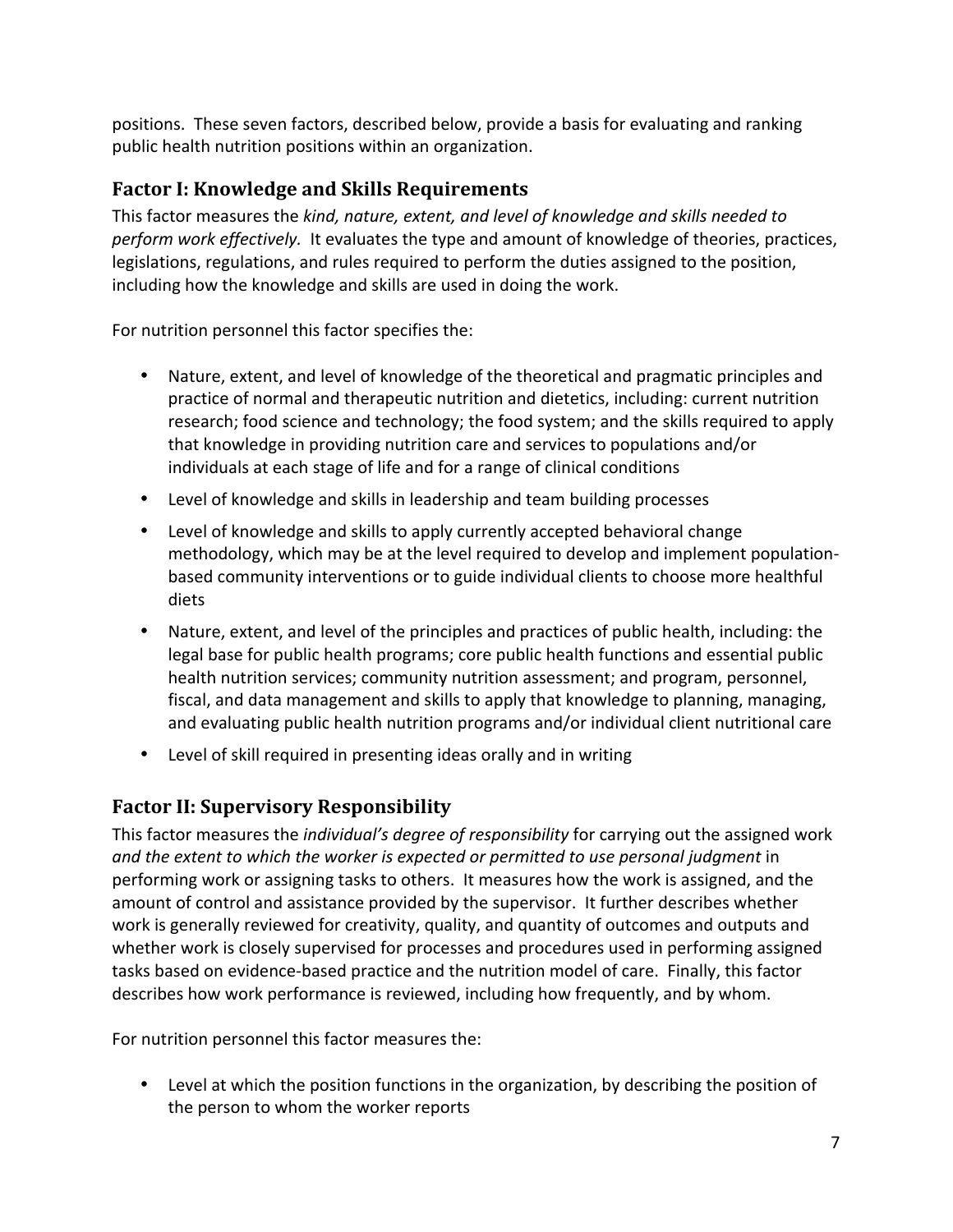positions. These seven factors, described below, provide a basis for evaluating and ranking public health nutrition positions within an organization.

## Factor I: Knowledge and Skills Requirements

This factor measures the *kind, nature, extent, and level of knowledge and skills needed to perform work effectively.* It evaluates the type and amount of knowledge of theories, practices, legislations, regulations, and rules required to perform the duties assigned to the position, including how the knowledge and skills are used in doing the work.

For nutrition personnel this factor specifies the:

- Nature, extent, and level of knowledge of the theoretical and pragmatic principles and practice of normal and therapeutic nutrition and dietetics, including: current nutrition research; food science and technology; the food system; and the skills required to apply that knowledge in providing nutrition care and services to populations and/or individuals at each stage of life and for a range of clinical conditions
- Level of knowledge and skills in leadership and team building processes
- Level of knowledge and skills to apply currently accepted behavioral change methodology, which may be at the level required to develop and implement population-based community interventions or to guide individual clients to choose more healthful diets
- Nature, extent, and level of the principles and practices of public health, including: the legal base for public health programs; core public health functions and essential public health nutrition services; community nutrition assessment; and program, personnel, fiscal, and data management and skills to apply that knowledge to planning, managing, and evaluating public health nutrition programs and/or individual client nutritional care
- Level of skill required in presenting ideas orally and in writing

## Factor II: Supervisory Responsibility

This factor measures the *individual's degree of responsibility* for carrying out the assigned work *and the extent to which the worker is expected or permitted to use personal judgment* in performing work or assigning tasks to others. It measures how the work is assigned, and the amount of control and assistance provided by the supervisor. It further describes whether work is generally reviewed for creativity, quality, and quantity of outcomes and outputs and whether work is closely supervised for processes and procedures used in performing assigned tasks based on evidence-based practice and the nutrition model of care. Finally, this factor describes how work performance is reviewed, including how frequently, and by whom.

For nutrition personnel this factor measures the:

- Level at which the position functions in the organization, by describing the position of the person to whom the worker reports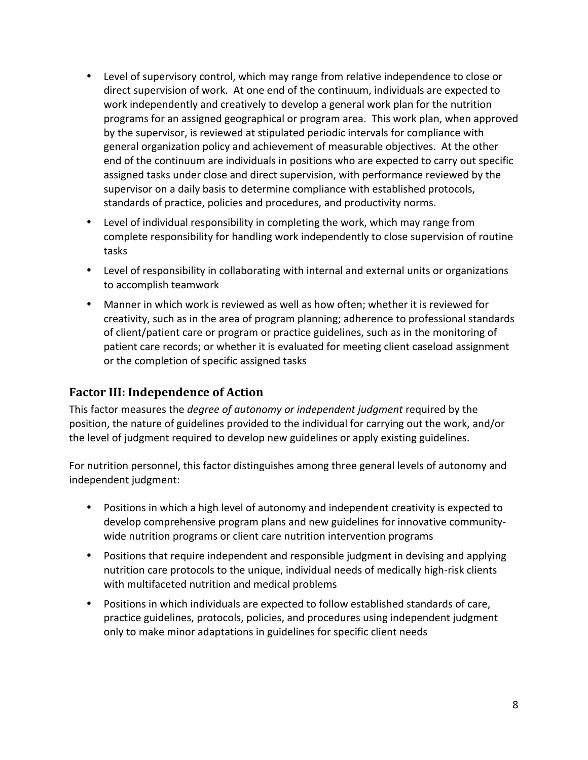- Level of supervisory control, which may range from relative independence to close or direct supervision of work. At one end of the continuum, individuals are expected to work independently and creatively to develop a general work plan for the nutrition programs for an assigned geographical or program area. This work plan, when approved by the supervisor, is reviewed at stipulated periodic intervals for compliance with general organization policy and achievement of measurable objectives. At the other end of the continuum are individuals in positions who are expected to carry out specific assigned tasks under close and direct supervision, with performance reviewed by the supervisor on a daily basis to determine compliance with established protocols, standards of practice, policies and procedures, and productivity norms.
- Level of individual responsibility in completing the work, which may range from complete responsibility for handling work independently to close supervision of routine tasks
- Level of responsibility in collaborating with internal and external units or organizations to accomplish teamwork
- Manner in which work is reviewed as well as how often; whether it is reviewed for creativity, such as in the area of program planning; adherence to professional standards of client/patient care or program or practice guidelines, such as in the monitoring of patient care records; or whether it is evaluated for meeting client caseload assignment or the completion of specific assigned tasks

## Factor III: Independence of Action

This factor measures the *degree of autonomy or independent judgment* required by the position, the nature of guidelines provided to the individual for carrying out the work, and/or the level of judgment required to develop new guidelines or apply existing guidelines.

For nutrition personnel, this factor distinguishes among three general levels of autonomy and independent judgment:

- Positions in which a high level of autonomy and independent creativity is expected to develop comprehensive program plans and new guidelines for innovative community-wide nutrition programs or client care nutrition intervention programs
- Positions that require independent and responsible judgment in devising and applying nutrition care protocols to the unique, individual needs of medically high-risk clients with multifaceted nutrition and medical problems
- Positions in which individuals are expected to follow established standards of care, practice guidelines, protocols, policies, and procedures using independent judgment only to make minor adaptations in guidelines for specific client needs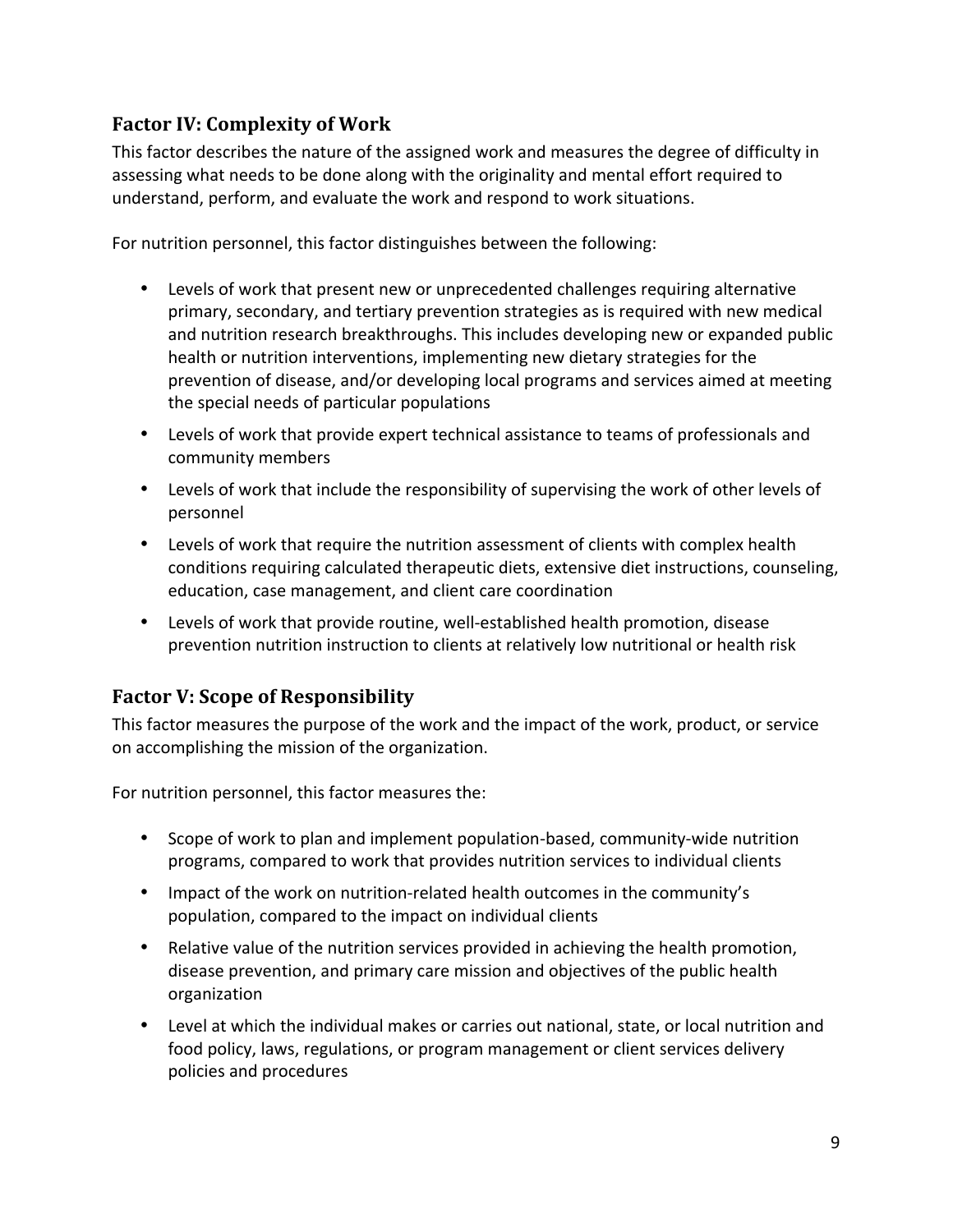## Factor IV: Complexity of Work

This factor describes the nature of the assigned work and measures the degree of difficulty in assessing what needs to be done along with the originality and mental effort required to understand, perform, and evaluate the work and respond to work situations.

For nutrition personnel, this factor distinguishes between the following:

- Levels of work that present new or unprecedented challenges requiring alternative primary, secondary, and tertiary prevention strategies as is required with new medical and nutrition research breakthroughs. This includes developing new or expanded public health or nutrition interventions, implementing new dietary strategies for the prevention of disease, and/or developing local programs and services aimed at meeting the special needs of particular populations
- Levels of work that provide expert technical assistance to teams of professionals and community members
- Levels of work that include the responsibility of supervising the work of other levels of personnel
- Levels of work that require the nutrition assessment of clients with complex health conditions requiring calculated therapeutic diets, extensive diet instructions, counseling, education, case management, and client care coordination
- Levels of work that provide routine, well-established health promotion, disease prevention nutrition instruction to clients at relatively low nutritional or health risk

## Factor V: Scope of Responsibility

This factor measures the purpose of the work and the impact of the work, product, or service on accomplishing the mission of the organization.

For nutrition personnel, this factor measures the:

- Scope of work to plan and implement population-based, community-wide nutrition programs, compared to work that provides nutrition services to individual clients
- Impact of the work on nutrition-related health outcomes in the community's population, compared to the impact on individual clients
- Relative value of the nutrition services provided in achieving the health promotion, disease prevention, and primary care mission and objectives of the public health organization
- Level at which the individual makes or carries out national, state, or local nutrition and food policy, laws, regulations, or program management or client services delivery policies and procedures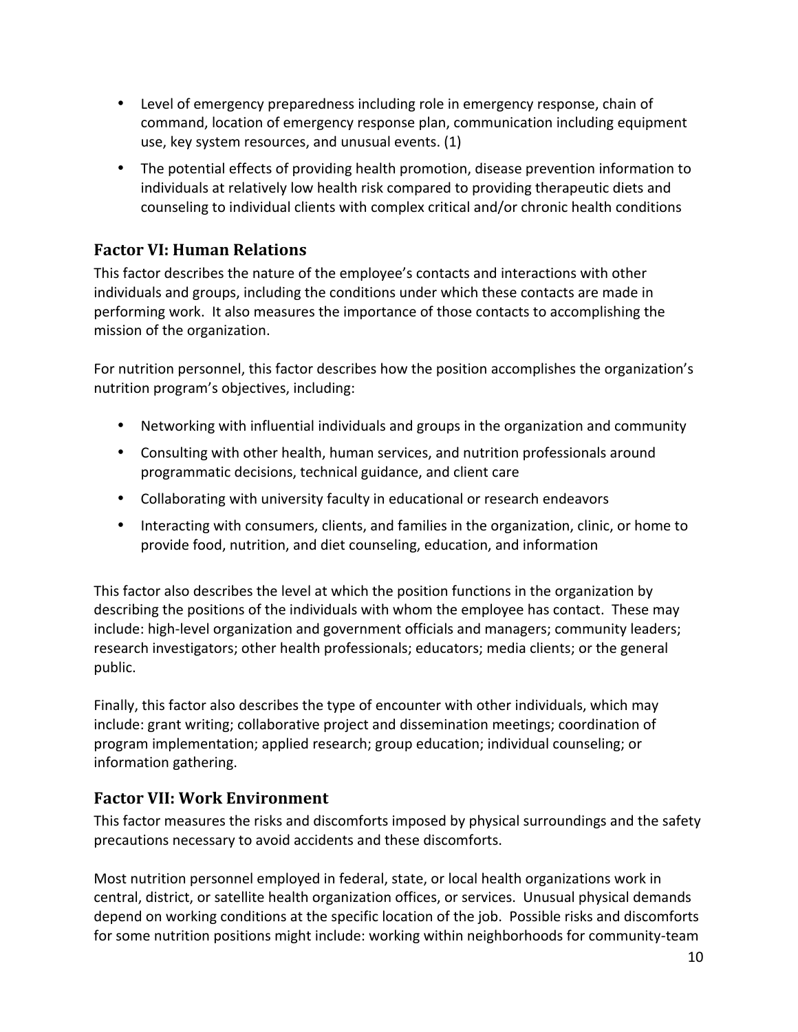- Level of emergency preparedness including role in emergency response, chain of command, location of emergency response plan, communication including equipment use, key system resources, and unusual events. (1)
- The potential effects of providing health promotion, disease prevention information to individuals at relatively low health risk compared to providing therapeutic diets and counseling to individual clients with complex critical and/or chronic health conditions

## Factor VI: Human Relations

This factor describes the nature of the employee's contacts and interactions with other individuals and groups, including the conditions under which these contacts are made in performing work. It also measures the importance of those contacts to accomplishing the mission of the organization.

For nutrition personnel, this factor describes how the position accomplishes the organization's nutrition program's objectives, including:

- Networking with influential individuals and groups in the organization and community
- Consulting with other health, human services, and nutrition professionals around programmatic decisions, technical guidance, and client care
- Collaborating with university faculty in educational or research endeavors
- Interacting with consumers, clients, and families in the organization, clinic, or home to provide food, nutrition, and diet counseling, education, and information

This factor also describes the level at which the position functions in the organization by describing the positions of the individuals with whom the employee has contact. These may include: high-level organization and government officials and managers; community leaders; research investigators; other health professionals; educators; media clients; or the general public.

Finally, this factor also describes the type of encounter with other individuals, which may include: grant writing; collaborative project and dissemination meetings; coordination of program implementation; applied research; group education; individual counseling; or information gathering.

## Factor VII: Work Environment

This factor measures the risks and discomforts imposed by physical surroundings and the safety precautions necessary to avoid accidents and these discomforts.

Most nutrition personnel employed in federal, state, or local health organizations work in central, district, or satellite health organization offices, or services. Unusual physical demands depend on working conditions at the specific location of the job. Possible risks and discomforts for some nutrition positions might include: working within neighborhoods for community-team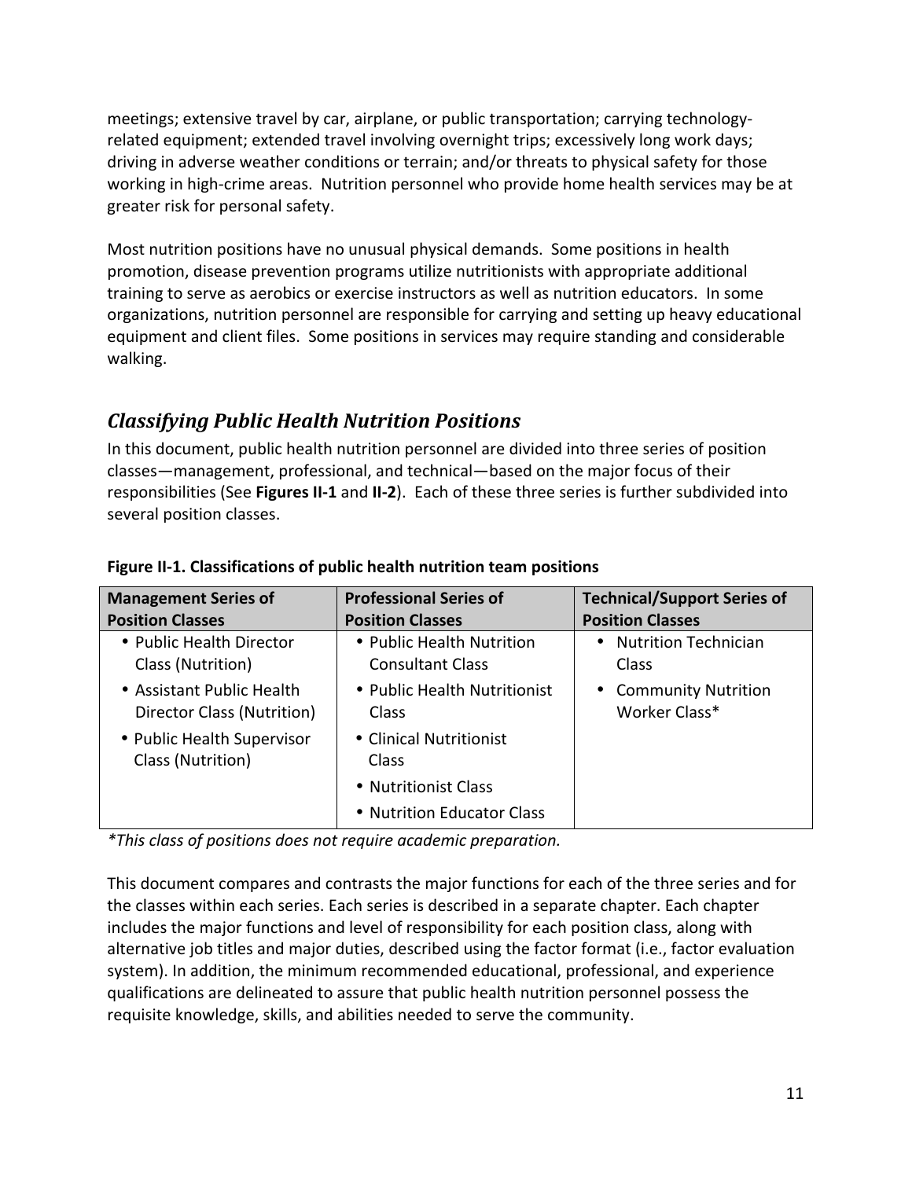meetings; extensive travel by car, airplane, or public transportation; carrying technology-related equipment; extended travel involving overnight trips; excessively long work days; driving in adverse weather conditions or terrain; and/or threats to physical safety for those working in high-crime areas. Nutrition personnel who provide home health services may be at greater risk for personal safety.

Most nutrition positions have no unusual physical demands. Some positions in health promotion, disease prevention programs utilize nutritionists with appropriate additional training to serve as aerobics or exercise instructors as well as nutrition educators. In some organizations, nutrition personnel are responsible for carrying and setting up heavy educational equipment and client files. Some positions in services may require standing and considerable walking.

## *Classifying Public Health Nutrition Positions*

In this document, public health nutrition personnel are divided into three series of position classes—management, professional, and technical—based on the major focus of their responsibilities (See **Figures II-1** and **II-2**). Each of these three series is further subdivided into several position classes.

**Figure II-1. Classifications of public health nutrition team positions**

| Management Series of Position Classes | Professional Series of Position Classes | Technical/Support Series of Position Classes |
|---|---|---|
| • Public Health Director Class (Nutrition)<br>• Assistant Public Health Director Class (Nutrition)<br>• Public Health Supervisor Class (Nutrition) | • Public Health Nutrition Consultant Class<br>• Public Health Nutritionist Class<br>• Clinical Nutritionist Class<br>• Nutritionist Class<br>• Nutrition Educator Class | • Nutrition Technician Class<br>• Community Nutrition Worker Class* |

*\*This class of positions does not require academic preparation.*

This document compares and contrasts the major functions for each of the three series and for the classes within each series. Each series is described in a separate chapter. Each chapter includes the major functions and level of responsibility for each position class, along with alternative job titles and major duties, described using the factor format (i.e., factor evaluation system). In addition, the minimum recommended educational, professional, and experience qualifications are delineated to assure that public health nutrition personnel possess the requisite knowledge, skills, and abilities needed to serve the community.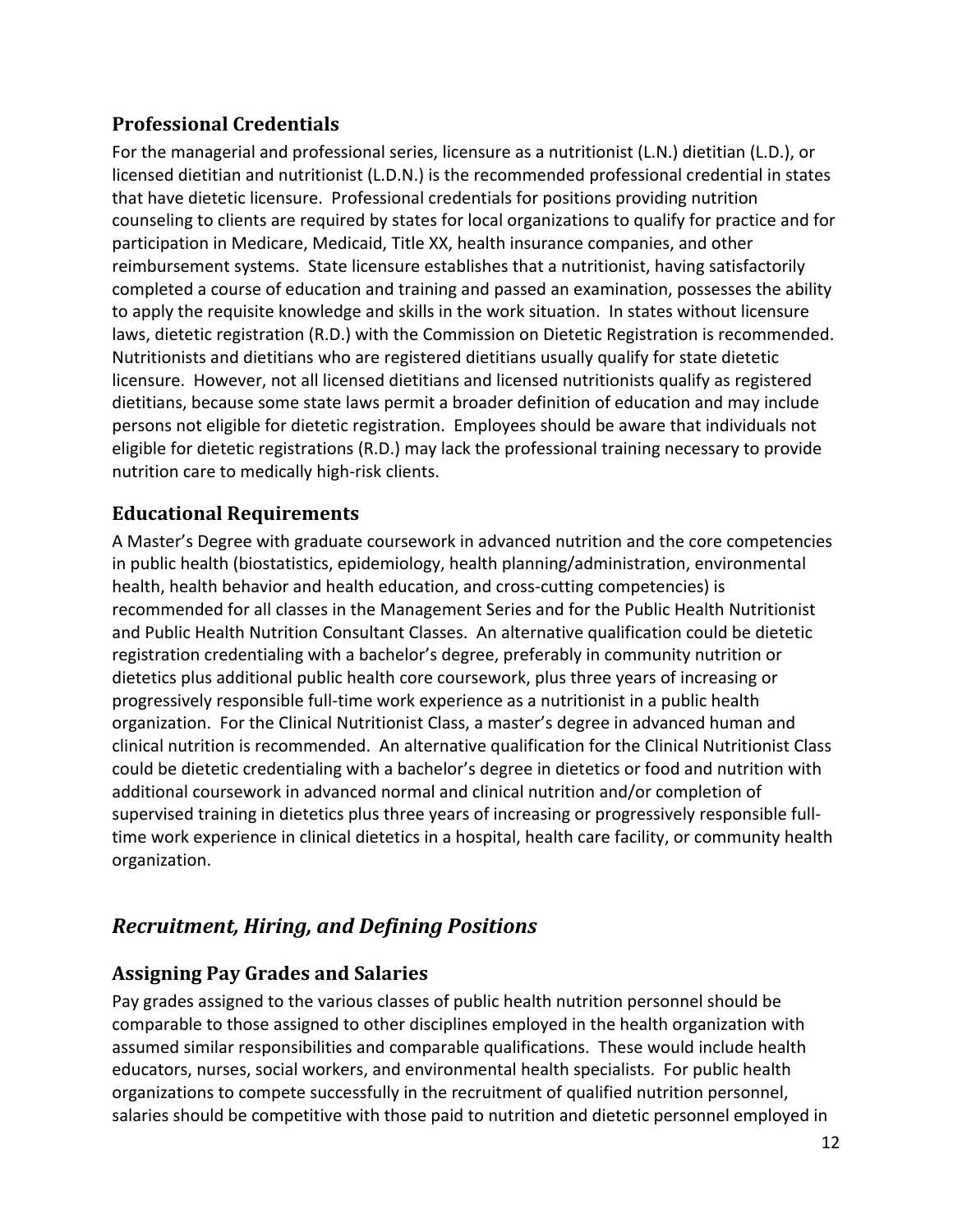### Professional Credentials

For the managerial and professional series, licensure as a nutritionist (L.N.) dietitian (L.D.), or licensed dietitian and nutritionist (L.D.N.) is the recommended professional credential in states that have dietetic licensure. Professional credentials for positions providing nutrition counseling to clients are required by states for local organizations to qualify for practice and for participation in Medicare, Medicaid, Title XX, health insurance companies, and other reimbursement systems. State licensure establishes that a nutritionist, having satisfactorily completed a course of education and training and passed an examination, possesses the ability to apply the requisite knowledge and skills in the work situation. In states without licensure laws, dietetic registration (R.D.) with the Commission on Dietetic Registration is recommended. Nutritionists and dietitians who are registered dietitians usually qualify for state dietetic licensure. However, not all licensed dietitians and licensed nutritionists qualify as registered dietitians, because some state laws permit a broader definition of education and may include persons not eligible for dietetic registration. Employees should be aware that individuals not eligible for dietetic registrations (R.D.) may lack the professional training necessary to provide nutrition care to medically high-risk clients.

### Educational Requirements

A Master's Degree with graduate coursework in advanced nutrition and the core competencies in public health (biostatistics, epidemiology, health planning/administration, environmental health, health behavior and health education, and cross-cutting competencies) is recommended for all classes in the Management Series and for the Public Health Nutritionist and Public Health Nutrition Consultant Classes. An alternative qualification could be dietetic registration credentialing with a bachelor's degree, preferably in community nutrition or dietetics plus additional public health core coursework, plus three years of increasing or progressively responsible full-time work experience as a nutritionist in a public health organization. For the Clinical Nutritionist Class, a master's degree in advanced human and clinical nutrition is recommended. An alternative qualification for the Clinical Nutritionist Class could be dietetic credentialing with a bachelor's degree in dietetics or food and nutrition with additional coursework in advanced normal and clinical nutrition and/or completion of supervised training in dietetics plus three years of increasing or progressively responsible full-time work experience in clinical dietetics in a hospital, health care facility, or community health organization.

## *Recruitment, Hiring, and Defining Positions*

### Assigning Pay Grades and Salaries

Pay grades assigned to the various classes of public health nutrition personnel should be comparable to those assigned to other disciplines employed in the health organization with assumed similar responsibilities and comparable qualifications. These would include health educators, nurses, social workers, and environmental health specialists. For public health organizations to compete successfully in the recruitment of qualified nutrition personnel, salaries should be competitive with those paid to nutrition and dietetic personnel employed in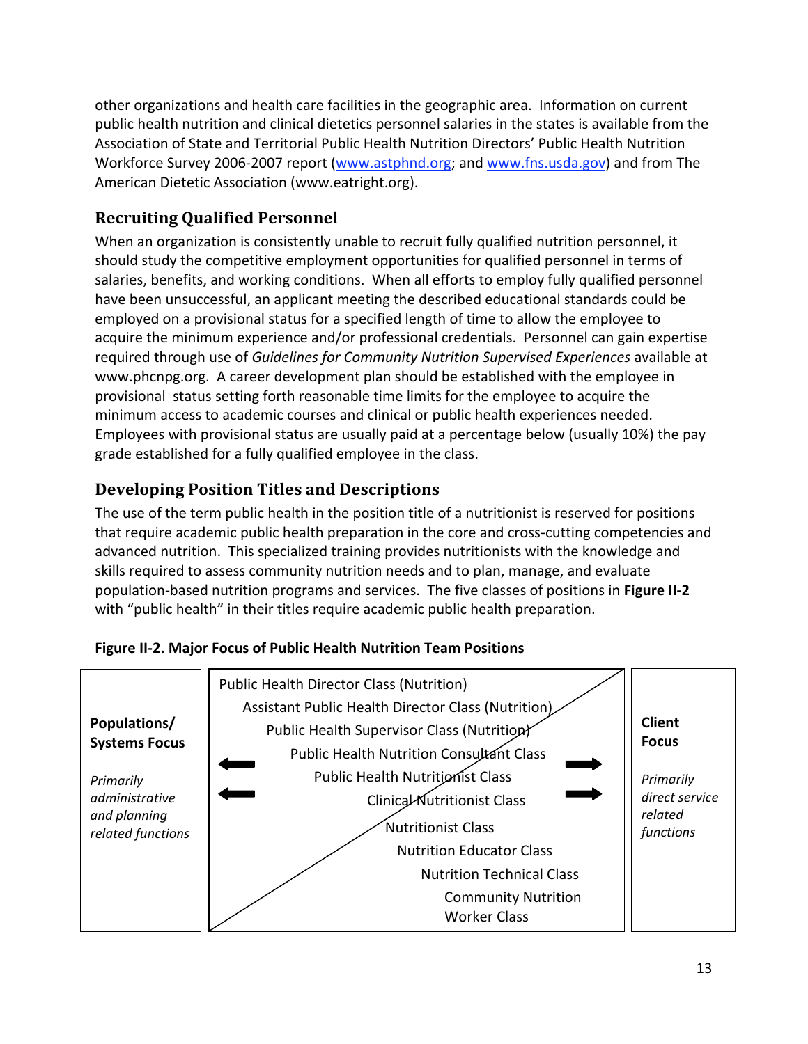other organizations and health care facilities in the geographic area. Information on current public health nutrition and clinical dietetics personnel salaries in the states is available from the Association of State and Territorial Public Health Nutrition Directors' Public Health Nutrition Workforce Survey 2006-2007 report (www.astphnd.org; and www.fns.usda.gov) and from The American Dietetic Association (www.eatright.org).

## Recruiting Qualified Personnel

When an organization is consistently unable to recruit fully qualified nutrition personnel, it should study the competitive employment opportunities for qualified personnel in terms of salaries, benefits, and working conditions. When all efforts to employ fully qualified personnel have been unsuccessful, an applicant meeting the described educational standards could be employed on a provisional status for a specified length of time to allow the employee to acquire the minimum experience and/or professional credentials. Personnel can gain expertise required through use of *Guidelines for Community Nutrition Supervised Experiences* available at www.phcnpg.org. A career development plan should be established with the employee in provisional status setting forth reasonable time limits for the employee to acquire the minimum access to academic courses and clinical or public health experiences needed. Employees with provisional status are usually paid at a percentage below (usually 10%) the pay grade established for a fully qualified employee in the class.

## Developing Position Titles and Descriptions

The use of the term public health in the position title of a nutritionist is reserved for positions that require academic public health preparation in the core and cross-cutting competencies and advanced nutrition. This specialized training provides nutritionists with the knowledge and skills required to assess community nutrition needs and to plan, manage, and evaluate population-based nutrition programs and services. The five classes of positions in **Figure II-2** with "public health" in their titles require academic public health preparation.

**Figure II-2. Major Focus of Public Health Nutrition Team Positions**

| Populations/ Systems Focus | Positions | Client Focus |
|---|---|---|
| *Primarily administrative and planning related functions* ← | Public Health Director Class (Nutrition)<br>Assistant Public Health Director Class (Nutrition)<br>Public Health Supervisor Class (Nutrition)<br>Public Health Nutrition Consultant Class<br>Public Health Nutritionist Class<br>Clinical Nutritionist Class<br>Nutritionist Class<br>Nutrition Educator Class<br>Nutrition Technical Class<br>Community Nutrition Worker Class | → *Primarily direct service related functions* |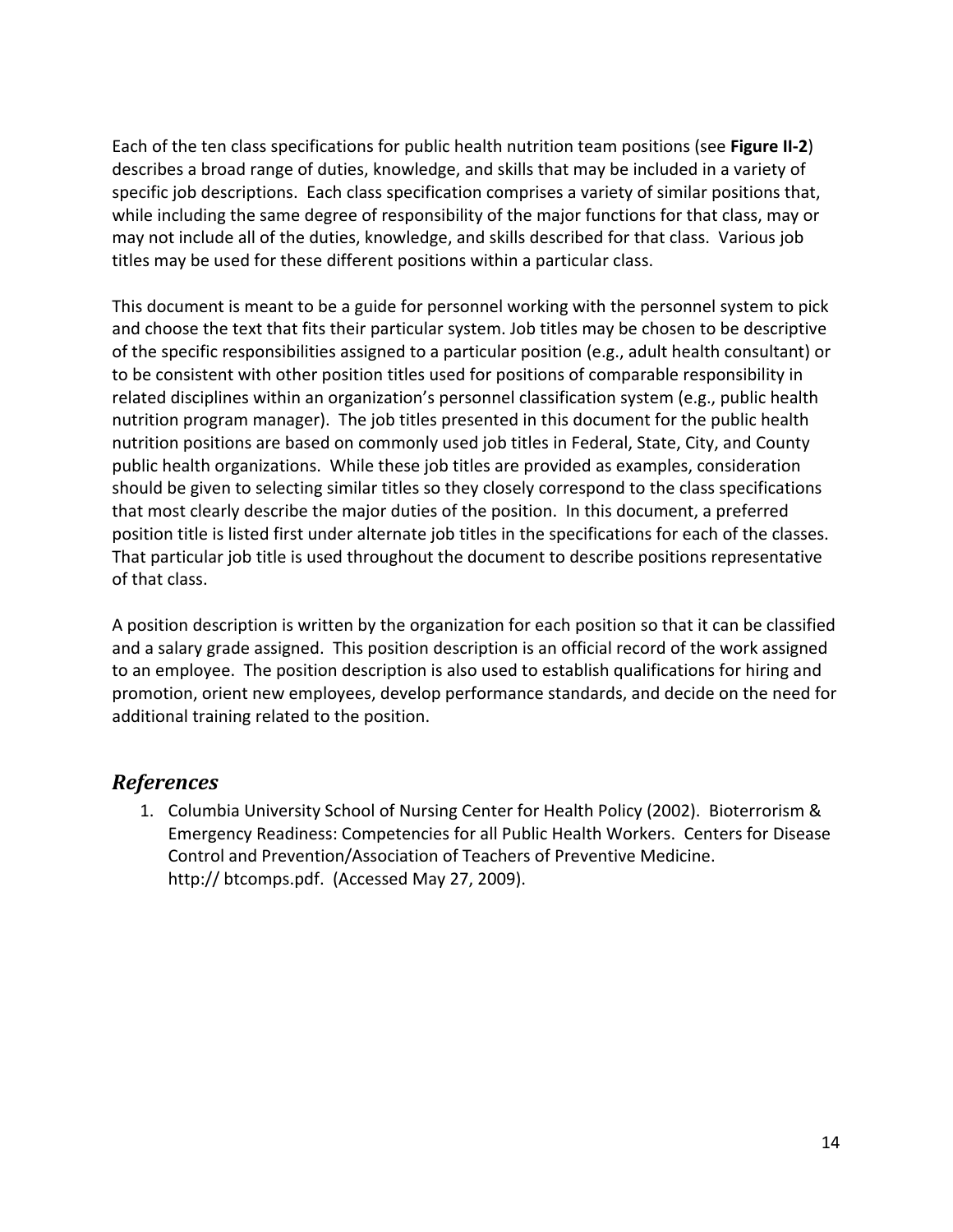Each of the ten class specifications for public health nutrition team positions (see **Figure II-2**) describes a broad range of duties, knowledge, and skills that may be included in a variety of specific job descriptions. Each class specification comprises a variety of similar positions that, while including the same degree of responsibility of the major functions for that class, may or may not include all of the duties, knowledge, and skills described for that class. Various job titles may be used for these different positions within a particular class.

This document is meant to be a guide for personnel working with the personnel system to pick and choose the text that fits their particular system. Job titles may be chosen to be descriptive of the specific responsibilities assigned to a particular position (e.g., adult health consultant) or to be consistent with other position titles used for positions of comparable responsibility in related disciplines within an organization's personnel classification system (e.g., public health nutrition program manager). The job titles presented in this document for the public health nutrition positions are based on commonly used job titles in Federal, State, City, and County public health organizations. While these job titles are provided as examples, consideration should be given to selecting similar titles so they closely correspond to the class specifications that most clearly describe the major duties of the position. In this document, a preferred position title is listed first under alternate job titles in the specifications for each of the classes. That particular job title is used throughout the document to describe positions representative of that class.

A position description is written by the organization for each position so that it can be classified and a salary grade assigned. This position description is an official record of the work assigned to an employee. The position description is also used to establish qualifications for hiring and promotion, orient new employees, develop performance standards, and decide on the need for additional training related to the position.

## *References*

1. Columbia University School of Nursing Center for Health Policy (2002). Bioterrorism & Emergency Readiness: Competencies for all Public Health Workers. Centers for Disease Control and Prevention/Association of Teachers of Preventive Medicine. http:// btcomps.pdf. (Accessed May 27, 2009).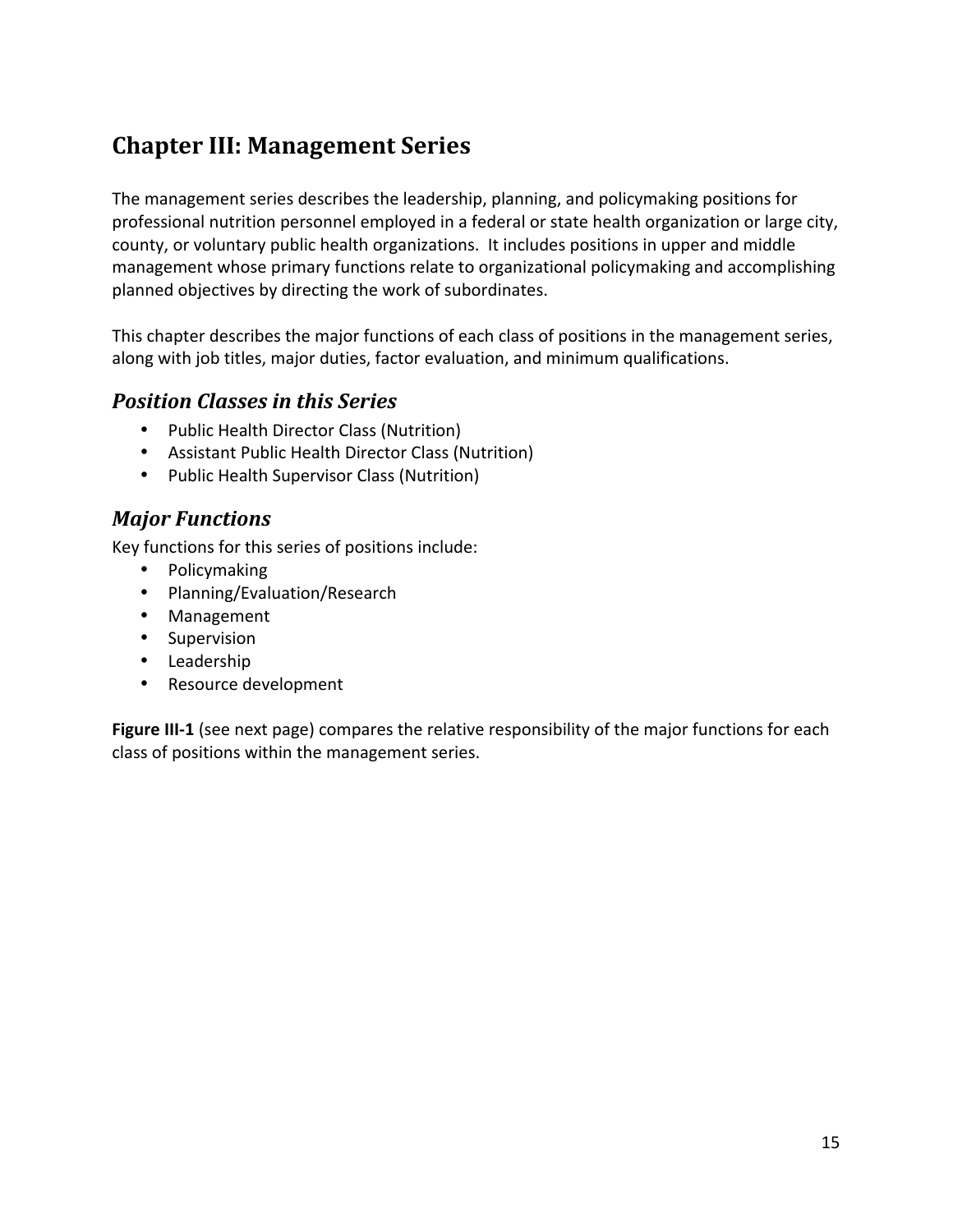# Chapter III: Management Series

The management series describes the leadership, planning, and policymaking positions for professional nutrition personnel employed in a federal or state health organization or large city, county, or voluntary public health organizations. It includes positions in upper and middle management whose primary functions relate to organizational policymaking and accomplishing planned objectives by directing the work of subordinates.

This chapter describes the major functions of each class of positions in the management series, along with job titles, major duties, factor evaluation, and minimum qualifications.

## *Position Classes in this Series*

- Public Health Director Class (Nutrition)
- Assistant Public Health Director Class (Nutrition)
- Public Health Supervisor Class (Nutrition)

## *Major Functions*

Key functions for this series of positions include:

- Policymaking
- Planning/Evaluation/Research
- Management
- Supervision
- Leadership
- Resource development

**Figure III-1** (see next page) compares the relative responsibility of the major functions for each class of positions within the management series.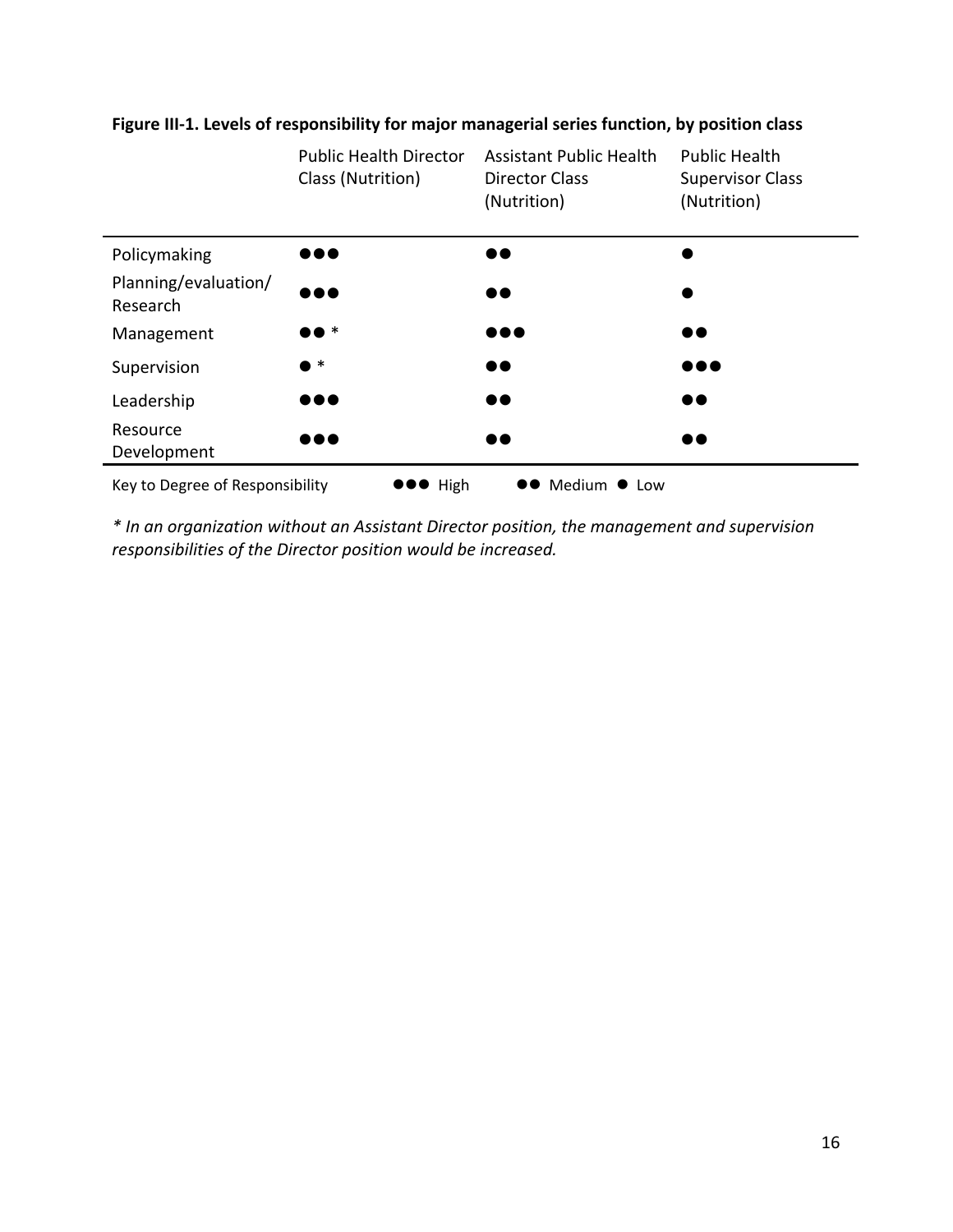**Figure III-1. Levels of responsibility for major managerial series function, by position class**

| | Public Health Director Class (Nutrition) | Assistant Public Health Director Class (Nutrition) | Public Health Supervisor Class (Nutrition) |
|---|---|---|---|
| Policymaking | ●●● | ●● | ● |
| Planning/evaluation/ Research | ●●● | ●● | ● |
| Management | ●● * | ●●● | ●● |
| Supervision | ● * | ●● | ●●● |
| Leadership | ●●● | ●● | ●● |
| Resource Development | ●●● | ●● | ●● |

Key to Degree of Responsibility ●●● High ●● Medium ● Low

*\* In an organization without an Assistant Director position, the management and supervision responsibilities of the Director position would be increased.*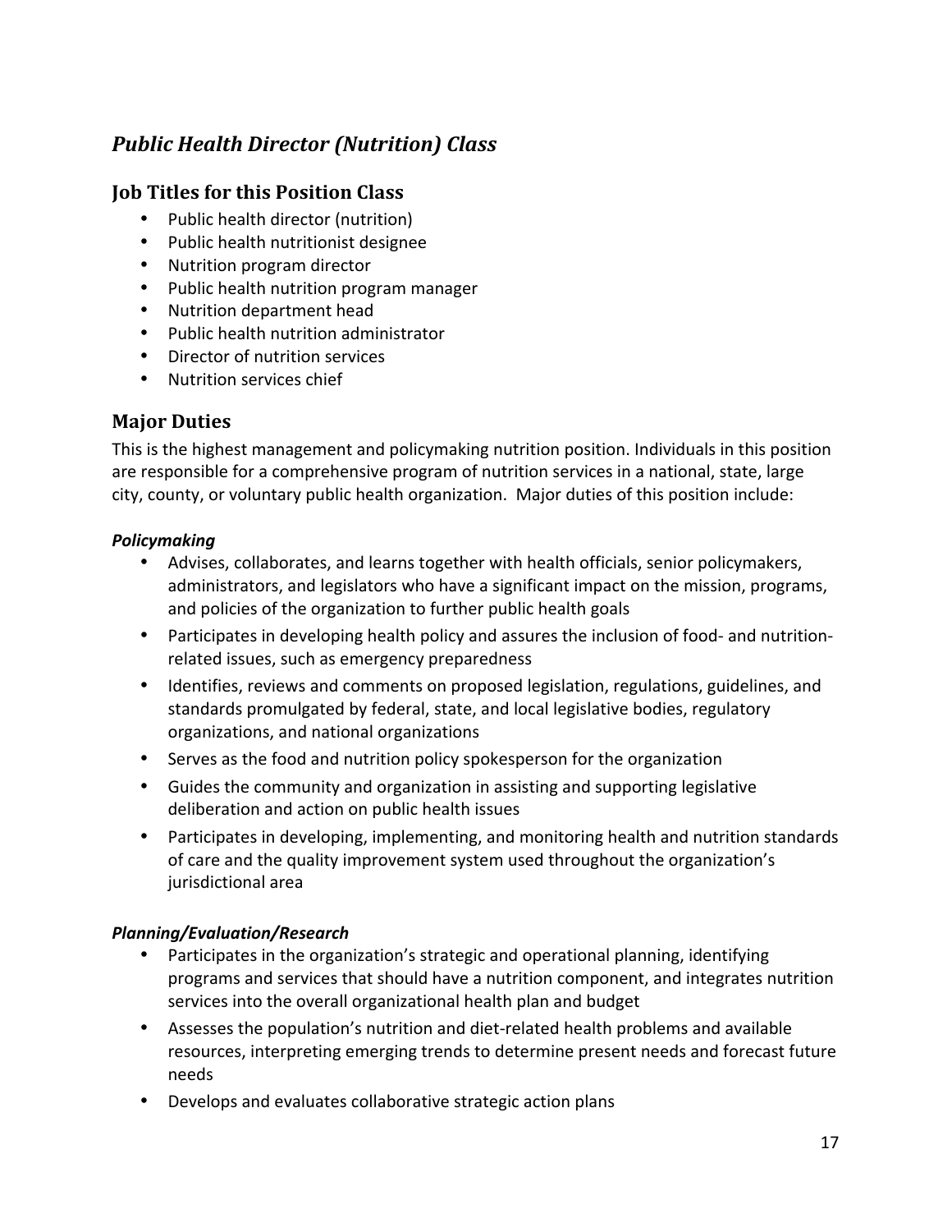## *Public Health Director (Nutrition) Class*

### Job Titles for this Position Class

- Public health director (nutrition)
- Public health nutritionist designee
- Nutrition program director
- Public health nutrition program manager
- Nutrition department head
- Public health nutrition administrator
- Director of nutrition services
- Nutrition services chief

### Major Duties

This is the highest management and policymaking nutrition position. Individuals in this position are responsible for a comprehensive program of nutrition services in a national, state, large city, county, or voluntary public health organization. Major duties of this position include:

***Policymaking***

- Advises, collaborates, and learns together with health officials, senior policymakers, administrators, and legislators who have a significant impact on the mission, programs, and policies of the organization to further public health goals
- Participates in developing health policy and assures the inclusion of food- and nutrition-related issues, such as emergency preparedness
- Identifies, reviews and comments on proposed legislation, regulations, guidelines, and standards promulgated by federal, state, and local legislative bodies, regulatory organizations, and national organizations
- Serves as the food and nutrition policy spokesperson for the organization
- Guides the community and organization in assisting and supporting legislative deliberation and action on public health issues
- Participates in developing, implementing, and monitoring health and nutrition standards of care and the quality improvement system used throughout the organization's jurisdictional area

***Planning/Evaluation/Research***

- Participates in the organization's strategic and operational planning, identifying programs and services that should have a nutrition component, and integrates nutrition services into the overall organizational health plan and budget
- Assesses the population's nutrition and diet-related health problems and available resources, interpreting emerging trends to determine present needs and forecast future needs
- Develops and evaluates collaborative strategic action plans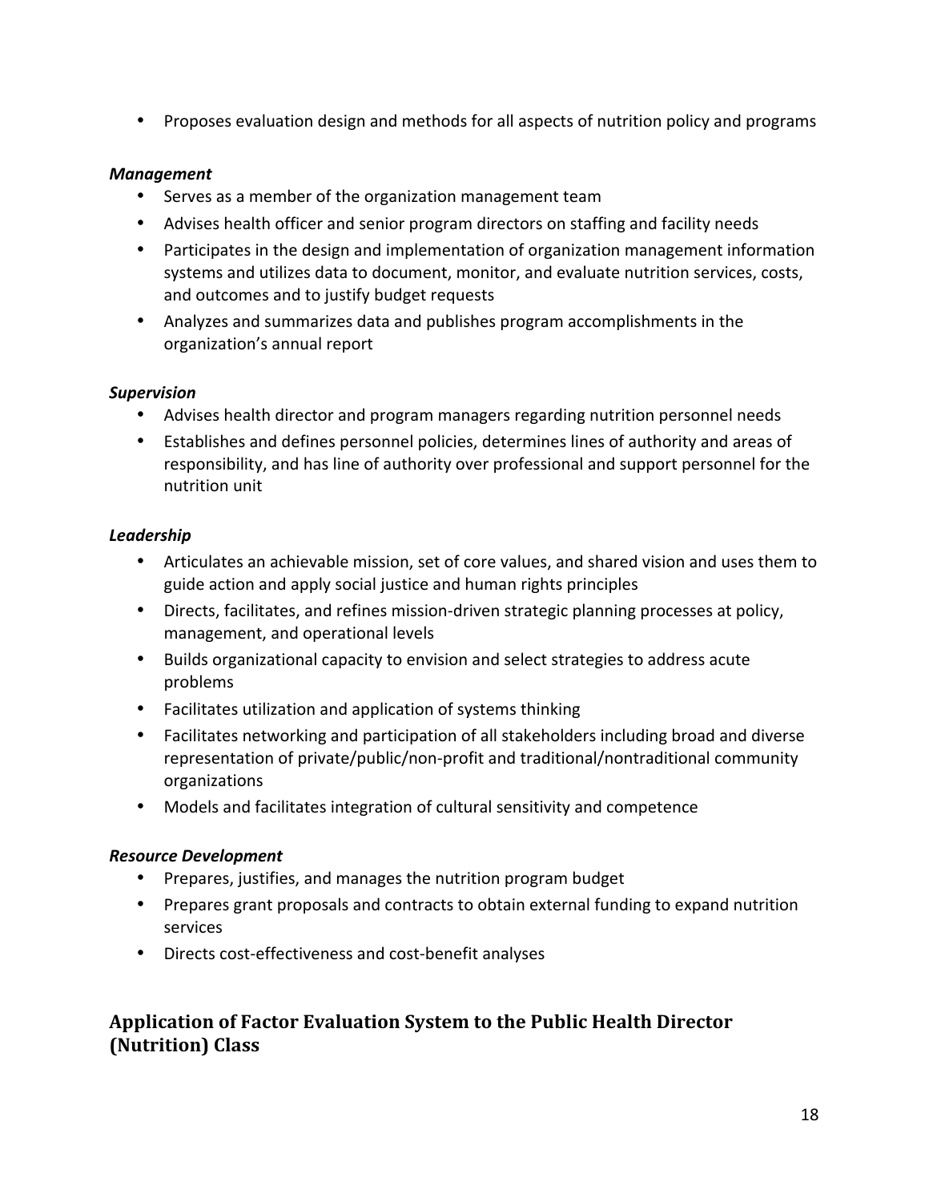- Proposes evaluation design and methods for all aspects of nutrition policy and programs

***Management***

- Serves as a member of the organization management team
- Advises health officer and senior program directors on staffing and facility needs
- Participates in the design and implementation of organization management information systems and utilizes data to document, monitor, and evaluate nutrition services, costs, and outcomes and to justify budget requests
- Analyzes and summarizes data and publishes program accomplishments in the organization's annual report

***Supervision***

- Advises health director and program managers regarding nutrition personnel needs
- Establishes and defines personnel policies, determines lines of authority and areas of responsibility, and has line of authority over professional and support personnel for the nutrition unit

***Leadership***

- Articulates an achievable mission, set of core values, and shared vision and uses them to guide action and apply social justice and human rights principles
- Directs, facilitates, and refines mission-driven strategic planning processes at policy, management, and operational levels
- Builds organizational capacity to envision and select strategies to address acute problems
- Facilitates utilization and application of systems thinking
- Facilitates networking and participation of all stakeholders including broad and diverse representation of private/public/non-profit and traditional/nontraditional community organizations
- Models and facilitates integration of cultural sensitivity and competence

***Resource Development***

- Prepares, justifies, and manages the nutrition program budget
- Prepares grant proposals and contracts to obtain external funding to expand nutrition services
- Directs cost-effectiveness and cost-benefit analyses

## Application of Factor Evaluation System to the Public Health Director (Nutrition) Class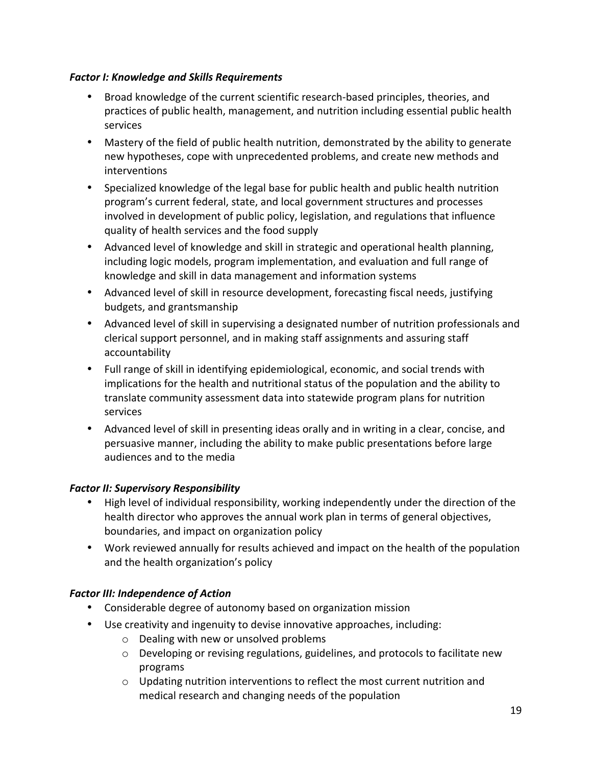***Factor I: Knowledge and Skills Requirements***

- Broad knowledge of the current scientific research-based principles, theories, and practices of public health, management, and nutrition including essential public health services
- Mastery of the field of public health nutrition, demonstrated by the ability to generate new hypotheses, cope with unprecedented problems, and create new methods and interventions
- Specialized knowledge of the legal base for public health and public health nutrition program's current federal, state, and local government structures and processes involved in development of public policy, legislation, and regulations that influence quality of health services and the food supply
- Advanced level of knowledge and skill in strategic and operational health planning, including logic models, program implementation, and evaluation and full range of knowledge and skill in data management and information systems
- Advanced level of skill in resource development, forecasting fiscal needs, justifying budgets, and grantsmanship
- Advanced level of skill in supervising a designated number of nutrition professionals and clerical support personnel, and in making staff assignments and assuring staff accountability
- Full range of skill in identifying epidemiological, economic, and social trends with implications for the health and nutritional status of the population and the ability to translate community assessment data into statewide program plans for nutrition services
- Advanced level of skill in presenting ideas orally and in writing in a clear, concise, and persuasive manner, including the ability to make public presentations before large audiences and to the media

***Factor II: Supervisory Responsibility***

- High level of individual responsibility, working independently under the direction of the health director who approves the annual work plan in terms of general objectives, boundaries, and impact on organization policy
- Work reviewed annually for results achieved and impact on the health of the population and the health organization's policy

***Factor III: Independence of Action***

- Considerable degree of autonomy based on organization mission
- Use creativity and ingenuity to devise innovative approaches, including:
  - Dealing with new or unsolved problems
  - Developing or revising regulations, guidelines, and protocols to facilitate new programs
  - Updating nutrition interventions to reflect the most current nutrition and medical research and changing needs of the population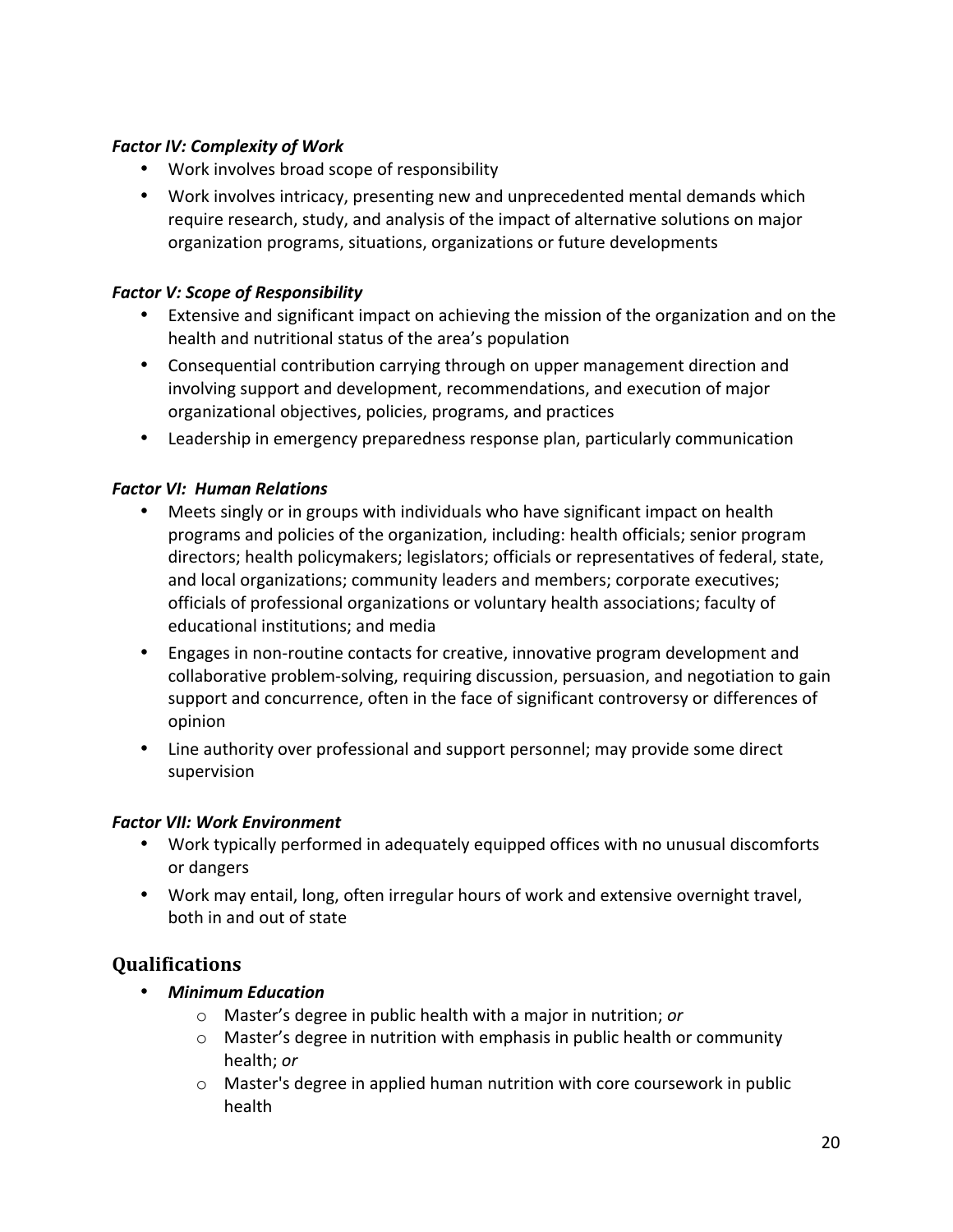***Factor IV: Complexity of Work***

- Work involves broad scope of responsibility
- Work involves intricacy, presenting new and unprecedented mental demands which require research, study, and analysis of the impact of alternative solutions on major organization programs, situations, organizations or future developments

***Factor V: Scope of Responsibility***

- Extensive and significant impact on achieving the mission of the organization and on the health and nutritional status of the area's population
- Consequential contribution carrying through on upper management direction and involving support and development, recommendations, and execution of major organizational objectives, policies, programs, and practices
- Leadership in emergency preparedness response plan, particularly communication

***Factor VI: Human Relations***

- Meets singly or in groups with individuals who have significant impact on health programs and policies of the organization, including: health officials; senior program directors; health policymakers; legislators; officials or representatives of federal, state, and local organizations; community leaders and members; corporate executives; officials of professional organizations or voluntary health associations; faculty of educational institutions; and media
- Engages in non-routine contacts for creative, innovative program development and collaborative problem-solving, requiring discussion, persuasion, and negotiation to gain support and concurrence, often in the face of significant controversy or differences of opinion
- Line authority over professional and support personnel; may provide some direct supervision

***Factor VII: Work Environment***

- Work typically performed in adequately equipped offices with no unusual discomforts or dangers
- Work may entail, long, often irregular hours of work and extensive overnight travel, both in and out of state

## Qualifications

- ***Minimum Education***
  - Master's degree in public health with a major in nutrition; *or*
  - Master's degree in nutrition with emphasis in public health or community health; *or*
  - Master's degree in applied human nutrition with core coursework in public health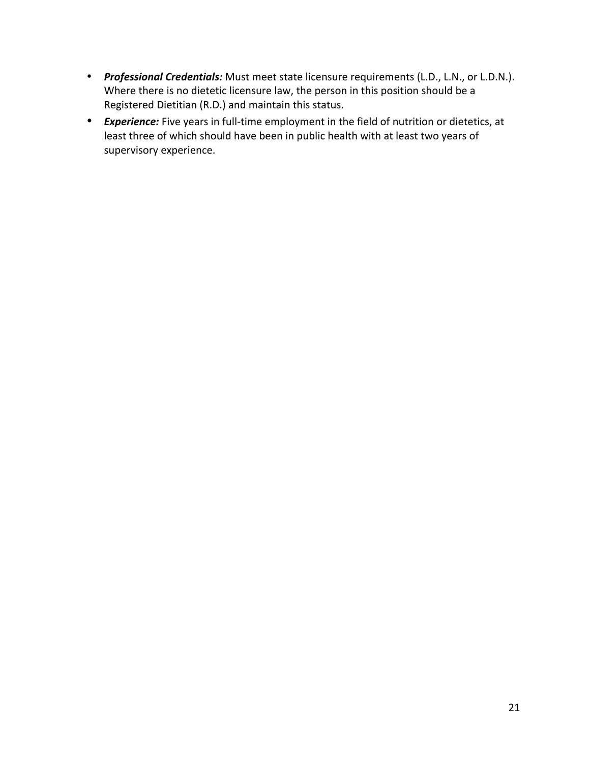- ***Professional Credentials:*** Must meet state licensure requirements (L.D., L.N., or L.D.N.). Where there is no dietetic licensure law, the person in this position should be a Registered Dietitian (R.D.) and maintain this status.
- ***Experience:*** Five years in full-time employment in the field of nutrition or dietetics, at least three of which should have been in public health with at least two years of supervisory experience.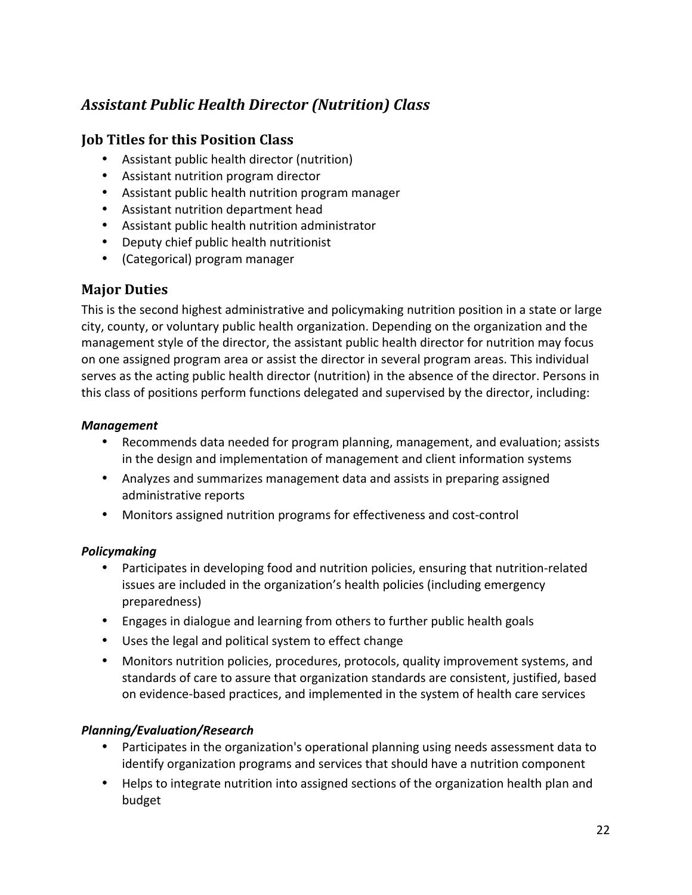## *Assistant Public Health Director (Nutrition) Class*

### Job Titles for this Position Class

- Assistant public health director (nutrition)
- Assistant nutrition program director
- Assistant public health nutrition program manager
- Assistant nutrition department head
- Assistant public health nutrition administrator
- Deputy chief public health nutritionist
- (Categorical) program manager

### Major Duties

This is the second highest administrative and policymaking nutrition position in a state or large city, county, or voluntary public health organization. Depending on the organization and the management style of the director, the assistant public health director for nutrition may focus on one assigned program area or assist the director in several program areas. This individual serves as the acting public health director (nutrition) in the absence of the director. Persons in this class of positions perform functions delegated and supervised by the director, including:

#### ***Management***

- Recommends data needed for program planning, management, and evaluation; assists in the design and implementation of management and client information systems
- Analyzes and summarizes management data and assists in preparing assigned administrative reports
- Monitors assigned nutrition programs for effectiveness and cost-control

#### ***Policymaking***

- Participates in developing food and nutrition policies, ensuring that nutrition-related issues are included in the organization's health policies (including emergency preparedness)
- Engages in dialogue and learning from others to further public health goals
- Uses the legal and political system to effect change
- Monitors nutrition policies, procedures, protocols, quality improvement systems, and standards of care to assure that organization standards are consistent, justified, based on evidence-based practices, and implemented in the system of health care services

#### ***Planning/Evaluation/Research***

- Participates in the organization's operational planning using needs assessment data to identify organization programs and services that should have a nutrition component
- Helps to integrate nutrition into assigned sections of the organization health plan and budget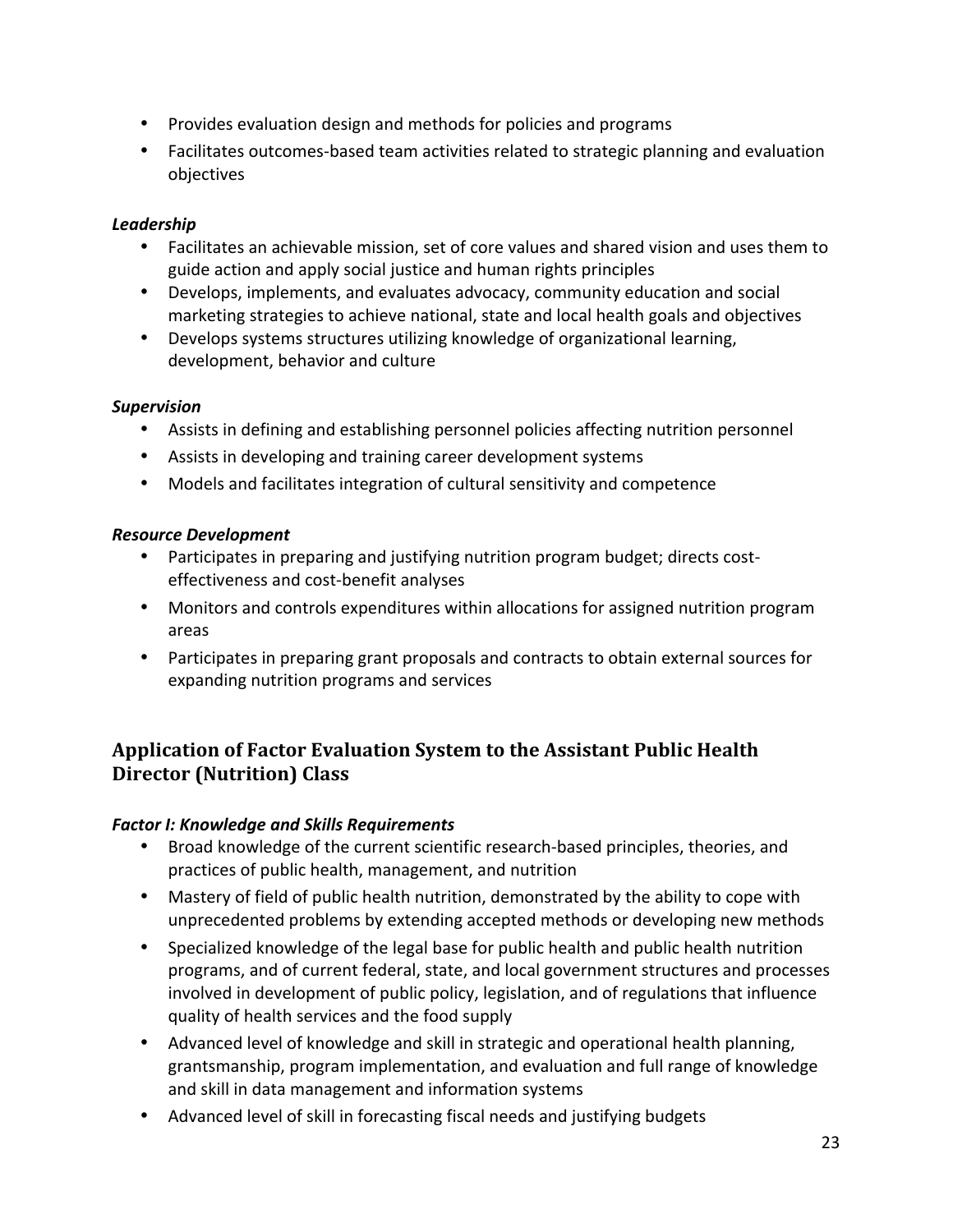- Provides evaluation design and methods for policies and programs
- Facilitates outcomes-based team activities related to strategic planning and evaluation objectives

***Leadership***

- Facilitates an achievable mission, set of core values and shared vision and uses them to guide action and apply social justice and human rights principles
- Develops, implements, and evaluates advocacy, community education and social marketing strategies to achieve national, state and local health goals and objectives
- Develops systems structures utilizing knowledge of organizational learning, development, behavior and culture

***Supervision***

- Assists in defining and establishing personnel policies affecting nutrition personnel
- Assists in developing and training career development systems
- Models and facilitates integration of cultural sensitivity and competence

***Resource Development***

- Participates in preparing and justifying nutrition program budget; directs cost-effectiveness and cost-benefit analyses
- Monitors and controls expenditures within allocations for assigned nutrition program areas
- Participates in preparing grant proposals and contracts to obtain external sources for expanding nutrition programs and services

## Application of Factor Evaluation System to the Assistant Public Health Director (Nutrition) Class

***Factor I: Knowledge and Skills Requirements***

- Broad knowledge of the current scientific research-based principles, theories, and practices of public health, management, and nutrition
- Mastery of field of public health nutrition, demonstrated by the ability to cope with unprecedented problems by extending accepted methods or developing new methods
- Specialized knowledge of the legal base for public health and public health nutrition programs, and of current federal, state, and local government structures and processes involved in development of public policy, legislation, and of regulations that influence quality of health services and the food supply
- Advanced level of knowledge and skill in strategic and operational health planning, grantsmanship, program implementation, and evaluation and full range of knowledge and skill in data management and information systems
- Advanced level of skill in forecasting fiscal needs and justifying budgets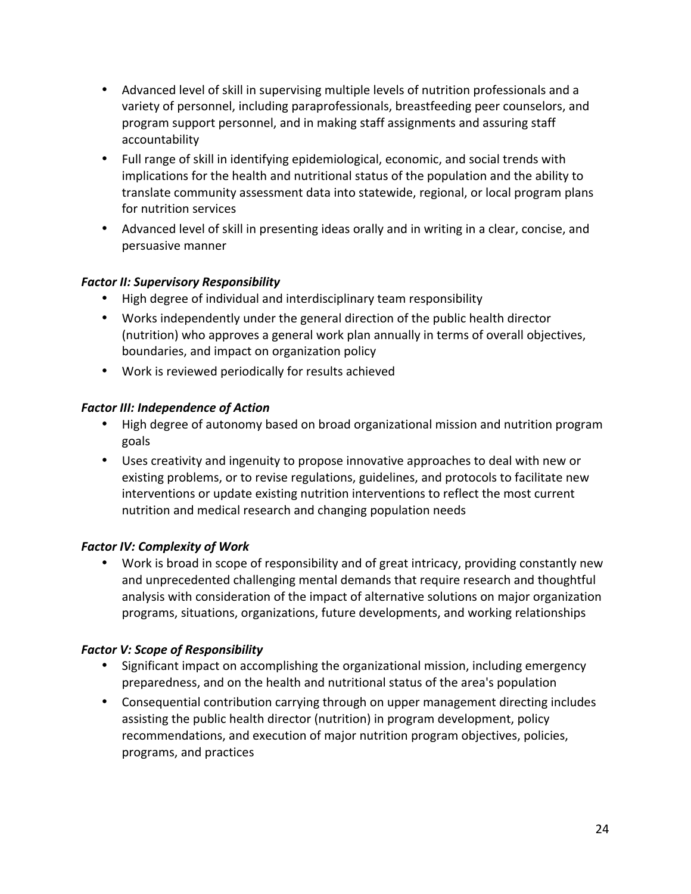- Advanced level of skill in supervising multiple levels of nutrition professionals and a variety of personnel, including paraprofessionals, breastfeeding peer counselors, and program support personnel, and in making staff assignments and assuring staff accountability
- Full range of skill in identifying epidemiological, economic, and social trends with implications for the health and nutritional status of the population and the ability to translate community assessment data into statewide, regional, or local program plans for nutrition services
- Advanced level of skill in presenting ideas orally and in writing in a clear, concise, and persuasive manner

***Factor II: Supervisory Responsibility***

- High degree of individual and interdisciplinary team responsibility
- Works independently under the general direction of the public health director (nutrition) who approves a general work plan annually in terms of overall objectives, boundaries, and impact on organization policy
- Work is reviewed periodically for results achieved

***Factor III: Independence of Action***

- High degree of autonomy based on broad organizational mission and nutrition program goals
- Uses creativity and ingenuity to propose innovative approaches to deal with new or existing problems, or to revise regulations, guidelines, and protocols to facilitate new interventions or update existing nutrition interventions to reflect the most current nutrition and medical research and changing population needs

***Factor IV: Complexity of Work***

- Work is broad in scope of responsibility and of great intricacy, providing constantly new and unprecedented challenging mental demands that require research and thoughtful analysis with consideration of the impact of alternative solutions on major organization programs, situations, organizations, future developments, and working relationships

***Factor V: Scope of Responsibility***

- Significant impact on accomplishing the organizational mission, including emergency preparedness, and on the health and nutritional status of the area's population
- Consequential contribution carrying through on upper management directing includes assisting the public health director (nutrition) in program development, policy recommendations, and execution of major nutrition program objectives, policies, programs, and practices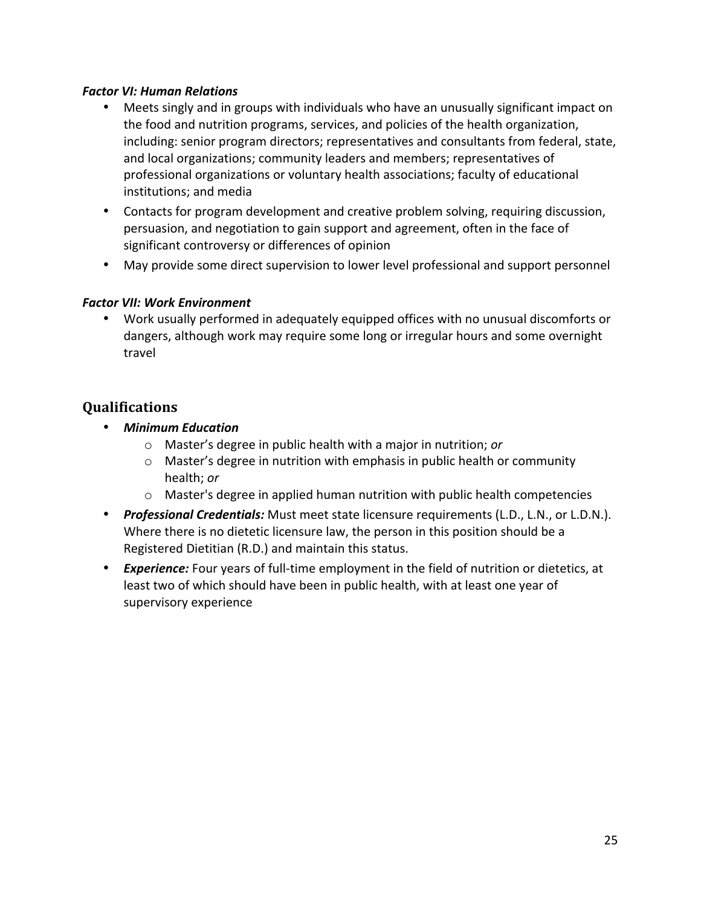***Factor VI: Human Relations***

- Meets singly and in groups with individuals who have an unusually significant impact on the food and nutrition programs, services, and policies of the health organization, including: senior program directors; representatives and consultants from federal, state, and local organizations; community leaders and members; representatives of professional organizations or voluntary health associations; faculty of educational institutions; and media
- Contacts for program development and creative problem solving, requiring discussion, persuasion, and negotiation to gain support and agreement, often in the face of significant controversy or differences of opinion
- May provide some direct supervision to lower level professional and support personnel

***Factor VII: Work Environment***

- Work usually performed in adequately equipped offices with no unusual discomforts or dangers, although work may require some long or irregular hours and some overnight travel

## Qualifications

- ***Minimum Education***
  - Master's degree in public health with a major in nutrition; *or*
  - Master's degree in nutrition with emphasis in public health or community health; *or*
  - Master's degree in applied human nutrition with public health competencies
- ***Professional Credentials:*** Must meet state licensure requirements (L.D., L.N., or L.D.N.). Where there is no dietetic licensure law, the person in this position should be a Registered Dietitian (R.D.) and maintain this status.
- ***Experience:*** Four years of full-time employment in the field of nutrition or dietetics, at least two of which should have been in public health, with at least one year of supervisory experience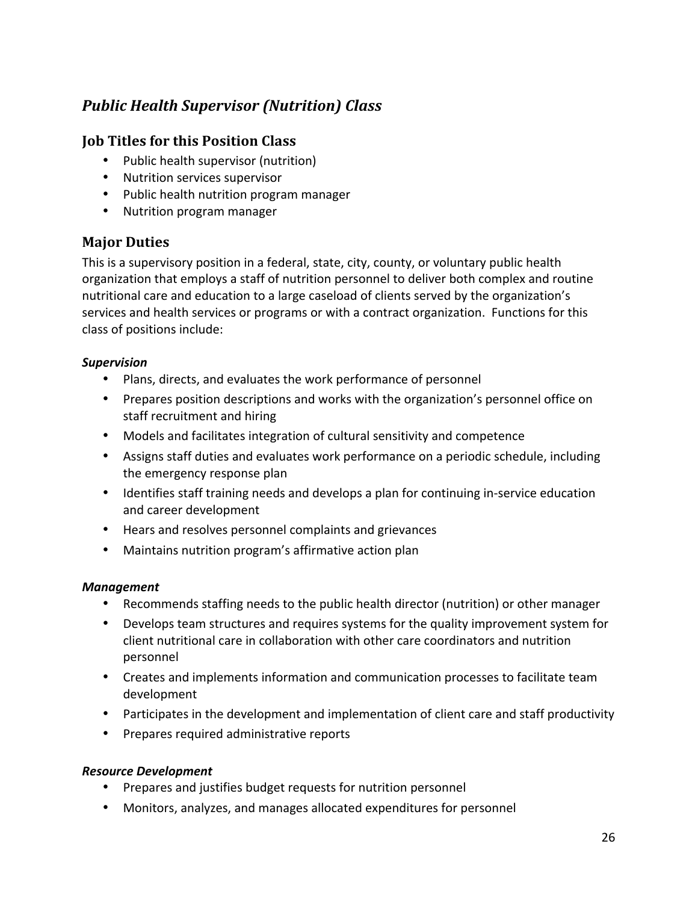## *Public Health Supervisor (Nutrition) Class*

### Job Titles for this Position Class

- Public health supervisor (nutrition)
- Nutrition services supervisor
- Public health nutrition program manager
- Nutrition program manager

### Major Duties

This is a supervisory position in a federal, state, city, county, or voluntary public health organization that employs a staff of nutrition personnel to deliver both complex and routine nutritional care and education to a large caseload of clients served by the organization's services and health services or programs or with a contract organization. Functions for this class of positions include:

***Supervision***

- Plans, directs, and evaluates the work performance of personnel
- Prepares position descriptions and works with the organization's personnel office on staff recruitment and hiring
- Models and facilitates integration of cultural sensitivity and competence
- Assigns staff duties and evaluates work performance on a periodic schedule, including the emergency response plan
- Identifies staff training needs and develops a plan for continuing in-service education and career development
- Hears and resolves personnel complaints and grievances
- Maintains nutrition program's affirmative action plan

***Management***

- Recommends staffing needs to the public health director (nutrition) or other manager
- Develops team structures and requires systems for the quality improvement system for client nutritional care in collaboration with other care coordinators and nutrition personnel
- Creates and implements information and communication processes to facilitate team development
- Participates in the development and implementation of client care and staff productivity
- Prepares required administrative reports

***Resource Development***

- Prepares and justifies budget requests for nutrition personnel
- Monitors, analyzes, and manages allocated expenditures for personnel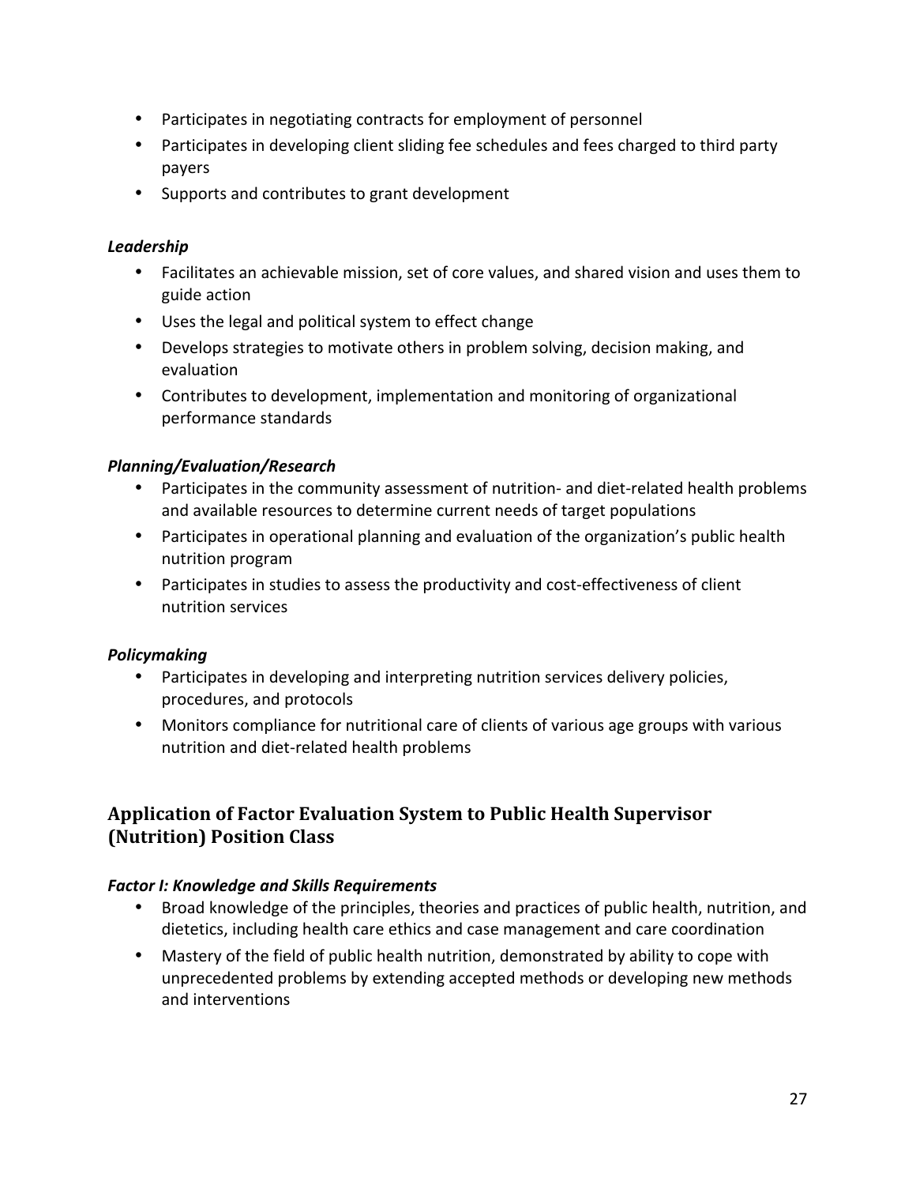- Participates in negotiating contracts for employment of personnel
- Participates in developing client sliding fee schedules and fees charged to third party payers
- Supports and contributes to grant development

***Leadership***

- Facilitates an achievable mission, set of core values, and shared vision and uses them to guide action
- Uses the legal and political system to effect change
- Develops strategies to motivate others in problem solving, decision making, and evaluation
- Contributes to development, implementation and monitoring of organizational performance standards

***Planning/Evaluation/Research***

- Participates in the community assessment of nutrition- and diet-related health problems and available resources to determine current needs of target populations
- Participates in operational planning and evaluation of the organization's public health nutrition program
- Participates in studies to assess the productivity and cost-effectiveness of client nutrition services

***Policymaking***

- Participates in developing and interpreting nutrition services delivery policies, procedures, and protocols
- Monitors compliance for nutritional care of clients of various age groups with various nutrition and diet-related health problems

## Application of Factor Evaluation System to Public Health Supervisor (Nutrition) Position Class

***Factor I: Knowledge and Skills Requirements***

- Broad knowledge of the principles, theories and practices of public health, nutrition, and dietetics, including health care ethics and case management and care coordination
- Mastery of the field of public health nutrition, demonstrated by ability to cope with unprecedented problems by extending accepted methods or developing new methods and interventions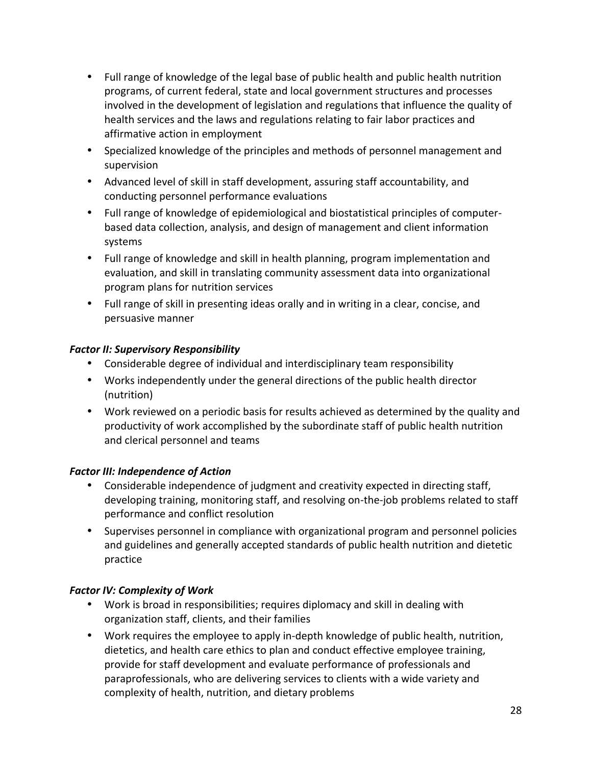- Full range of knowledge of the legal base of public health and public health nutrition programs, of current federal, state and local government structures and processes involved in the development of legislation and regulations that influence the quality of health services and the laws and regulations relating to fair labor practices and affirmative action in employment
- Specialized knowledge of the principles and methods of personnel management and supervision
- Advanced level of skill in staff development, assuring staff accountability, and conducting personnel performance evaluations
- Full range of knowledge of epidemiological and biostatistical principles of computer-based data collection, analysis, and design of management and client information systems
- Full range of knowledge and skill in health planning, program implementation and evaluation, and skill in translating community assessment data into organizational program plans for nutrition services
- Full range of skill in presenting ideas orally and in writing in a clear, concise, and persuasive manner

***Factor II: Supervisory Responsibility***

- Considerable degree of individual and interdisciplinary team responsibility
- Works independently under the general directions of the public health director (nutrition)
- Work reviewed on a periodic basis for results achieved as determined by the quality and productivity of work accomplished by the subordinate staff of public health nutrition and clerical personnel and teams

***Factor III: Independence of Action***

- Considerable independence of judgment and creativity expected in directing staff, developing training, monitoring staff, and resolving on-the-job problems related to staff performance and conflict resolution
- Supervises personnel in compliance with organizational program and personnel policies and guidelines and generally accepted standards of public health nutrition and dietetic practice

***Factor IV: Complexity of Work***

- Work is broad in responsibilities; requires diplomacy and skill in dealing with organization staff, clients, and their families
- Work requires the employee to apply in-depth knowledge of public health, nutrition, dietetics, and health care ethics to plan and conduct effective employee training, provide for staff development and evaluate performance of professionals and paraprofessionals, who are delivering services to clients with a wide variety and complexity of health, nutrition, and dietary problems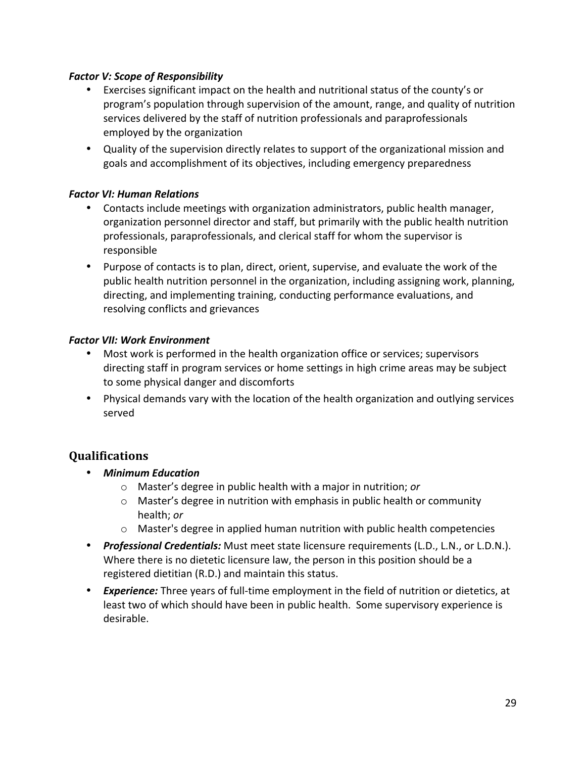***Factor V: Scope of Responsibility***

- Exercises significant impact on the health and nutritional status of the county's or program's population through supervision of the amount, range, and quality of nutrition services delivered by the staff of nutrition professionals and paraprofessionals employed by the organization
- Quality of the supervision directly relates to support of the organizational mission and goals and accomplishment of its objectives, including emergency preparedness

***Factor VI: Human Relations***

- Contacts include meetings with organization administrators, public health manager, organization personnel director and staff, but primarily with the public health nutrition professionals, paraprofessionals, and clerical staff for whom the supervisor is responsible
- Purpose of contacts is to plan, direct, orient, supervise, and evaluate the work of the public health nutrition personnel in the organization, including assigning work, planning, directing, and implementing training, conducting performance evaluations, and resolving conflicts and grievances

***Factor VII: Work Environment***

- Most work is performed in the health organization office or services; supervisors directing staff in program services or home settings in high crime areas may be subject to some physical danger and discomforts
- Physical demands vary with the location of the health organization and outlying services served

## Qualifications

- ***Minimum Education***
  - Master's degree in public health with a major in nutrition; *or*
  - Master's degree in nutrition with emphasis in public health or community health; *or*
  - Master's degree in applied human nutrition with public health competencies
- ***Professional Credentials:*** Must meet state licensure requirements (L.D., L.N., or L.D.N.). Where there is no dietetic licensure law, the person in this position should be a registered dietitian (R.D.) and maintain this status.
- ***Experience:*** Three years of full-time employment in the field of nutrition or dietetics, at least two of which should have been in public health. Some supervisory experience is desirable.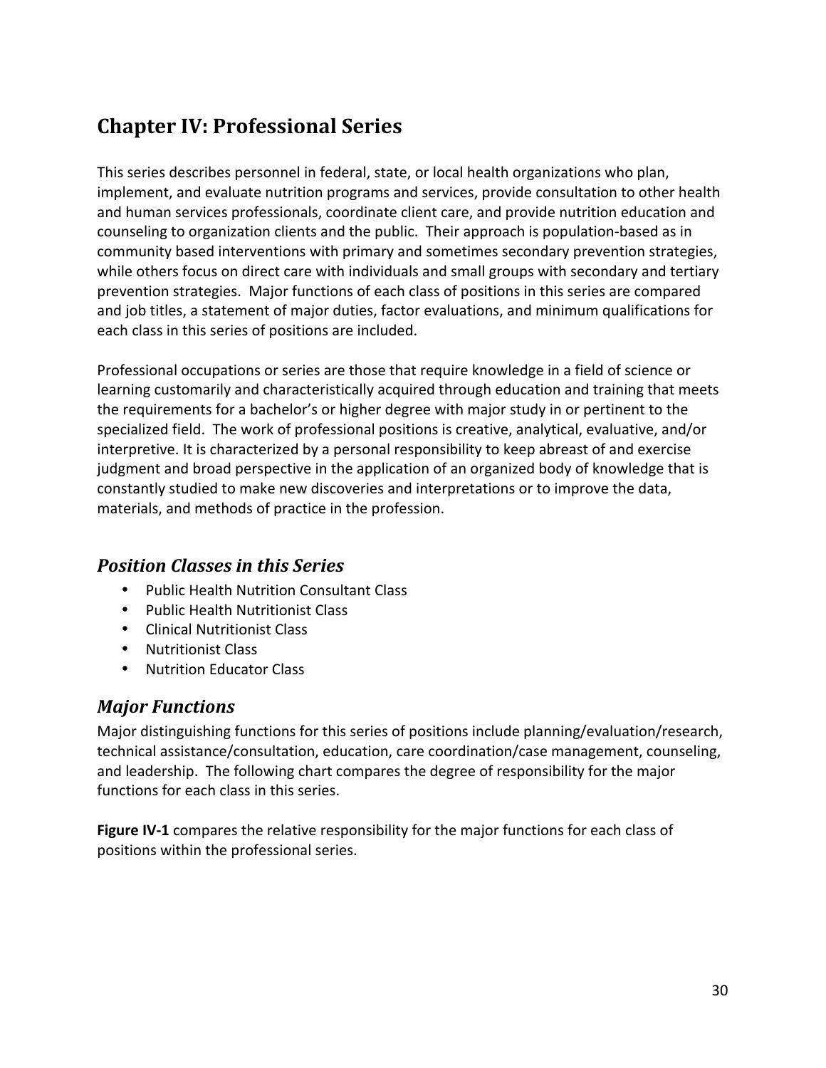## Chapter IV: Professional Series

This series describes personnel in federal, state, or local health organizations who plan, implement, and evaluate nutrition programs and services, provide consultation to other health and human services professionals, coordinate client care, and provide nutrition education and counseling to organization clients and the public. Their approach is population-based as in community based interventions with primary and sometimes secondary prevention strategies, while others focus on direct care with individuals and small groups with secondary and tertiary prevention strategies. Major functions of each class of positions in this series are compared and job titles, a statement of major duties, factor evaluations, and minimum qualifications for each class in this series of positions are included.

Professional occupations or series are those that require knowledge in a field of science or learning customarily and characteristically acquired through education and training that meets the requirements for a bachelor's or higher degree with major study in or pertinent to the specialized field. The work of professional positions is creative, analytical, evaluative, and/or interpretive. It is characterized by a personal responsibility to keep abreast of and exercise judgment and broad perspective in the application of an organized body of knowledge that is constantly studied to make new discoveries and interpretations or to improve the data, materials, and methods of practice in the profession.

### *Position Classes in this Series*

- Public Health Nutrition Consultant Class
- Public Health Nutritionist Class
- Clinical Nutritionist Class
- Nutritionist Class
- Nutrition Educator Class

### *Major Functions*

Major distinguishing functions for this series of positions include planning/evaluation/research, technical assistance/consultation, education, care coordination/case management, counseling, and leadership. The following chart compares the degree of responsibility for the major functions for each class in this series.

**Figure IV-1** compares the relative responsibility for the major functions for each class of positions within the professional series.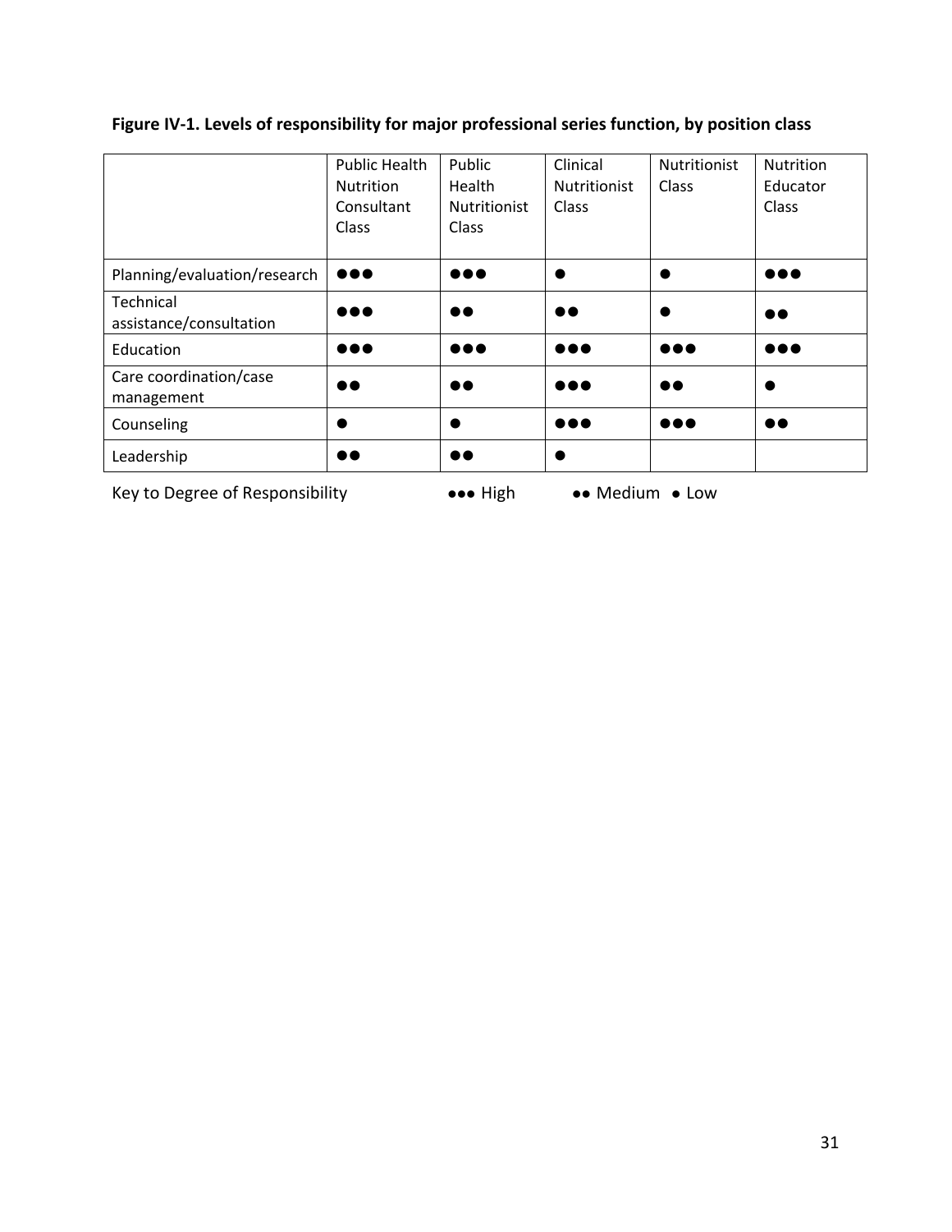**Figure IV-1. Levels of responsibility for major professional series function, by position class**

| | Public Health Nutrition Consultant Class | Public Health Nutritionist Class | Clinical Nutritionist Class | Nutritionist Class | Nutrition Educator Class |
|---|---|---|---|---|---|
| Planning/evaluation/research | ●●● | ●●● | ● | ● | ●●● |
| Technical assistance/consultation | ●●● | ●● | ●● | ● | ●● |
| Education | ●●● | ●●● | ●●● | ●●● | ●●● |
| Care coordination/case management | ●● | ●● | ●●● | ●● | ● |
| Counseling | ● | ● | ●●● | ●●● | ●● |
| Leadership | ●● | ●● | ● | | |

Key to Degree of Responsibility ●●● High ●● Medium ● Low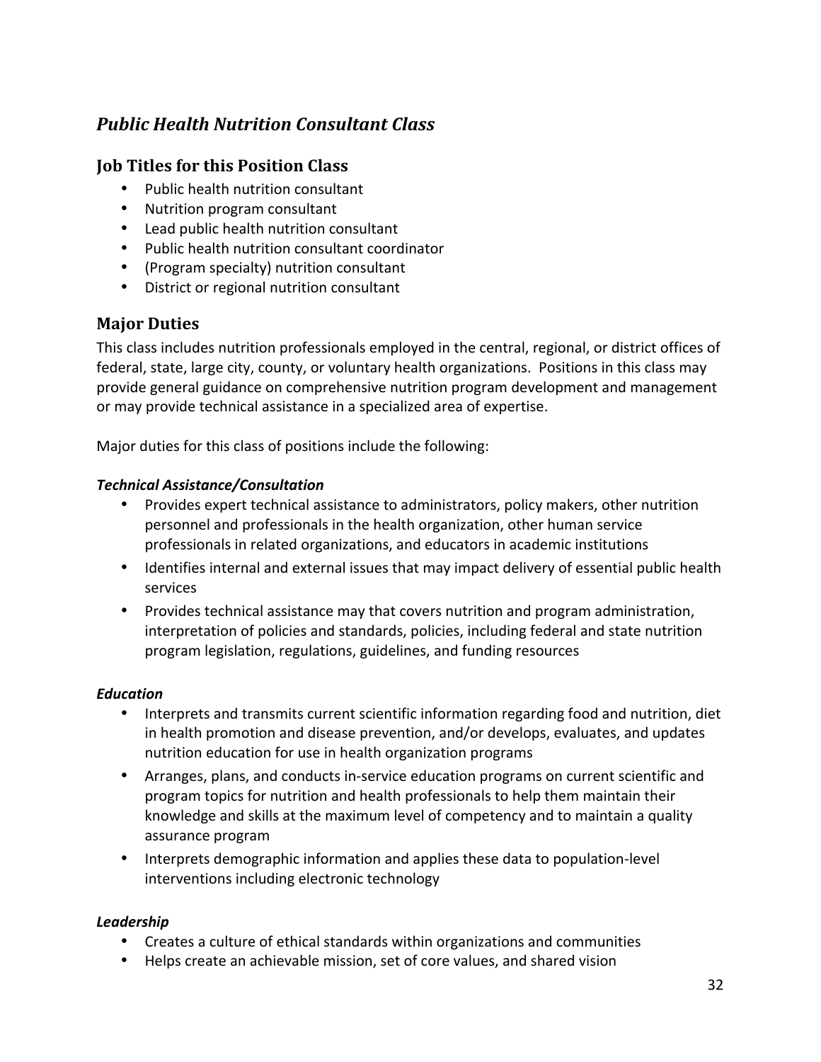## *Public Health Nutrition Consultant Class*

### Job Titles for this Position Class

- Public health nutrition consultant
- Nutrition program consultant
- Lead public health nutrition consultant
- Public health nutrition consultant coordinator
- (Program specialty) nutrition consultant
- District or regional nutrition consultant

### Major Duties

This class includes nutrition professionals employed in the central, regional, or district offices of federal, state, large city, county, or voluntary health organizations. Positions in this class may provide general guidance on comprehensive nutrition program development and management or may provide technical assistance in a specialized area of expertise.

Major duties for this class of positions include the following:

***Technical Assistance/Consultation***

- Provides expert technical assistance to administrators, policy makers, other nutrition personnel and professionals in the health organization, other human service professionals in related organizations, and educators in academic institutions
- Identifies internal and external issues that may impact delivery of essential public health services
- Provides technical assistance may that covers nutrition and program administration, interpretation of policies and standards, policies, including federal and state nutrition program legislation, regulations, guidelines, and funding resources

***Education***

- Interprets and transmits current scientific information regarding food and nutrition, diet in health promotion and disease prevention, and/or develops, evaluates, and updates nutrition education for use in health organization programs
- Arranges, plans, and conducts in-service education programs on current scientific and program topics for nutrition and health professionals to help them maintain their knowledge and skills at the maximum level of competency and to maintain a quality assurance program
- Interprets demographic information and applies these data to population-level interventions including electronic technology

***Leadership***

- Creates a culture of ethical standards within organizations and communities
- Helps create an achievable mission, set of core values, and shared vision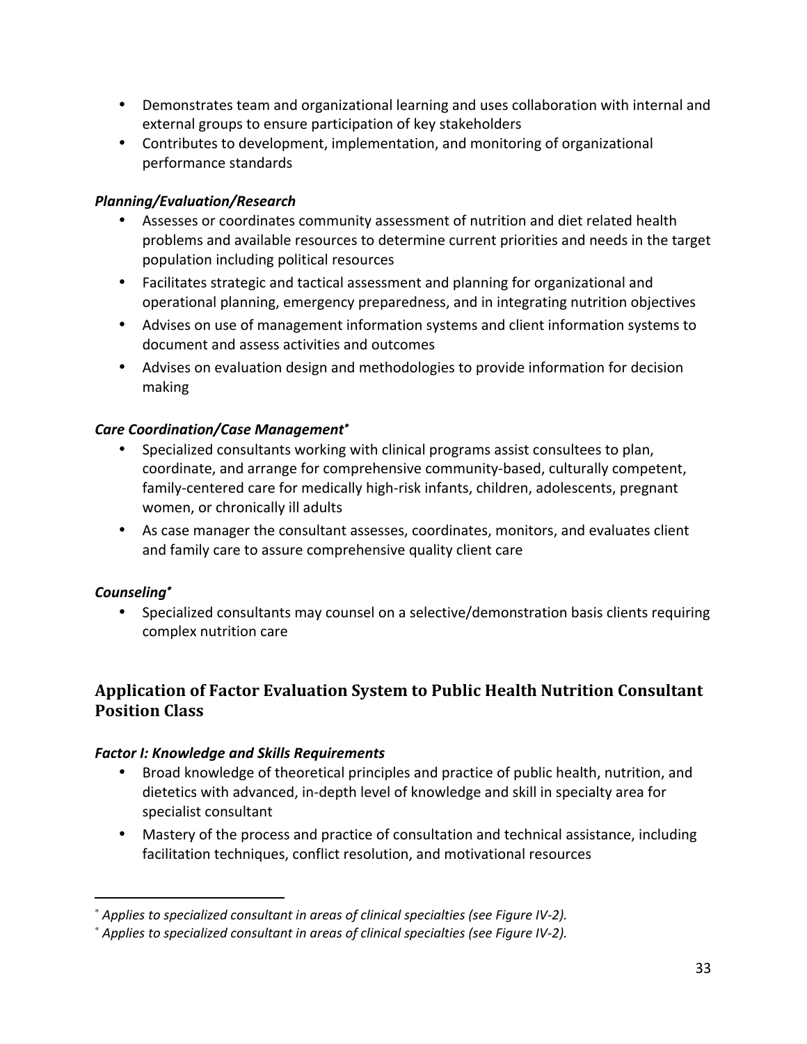- Demonstrates team and organizational learning and uses collaboration with internal and external groups to ensure participation of key stakeholders
- Contributes to development, implementation, and monitoring of organizational performance standards

***Planning/Evaluation/Research***

- Assesses or coordinates community assessment of nutrition and diet related health problems and available resources to determine current priorities and needs in the target population including political resources
- Facilitates strategic and tactical assessment and planning for organizational and operational planning, emergency preparedness, and in integrating nutrition objectives
- Advises on use of management information systems and client information systems to document and assess activities and outcomes
- Advises on evaluation design and methodologies to provide information for decision making

***Care Coordination/Case Management****

- Specialized consultants working with clinical programs assist consultees to plan, coordinate, and arrange for comprehensive community-based, culturally competent, family-centered care for medically high-risk infants, children, adolescents, pregnant women, or chronically ill adults
- As case manager the consultant assesses, coordinates, monitors, and evaluates client and family care to assure comprehensive quality client care

***Counseling****

- Specialized consultants may counsel on a selective/demonstration basis clients requiring complex nutrition care

## Application of Factor Evaluation System to Public Health Nutrition Consultant Position Class

***Factor I: Knowledge and Skills Requirements***

- Broad knowledge of theoretical principles and practice of public health, nutrition, and dietetics with advanced, in-depth level of knowledge and skill in specialty area for specialist consultant
- Mastery of the process and practice of consultation and technical assistance, including facilitation techniques, conflict resolution, and motivational resources

---

\* *Applies to specialized consultant in areas of clinical specialties (see Figure IV-2).*

\* *Applies to specialized consultant in areas of clinical specialties (see Figure IV-2).*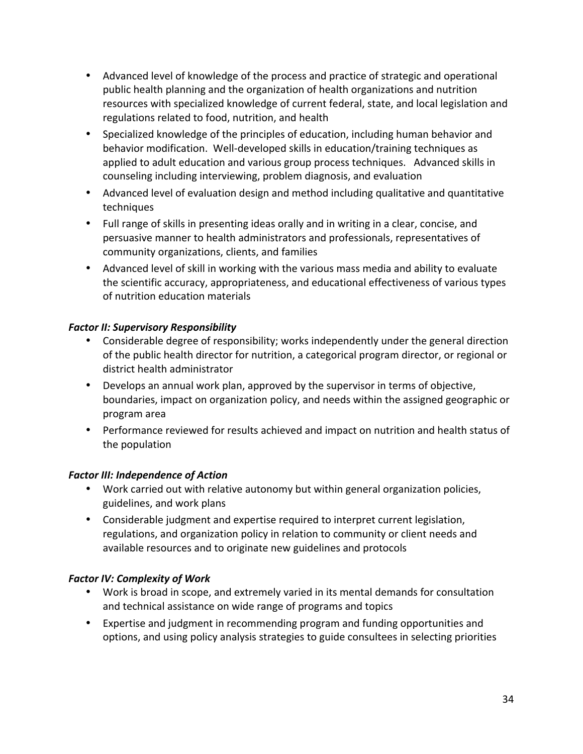- Advanced level of knowledge of the process and practice of strategic and operational public health planning and the organization of health organizations and nutrition resources with specialized knowledge of current federal, state, and local legislation and regulations related to food, nutrition, and health
- Specialized knowledge of the principles of education, including human behavior and behavior modification. Well-developed skills in education/training techniques as applied to adult education and various group process techniques. Advanced skills in counseling including interviewing, problem diagnosis, and evaluation
- Advanced level of evaluation design and method including qualitative and quantitative techniques
- Full range of skills in presenting ideas orally and in writing in a clear, concise, and persuasive manner to health administrators and professionals, representatives of community organizations, clients, and families
- Advanced level of skill in working with the various mass media and ability to evaluate the scientific accuracy, appropriateness, and educational effectiveness of various types of nutrition education materials

***Factor II: Supervisory Responsibility***

- Considerable degree of responsibility; works independently under the general direction of the public health director for nutrition, a categorical program director, or regional or district health administrator
- Develops an annual work plan, approved by the supervisor in terms of objective, boundaries, impact on organization policy, and needs within the assigned geographic or program area
- Performance reviewed for results achieved and impact on nutrition and health status of the population

***Factor III: Independence of Action***

- Work carried out with relative autonomy but within general organization policies, guidelines, and work plans
- Considerable judgment and expertise required to interpret current legislation, regulations, and organization policy in relation to community or client needs and available resources and to originate new guidelines and protocols

***Factor IV: Complexity of Work***

- Work is broad in scope, and extremely varied in its mental demands for consultation and technical assistance on wide range of programs and topics
- Expertise and judgment in recommending program and funding opportunities and options, and using policy analysis strategies to guide consultees in selecting priorities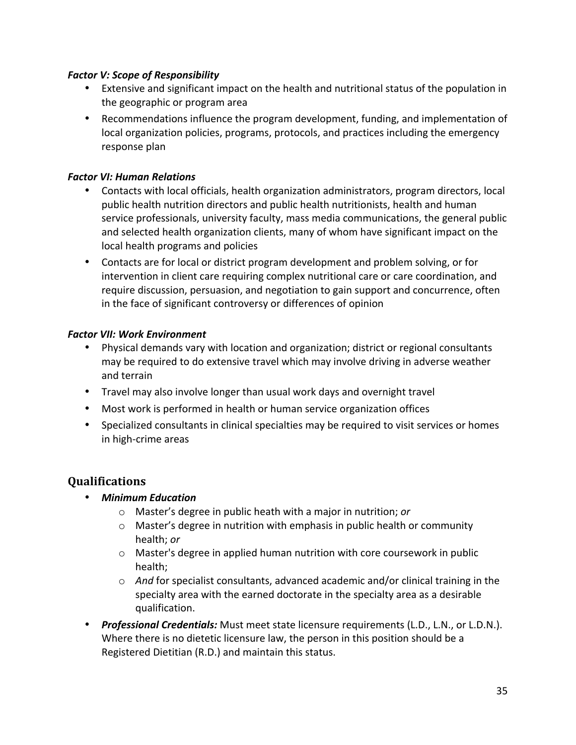***Factor V: Scope of Responsibility***

- Extensive and significant impact on the health and nutritional status of the population in the geographic or program area
- Recommendations influence the program development, funding, and implementation of local organization policies, programs, protocols, and practices including the emergency response plan

***Factor VI: Human Relations***

- Contacts with local officials, health organization administrators, program directors, local public health nutrition directors and public health nutritionists, health and human service professionals, university faculty, mass media communications, the general public and selected health organization clients, many of whom have significant impact on the local health programs and policies
- Contacts are for local or district program development and problem solving, or for intervention in client care requiring complex nutritional care or care coordination, and require discussion, persuasion, and negotiation to gain support and concurrence, often in the face of significant controversy or differences of opinion

***Factor VII: Work Environment***

- Physical demands vary with location and organization; district or regional consultants may be required to do extensive travel which may involve driving in adverse weather and terrain
- Travel may also involve longer than usual work days and overnight travel
- Most work is performed in health or human service organization offices
- Specialized consultants in clinical specialties may be required to visit services or homes in high-crime areas

## Qualifications

- ***Minimum Education***
  - Master's degree in public heath with a major in nutrition; *or*
  - Master's degree in nutrition with emphasis in public health or community health; *or*
  - Master's degree in applied human nutrition with core coursework in public health;
  - *And* for specialist consultants, advanced academic and/or clinical training in the specialty area with the earned doctorate in the specialty area as a desirable qualification.
- ***Professional Credentials:*** Must meet state licensure requirements (L.D., L.N., or L.D.N.). Where there is no dietetic licensure law, the person in this position should be a Registered Dietitian (R.D.) and maintain this status.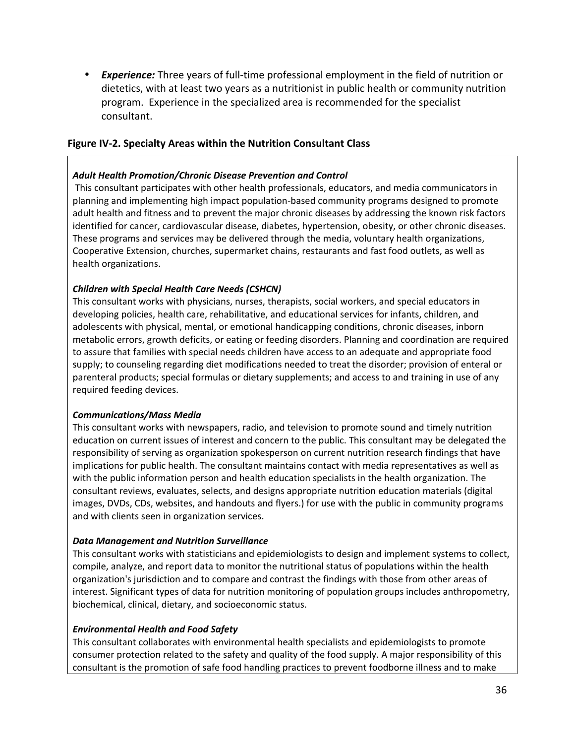- ***Experience:*** Three years of full-time professional employment in the field of nutrition or dietetics, with at least two years as a nutritionist in public health or community nutrition program. Experience in the specialized area is recommended for the specialist consultant.

### Figure IV-2. Specialty Areas within the Nutrition Consultant Class

***Adult Health Promotion/Chronic Disease Prevention and Control***

This consultant participates with other health professionals, educators, and media communicators in planning and implementing high impact population-based community programs designed to promote adult health and fitness and to prevent the major chronic diseases by addressing the known risk factors identified for cancer, cardiovascular disease, diabetes, hypertension, obesity, or other chronic diseases. These programs and services may be delivered through the media, voluntary health organizations, Cooperative Extension, churches, supermarket chains, restaurants and fast food outlets, as well as health organizations.

***Children with Special Health Care Needs (CSHCN)***

This consultant works with physicians, nurses, therapists, social workers, and special educators in developing policies, health care, rehabilitative, and educational services for infants, children, and adolescents with physical, mental, or emotional handicapping conditions, chronic diseases, inborn metabolic errors, growth deficits, or eating or feeding disorders. Planning and coordination are required to assure that families with special needs children have access to an adequate and appropriate food supply; to counseling regarding diet modifications needed to treat the disorder; provision of enteral or parenteral products; special formulas or dietary supplements; and access to and training in use of any required feeding devices.

***Communications/Mass Media***

This consultant works with newspapers, radio, and television to promote sound and timely nutrition education on current issues of interest and concern to the public. This consultant may be delegated the responsibility of serving as organization spokesperson on current nutrition research findings that have implications for public health. The consultant maintains contact with media representatives as well as with the public information person and health education specialists in the health organization. The consultant reviews, evaluates, selects, and designs appropriate nutrition education materials (digital images, DVDs, CDs, websites, and handouts and flyers.) for use with the public in community programs and with clients seen in organization services.

***Data Management and Nutrition Surveillance***

This consultant works with statisticians and epidemiologists to design and implement systems to collect, compile, analyze, and report data to monitor the nutritional status of populations within the health organization's jurisdiction and to compare and contrast the findings with those from other areas of interest. Significant types of data for nutrition monitoring of population groups includes anthropometry, biochemical, clinical, dietary, and socioeconomic status.

***Environmental Health and Food Safety***

This consultant collaborates with environmental health specialists and epidemiologists to promote consumer protection related to the safety and quality of the food supply. A major responsibility of this consultant is the promotion of safe food handling practices to prevent foodborne illness and to make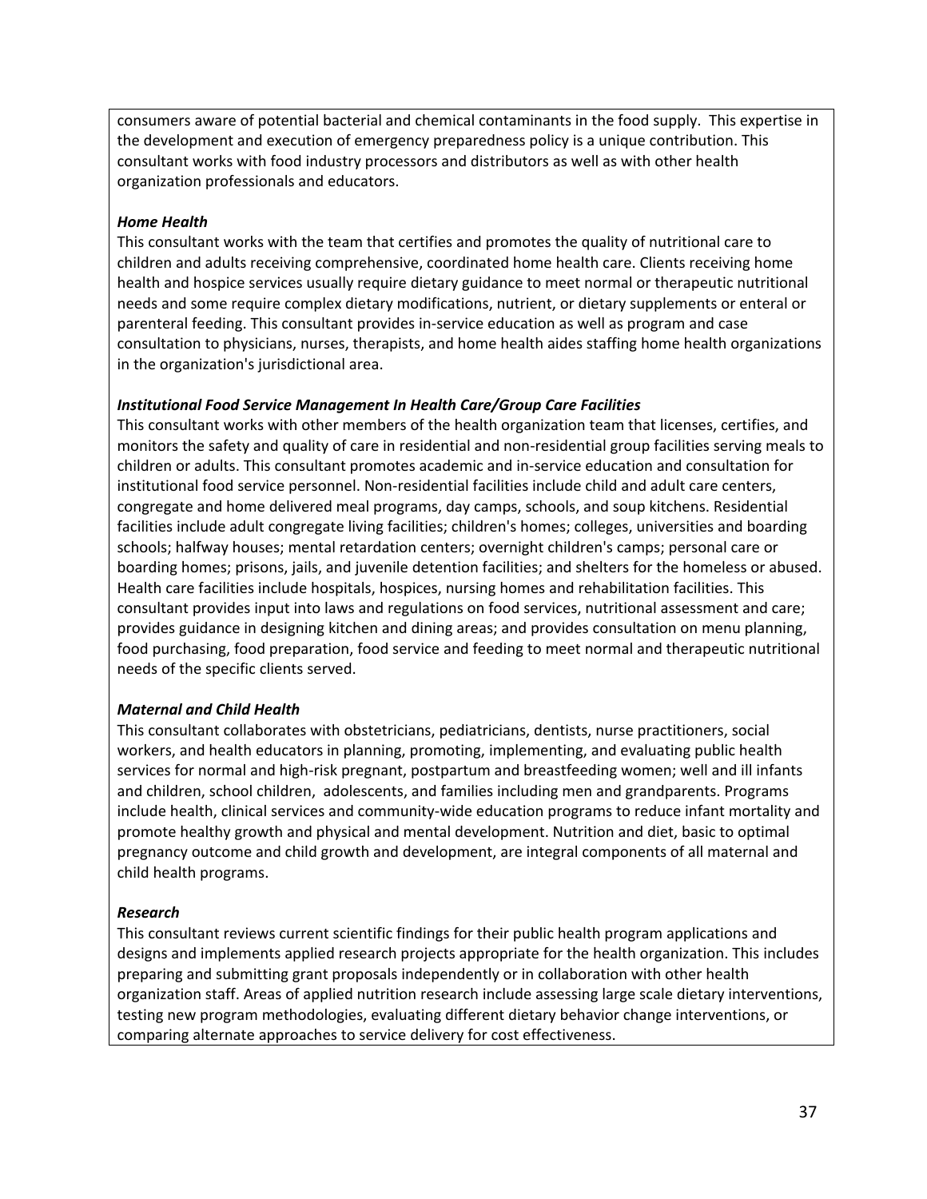consumers aware of potential bacterial and chemical contaminants in the food supply. This expertise in the development and execution of emergency preparedness policy is a unique contribution. This consultant works with food industry processors and distributors as well as with other health organization professionals and educators.

***Home Health***

This consultant works with the team that certifies and promotes the quality of nutritional care to children and adults receiving comprehensive, coordinated home health care. Clients receiving home health and hospice services usually require dietary guidance to meet normal or therapeutic nutritional needs and some require complex dietary modifications, nutrient, or dietary supplements or enteral or parenteral feeding. This consultant provides in-service education as well as program and case consultation to physicians, nurses, therapists, and home health aides staffing home health organizations in the organization's jurisdictional area.

***Institutional Food Service Management In Health Care/Group Care Facilities***

This consultant works with other members of the health organization team that licenses, certifies, and monitors the safety and quality of care in residential and non-residential group facilities serving meals to children or adults. This consultant promotes academic and in-service education and consultation for institutional food service personnel. Non-residential facilities include child and adult care centers, congregate and home delivered meal programs, day camps, schools, and soup kitchens. Residential facilities include adult congregate living facilities; children's homes; colleges, universities and boarding schools; halfway houses; mental retardation centers; overnight children's camps; personal care or boarding homes; prisons, jails, and juvenile detention facilities; and shelters for the homeless or abused. Health care facilities include hospitals, hospices, nursing homes and rehabilitation facilities. This consultant provides input into laws and regulations on food services, nutritional assessment and care; provides guidance in designing kitchen and dining areas; and provides consultation on menu planning, food purchasing, food preparation, food service and feeding to meet normal and therapeutic nutritional needs of the specific clients served.

***Maternal and Child Health***

This consultant collaborates with obstetricians, pediatricians, dentists, nurse practitioners, social workers, and health educators in planning, promoting, implementing, and evaluating public health services for normal and high-risk pregnant, postpartum and breastfeeding women; well and ill infants and children, school children, adolescents, and families including men and grandparents. Programs include health, clinical services and community-wide education programs to reduce infant mortality and promote healthy growth and physical and mental development. Nutrition and diet, basic to optimal pregnancy outcome and child growth and development, are integral components of all maternal and child health programs.

***Research***

This consultant reviews current scientific findings for their public health program applications and designs and implements applied research projects appropriate for the health organization. This includes preparing and submitting grant proposals independently or in collaboration with other health organization staff. Areas of applied nutrition research include assessing large scale dietary interventions, testing new program methodologies, evaluating different dietary behavior change interventions, or comparing alternate approaches to service delivery for cost effectiveness.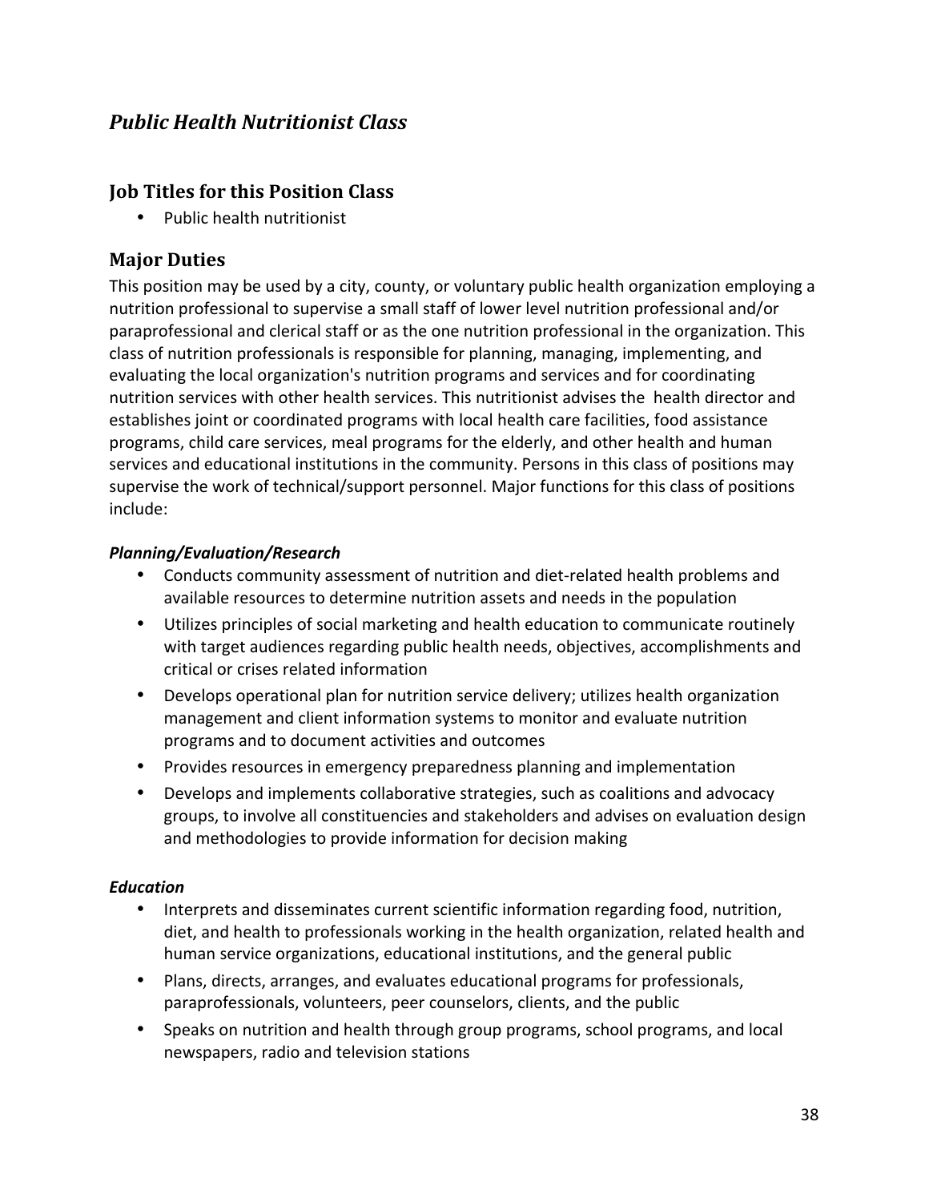## *Public Health Nutritionist Class*

### Job Titles for this Position Class

- Public health nutritionist

### Major Duties

This position may be used by a city, county, or voluntary public health organization employing a nutrition professional to supervise a small staff of lower level nutrition professional and/or paraprofessional and clerical staff or as the one nutrition professional in the organization. This class of nutrition professionals is responsible for planning, managing, implementing, and evaluating the local organization's nutrition programs and services and for coordinating nutrition services with other health services. This nutritionist advises the health director and establishes joint or coordinated programs with local health care facilities, food assistance programs, child care services, meal programs for the elderly, and other health and human services and educational institutions in the community. Persons in this class of positions may supervise the work of technical/support personnel. Major functions for this class of positions include:

***Planning/Evaluation/Research***

- Conducts community assessment of nutrition and diet-related health problems and available resources to determine nutrition assets and needs in the population
- Utilizes principles of social marketing and health education to communicate routinely with target audiences regarding public health needs, objectives, accomplishments and critical or crises related information
- Develops operational plan for nutrition service delivery; utilizes health organization management and client information systems to monitor and evaluate nutrition programs and to document activities and outcomes
- Provides resources in emergency preparedness planning and implementation
- Develops and implements collaborative strategies, such as coalitions and advocacy groups, to involve all constituencies and stakeholders and advises on evaluation design and methodologies to provide information for decision making

***Education***

- Interprets and disseminates current scientific information regarding food, nutrition, diet, and health to professionals working in the health organization, related health and human service organizations, educational institutions, and the general public
- Plans, directs, arranges, and evaluates educational programs for professionals, paraprofessionals, volunteers, peer counselors, clients, and the public
- Speaks on nutrition and health through group programs, school programs, and local newspapers, radio and television stations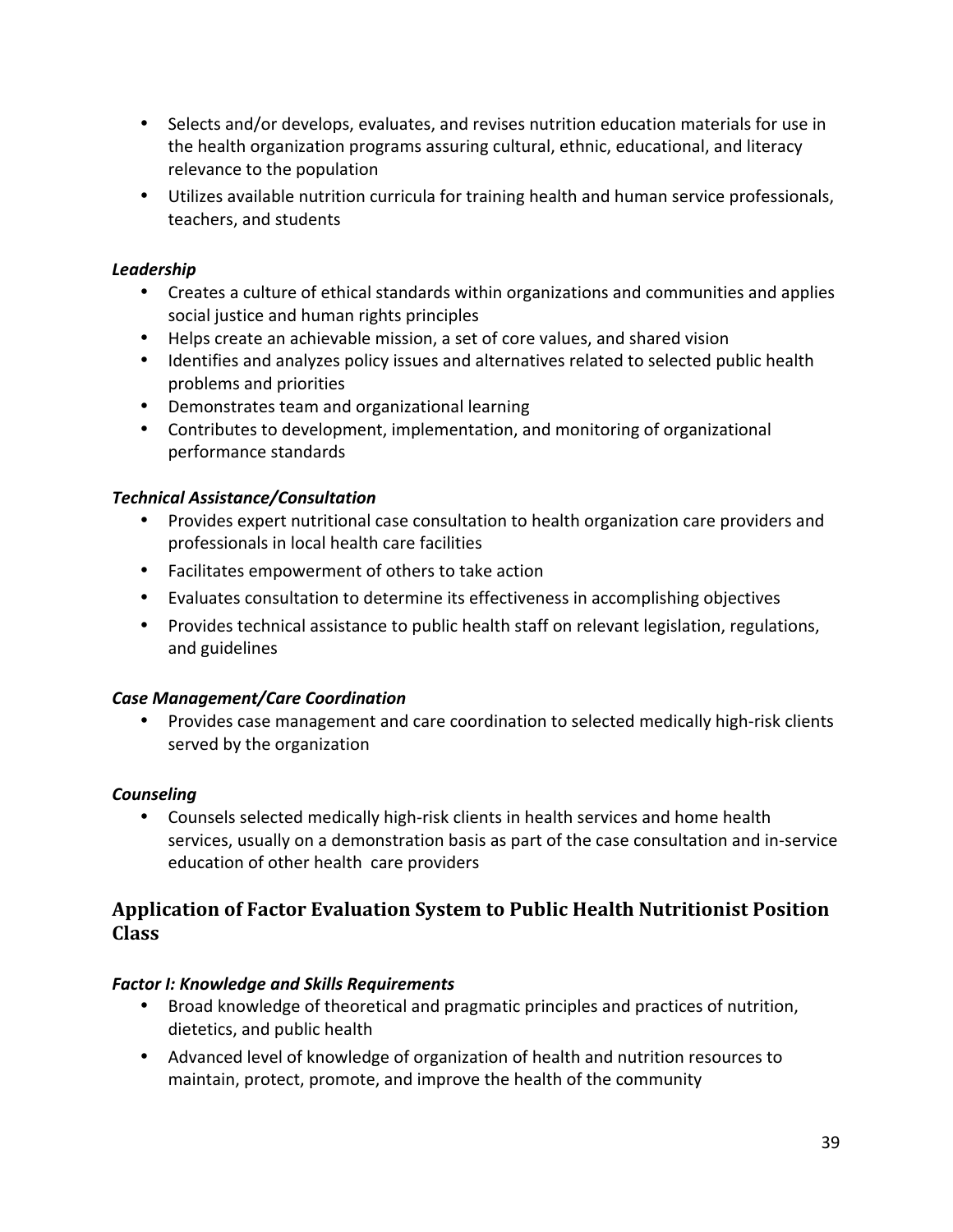- Selects and/or develops, evaluates, and revises nutrition education materials for use in the health organization programs assuring cultural, ethnic, educational, and literacy relevance to the population
- Utilizes available nutrition curricula for training health and human service professionals, teachers, and students

***Leadership***

- Creates a culture of ethical standards within organizations and communities and applies social justice and human rights principles
- Helps create an achievable mission, a set of core values, and shared vision
- Identifies and analyzes policy issues and alternatives related to selected public health problems and priorities
- Demonstrates team and organizational learning
- Contributes to development, implementation, and monitoring of organizational performance standards

***Technical Assistance/Consultation***

- Provides expert nutritional case consultation to health organization care providers and professionals in local health care facilities
- Facilitates empowerment of others to take action
- Evaluates consultation to determine its effectiveness in accomplishing objectives
- Provides technical assistance to public health staff on relevant legislation, regulations, and guidelines

***Case Management/Care Coordination***

- Provides case management and care coordination to selected medically high-risk clients served by the organization

***Counseling***

- Counsels selected medically high-risk clients in health services and home health services, usually on a demonstration basis as part of the case consultation and in-service education of other health care providers

## Application of Factor Evaluation System to Public Health Nutritionist Position Class

***Factor I: Knowledge and Skills Requirements***

- Broad knowledge of theoretical and pragmatic principles and practices of nutrition, dietetics, and public health
- Advanced level of knowledge of organization of health and nutrition resources to maintain, protect, promote, and improve the health of the community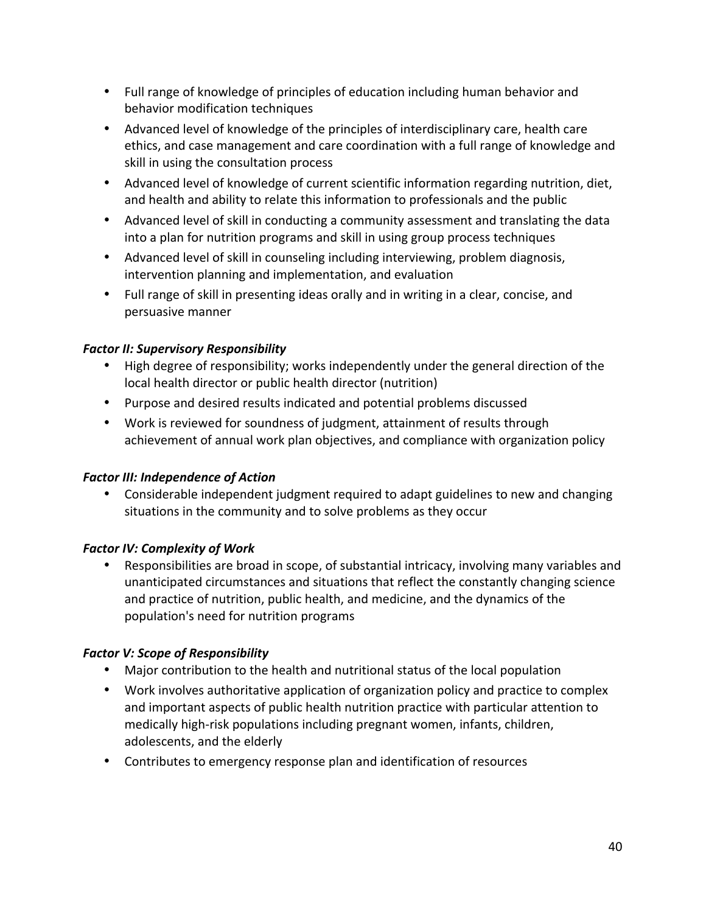- Full range of knowledge of principles of education including human behavior and behavior modification techniques
- Advanced level of knowledge of the principles of interdisciplinary care, health care ethics, and case management and care coordination with a full range of knowledge and skill in using the consultation process
- Advanced level of knowledge of current scientific information regarding nutrition, diet, and health and ability to relate this information to professionals and the public
- Advanced level of skill in conducting a community assessment and translating the data into a plan for nutrition programs and skill in using group process techniques
- Advanced level of skill in counseling including interviewing, problem diagnosis, intervention planning and implementation, and evaluation
- Full range of skill in presenting ideas orally and in writing in a clear, concise, and persuasive manner

***Factor II: Supervisory Responsibility***

- High degree of responsibility; works independently under the general direction of the local health director or public health director (nutrition)
- Purpose and desired results indicated and potential problems discussed
- Work is reviewed for soundness of judgment, attainment of results through achievement of annual work plan objectives, and compliance with organization policy

***Factor III: Independence of Action***

- Considerable independent judgment required to adapt guidelines to new and changing situations in the community and to solve problems as they occur

***Factor IV: Complexity of Work***

- Responsibilities are broad in scope, of substantial intricacy, involving many variables and unanticipated circumstances and situations that reflect the constantly changing science and practice of nutrition, public health, and medicine, and the dynamics of the population's need for nutrition programs

***Factor V: Scope of Responsibility***

- Major contribution to the health and nutritional status of the local population
- Work involves authoritative application of organization policy and practice to complex and important aspects of public health nutrition practice with particular attention to medically high-risk populations including pregnant women, infants, children, adolescents, and the elderly
- Contributes to emergency response plan and identification of resources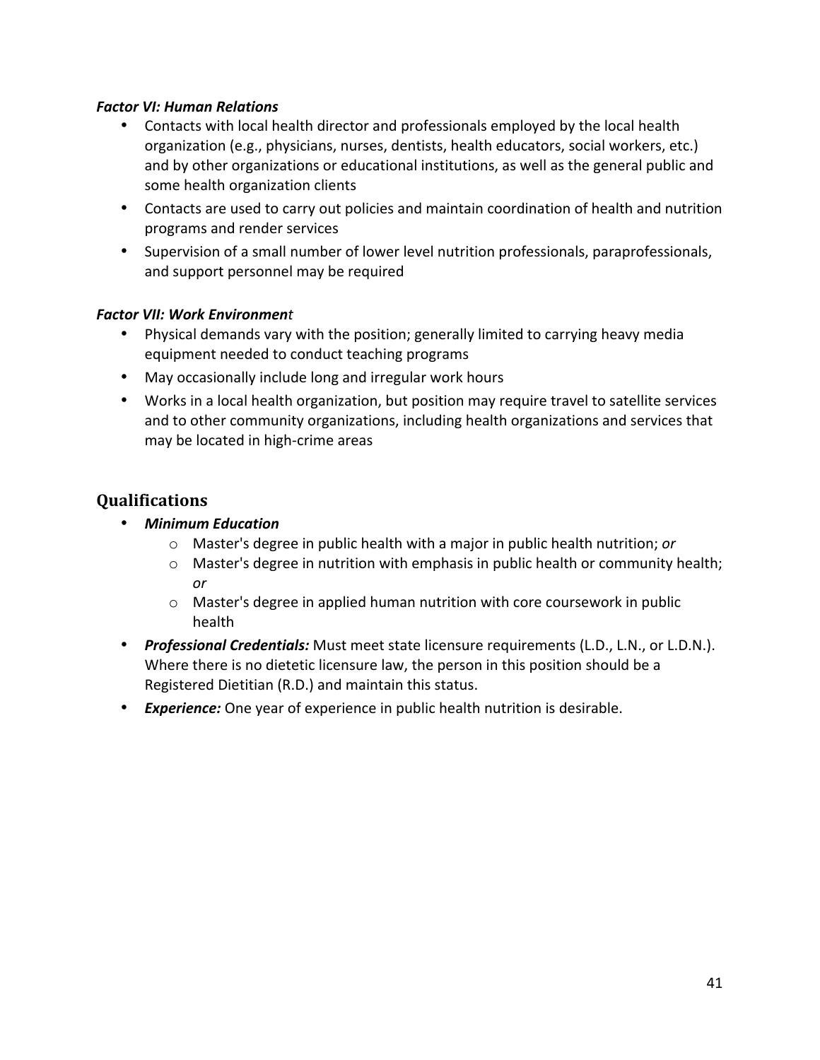***Factor VI: Human Relations***

- Contacts with local health director and professionals employed by the local health organization (e.g., physicians, nurses, dentists, health educators, social workers, etc.) and by other organizations or educational institutions, as well as the general public and some health organization clients
- Contacts are used to carry out policies and maintain coordination of health and nutrition programs and render services
- Supervision of a small number of lower level nutrition professionals, paraprofessionals, and support personnel may be required

***Factor VII: Work Environment***

- Physical demands vary with the position; generally limited to carrying heavy media equipment needed to conduct teaching programs
- May occasionally include long and irregular work hours
- Works in a local health organization, but position may require travel to satellite services and to other community organizations, including health organizations and services that may be located in high-crime areas

## Qualifications

- ***Minimum Education***
  - Master's degree in public health with a major in public health nutrition; *or*
  - Master's degree in nutrition with emphasis in public health or community health; *or*
  - Master's degree in applied human nutrition with core coursework in public health
- ***Professional Credentials:*** Must meet state licensure requirements (L.D., L.N., or L.D.N.). Where there is no dietetic licensure law, the person in this position should be a Registered Dietitian (R.D.) and maintain this status.
- ***Experience:*** One year of experience in public health nutrition is desirable.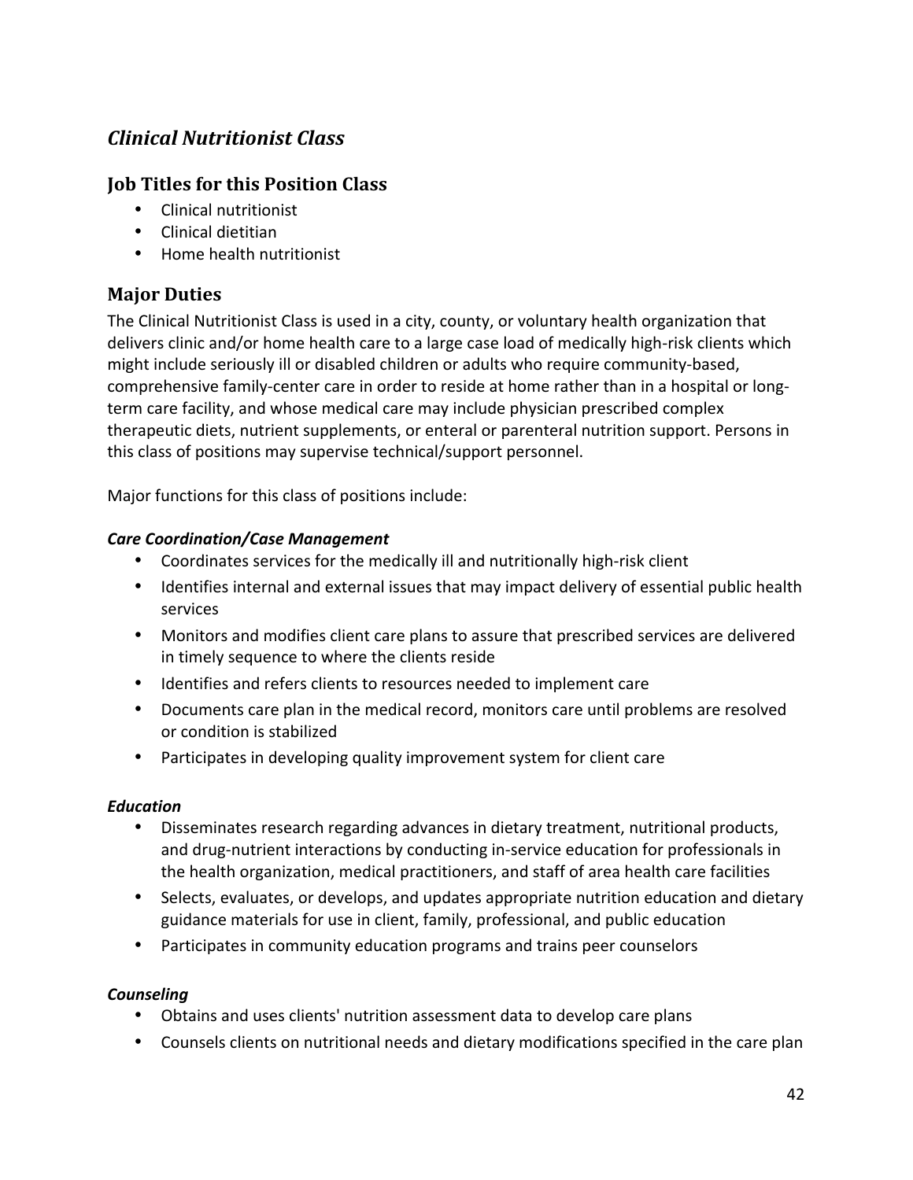## *Clinical Nutritionist Class*

### Job Titles for this Position Class

- Clinical nutritionist
- Clinical dietitian
- Home health nutritionist

### Major Duties

The Clinical Nutritionist Class is used in a city, county, or voluntary health organization that delivers clinic and/or home health care to a large case load of medically high-risk clients which might include seriously ill or disabled children or adults who require community-based, comprehensive family-center care in order to reside at home rather than in a hospital or long-term care facility, and whose medical care may include physician prescribed complex therapeutic diets, nutrient supplements, or enteral or parenteral nutrition support. Persons in this class of positions may supervise technical/support personnel.

Major functions for this class of positions include:

***Care Coordination/Case Management***

- Coordinates services for the medically ill and nutritionally high-risk client
- Identifies internal and external issues that may impact delivery of essential public health services
- Monitors and modifies client care plans to assure that prescribed services are delivered in timely sequence to where the clients reside
- Identifies and refers clients to resources needed to implement care
- Documents care plan in the medical record, monitors care until problems are resolved or condition is stabilized
- Participates in developing quality improvement system for client care

***Education***

- Disseminates research regarding advances in dietary treatment, nutritional products, and drug-nutrient interactions by conducting in-service education for professionals in the health organization, medical practitioners, and staff of area health care facilities
- Selects, evaluates, or develops, and updates appropriate nutrition education and dietary guidance materials for use in client, family, professional, and public education
- Participates in community education programs and trains peer counselors

***Counseling***

- Obtains and uses clients' nutrition assessment data to develop care plans
- Counsels clients on nutritional needs and dietary modifications specified in the care plan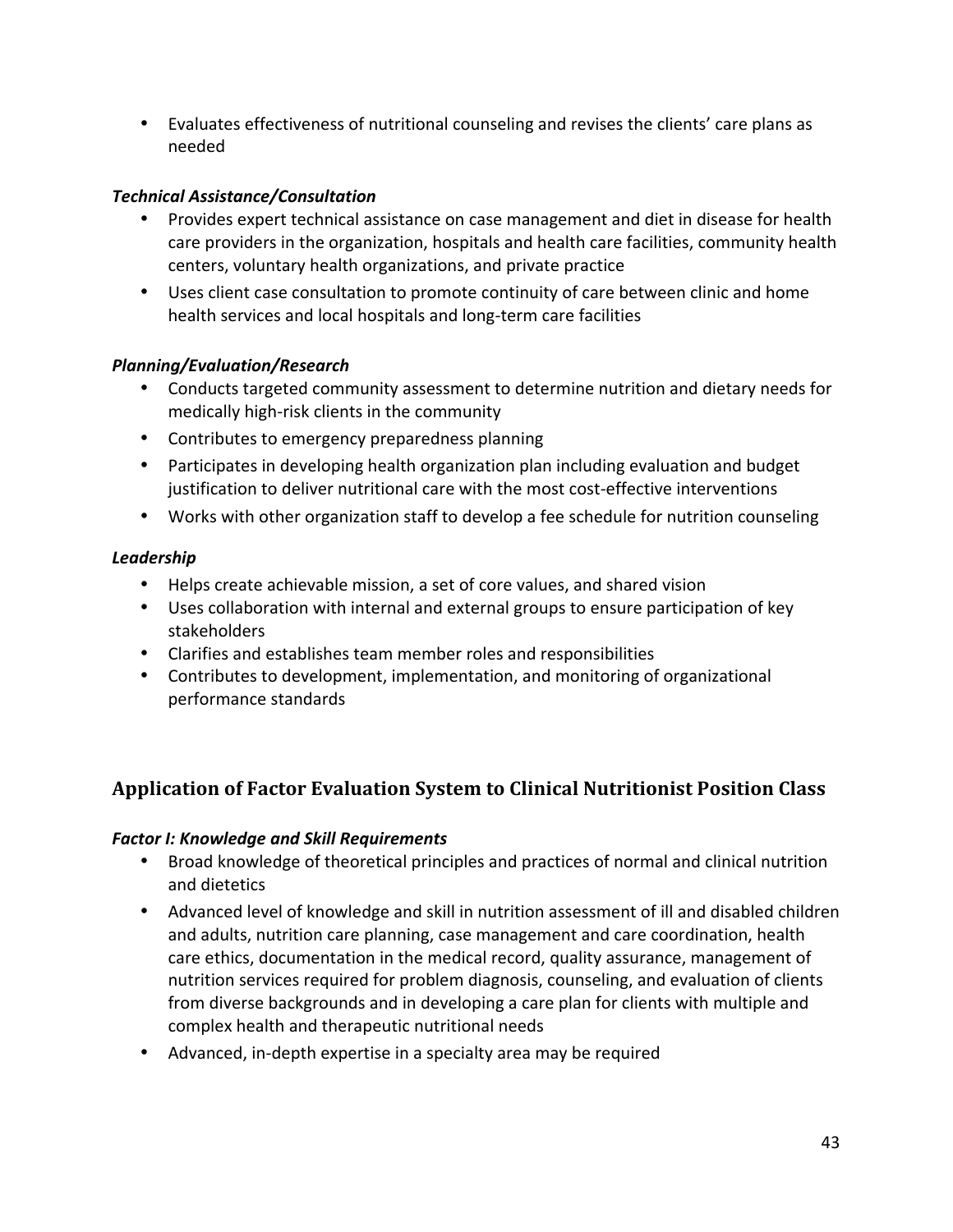- Evaluates effectiveness of nutritional counseling and revises the clients' care plans as needed

***Technical Assistance/Consultation***

- Provides expert technical assistance on case management and diet in disease for health care providers in the organization, hospitals and health care facilities, community health centers, voluntary health organizations, and private practice
- Uses client case consultation to promote continuity of care between clinic and home health services and local hospitals and long-term care facilities

***Planning/Evaluation/Research***

- Conducts targeted community assessment to determine nutrition and dietary needs for medically high-risk clients in the community
- Contributes to emergency preparedness planning
- Participates in developing health organization plan including evaluation and budget justification to deliver nutritional care with the most cost-effective interventions
- Works with other organization staff to develop a fee schedule for nutrition counseling

***Leadership***

- Helps create achievable mission, a set of core values, and shared vision
- Uses collaboration with internal and external groups to ensure participation of key stakeholders
- Clarifies and establishes team member roles and responsibilities
- Contributes to development, implementation, and monitoring of organizational performance standards

## Application of Factor Evaluation System to Clinical Nutritionist Position Class

***Factor I: Knowledge and Skill Requirements***

- Broad knowledge of theoretical principles and practices of normal and clinical nutrition and dietetics
- Advanced level of knowledge and skill in nutrition assessment of ill and disabled children and adults, nutrition care planning, case management and care coordination, health care ethics, documentation in the medical record, quality assurance, management of nutrition services required for problem diagnosis, counseling, and evaluation of clients from diverse backgrounds and in developing a care plan for clients with multiple and complex health and therapeutic nutritional needs
- Advanced, in-depth expertise in a specialty area may be required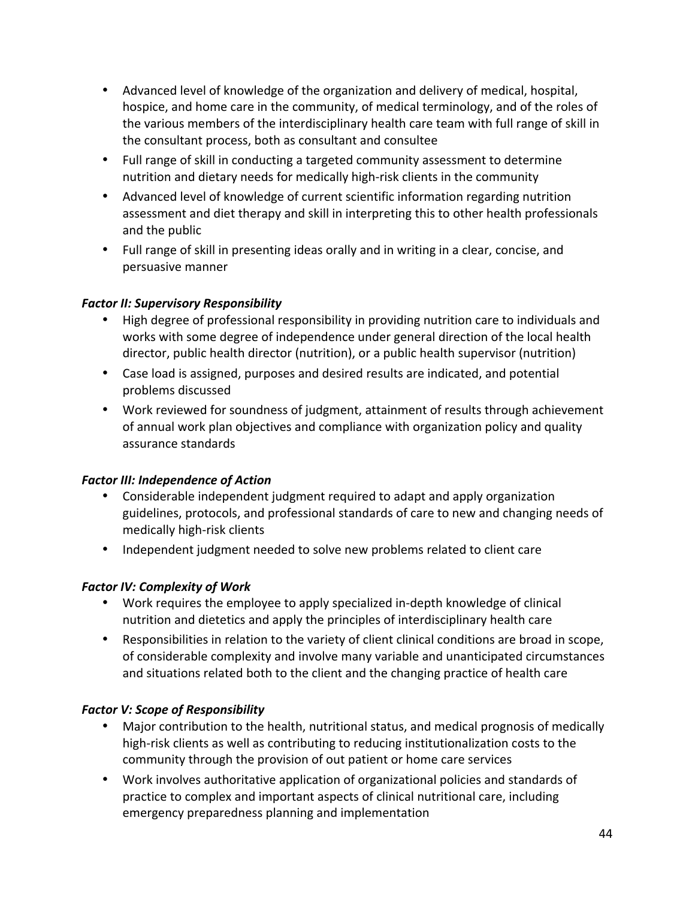- Advanced level of knowledge of the organization and delivery of medical, hospital, hospice, and home care in the community, of medical terminology, and of the roles of the various members of the interdisciplinary health care team with full range of skill in the consultant process, both as consultant and consultee
- Full range of skill in conducting a targeted community assessment to determine nutrition and dietary needs for medically high-risk clients in the community
- Advanced level of knowledge of current scientific information regarding nutrition assessment and diet therapy and skill in interpreting this to other health professionals and the public
- Full range of skill in presenting ideas orally and in writing in a clear, concise, and persuasive manner

***Factor II: Supervisory Responsibility***

- High degree of professional responsibility in providing nutrition care to individuals and works with some degree of independence under general direction of the local health director, public health director (nutrition), or a public health supervisor (nutrition)
- Case load is assigned, purposes and desired results are indicated, and potential problems discussed
- Work reviewed for soundness of judgment, attainment of results through achievement of annual work plan objectives and compliance with organization policy and quality assurance standards

***Factor III: Independence of Action***

- Considerable independent judgment required to adapt and apply organization guidelines, protocols, and professional standards of care to new and changing needs of medically high-risk clients
- Independent judgment needed to solve new problems related to client care

***Factor IV: Complexity of Work***

- Work requires the employee to apply specialized in-depth knowledge of clinical nutrition and dietetics and apply the principles of interdisciplinary health care
- Responsibilities in relation to the variety of client clinical conditions are broad in scope, of considerable complexity and involve many variable and unanticipated circumstances and situations related both to the client and the changing practice of health care

***Factor V: Scope of Responsibility***

- Major contribution to the health, nutritional status, and medical prognosis of medically high-risk clients as well as contributing to reducing institutionalization costs to the community through the provision of out patient or home care services
- Work involves authoritative application of organizational policies and standards of practice to complex and important aspects of clinical nutritional care, including emergency preparedness planning and implementation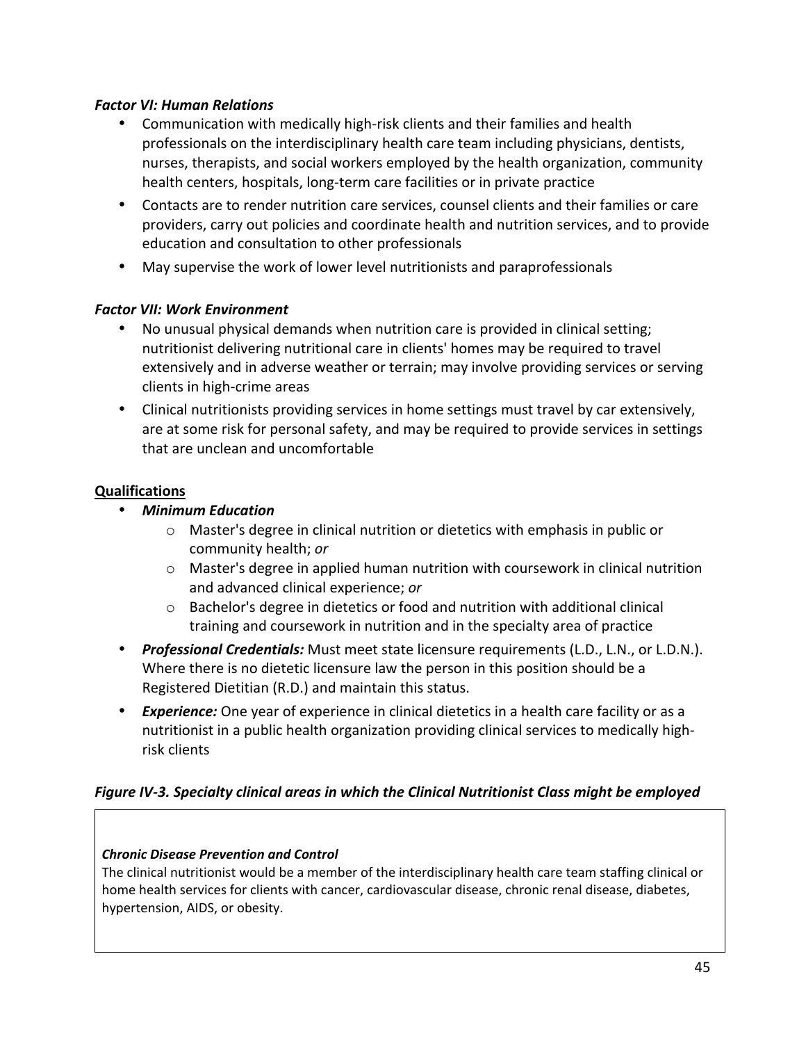***Factor VI: Human Relations***

- Communication with medically high-risk clients and their families and health professionals on the interdisciplinary health care team including physicians, dentists, nurses, therapists, and social workers employed by the health organization, community health centers, hospitals, long-term care facilities or in private practice
- Contacts are to render nutrition care services, counsel clients and their families or care providers, carry out policies and coordinate health and nutrition services, and to provide education and consultation to other professionals
- May supervise the work of lower level nutritionists and paraprofessionals

***Factor VII: Work Environment***

- No unusual physical demands when nutrition care is provided in clinical setting; nutritionist delivering nutritional care in clients' homes may be required to travel extensively and in adverse weather or terrain; may involve providing services or serving clients in high-crime areas
- Clinical nutritionists providing services in home settings must travel by car extensively, are at some risk for personal safety, and may be required to provide services in settings that are unclean and uncomfortable

**Qualifications**

- ***Minimum Education***
    - Master's degree in clinical nutrition or dietetics with emphasis in public or community health; *or*
    - Master's degree in applied human nutrition with coursework in clinical nutrition and advanced clinical experience; *or*
    - Bachelor's degree in dietetics or food and nutrition with additional clinical training and coursework in nutrition and in the specialty area of practice
- ***Professional Credentials:*** Must meet state licensure requirements (L.D., L.N., or L.D.N.). Where there is no dietetic licensure law the person in this position should be a Registered Dietitian (R.D.) and maintain this status.
- ***Experience:*** One year of experience in clinical dietetics in a health care facility or as a nutritionist in a public health organization providing clinical services to medically high-risk clients

***Figure IV-3. Specialty clinical areas in which the Clinical Nutritionist Class might be employed***

***Chronic Disease Prevention and Control***
The clinical nutritionist would be a member of the interdisciplinary health care team staffing clinical or home health services for clients with cancer, cardiovascular disease, chronic renal disease, diabetes, hypertension, AIDS, or obesity.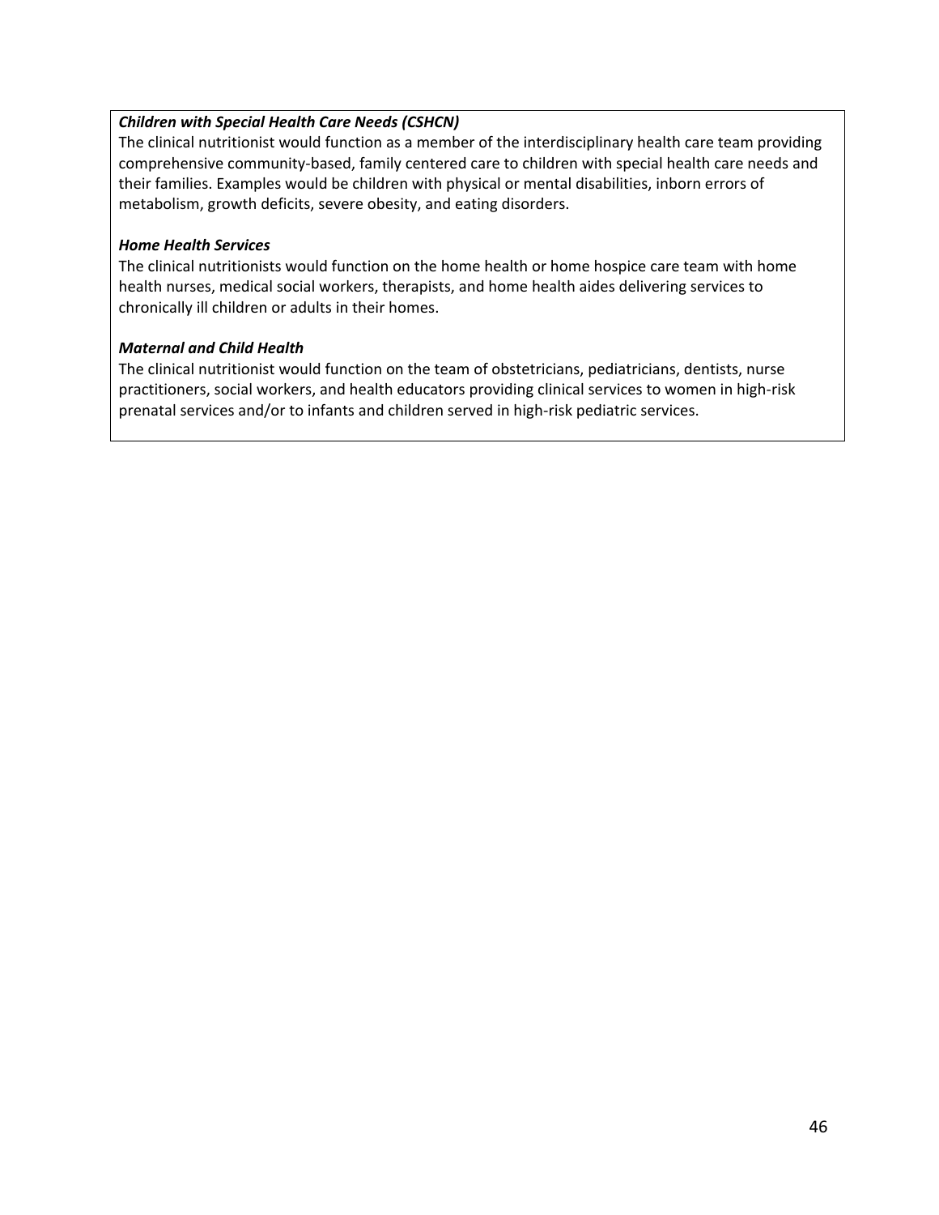***Children with Special Health Care Needs (CSHCN)***
The clinical nutritionist would function as a member of the interdisciplinary health care team providing comprehensive community-based, family centered care to children with special health care needs and their families. Examples would be children with physical or mental disabilities, inborn errors of metabolism, growth deficits, severe obesity, and eating disorders.

***Home Health Services***
The clinical nutritionists would function on the home health or home hospice care team with home health nurses, medical social workers, therapists, and home health aides delivering services to chronically ill children or adults in their homes.

***Maternal and Child Health***
The clinical nutritionist would function on the team of obstetricians, pediatricians, dentists, nurse practitioners, social workers, and health educators providing clinical services to women in high-risk prenatal services and/or to infants and children served in high-risk pediatric services.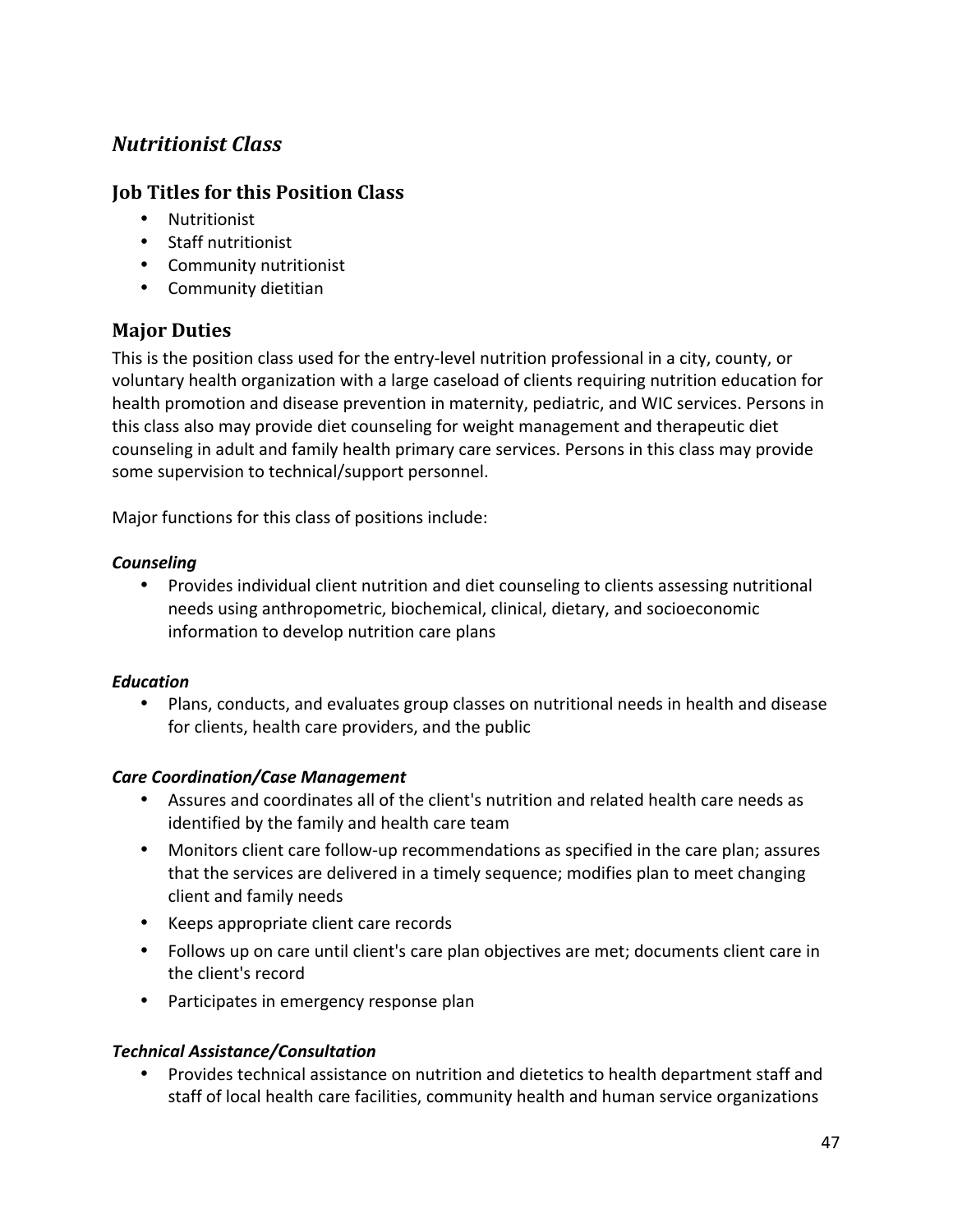## *Nutritionist Class*

### Job Titles for this Position Class

- Nutritionist
- Staff nutritionist
- Community nutritionist
- Community dietitian

### Major Duties

This is the position class used for the entry-level nutrition professional in a city, county, or voluntary health organization with a large caseload of clients requiring nutrition education for health promotion and disease prevention in maternity, pediatric, and WIC services. Persons in this class also may provide diet counseling for weight management and therapeutic diet counseling in adult and family health primary care services. Persons in this class may provide some supervision to technical/support personnel.

Major functions for this class of positions include:

***Counseling***

- Provides individual client nutrition and diet counseling to clients assessing nutritional needs using anthropometric, biochemical, clinical, dietary, and socioeconomic information to develop nutrition care plans

***Education***

- Plans, conducts, and evaluates group classes on nutritional needs in health and disease for clients, health care providers, and the public

***Care Coordination/Case Management***

- Assures and coordinates all of the client's nutrition and related health care needs as identified by the family and health care team
- Monitors client care follow-up recommendations as specified in the care plan; assures that the services are delivered in a timely sequence; modifies plan to meet changing client and family needs
- Keeps appropriate client care records
- Follows up on care until client's care plan objectives are met; documents client care in the client's record
- Participates in emergency response plan

***Technical Assistance/Consultation***

- Provides technical assistance on nutrition and dietetics to health department staff and staff of local health care facilities, community health and human service organizations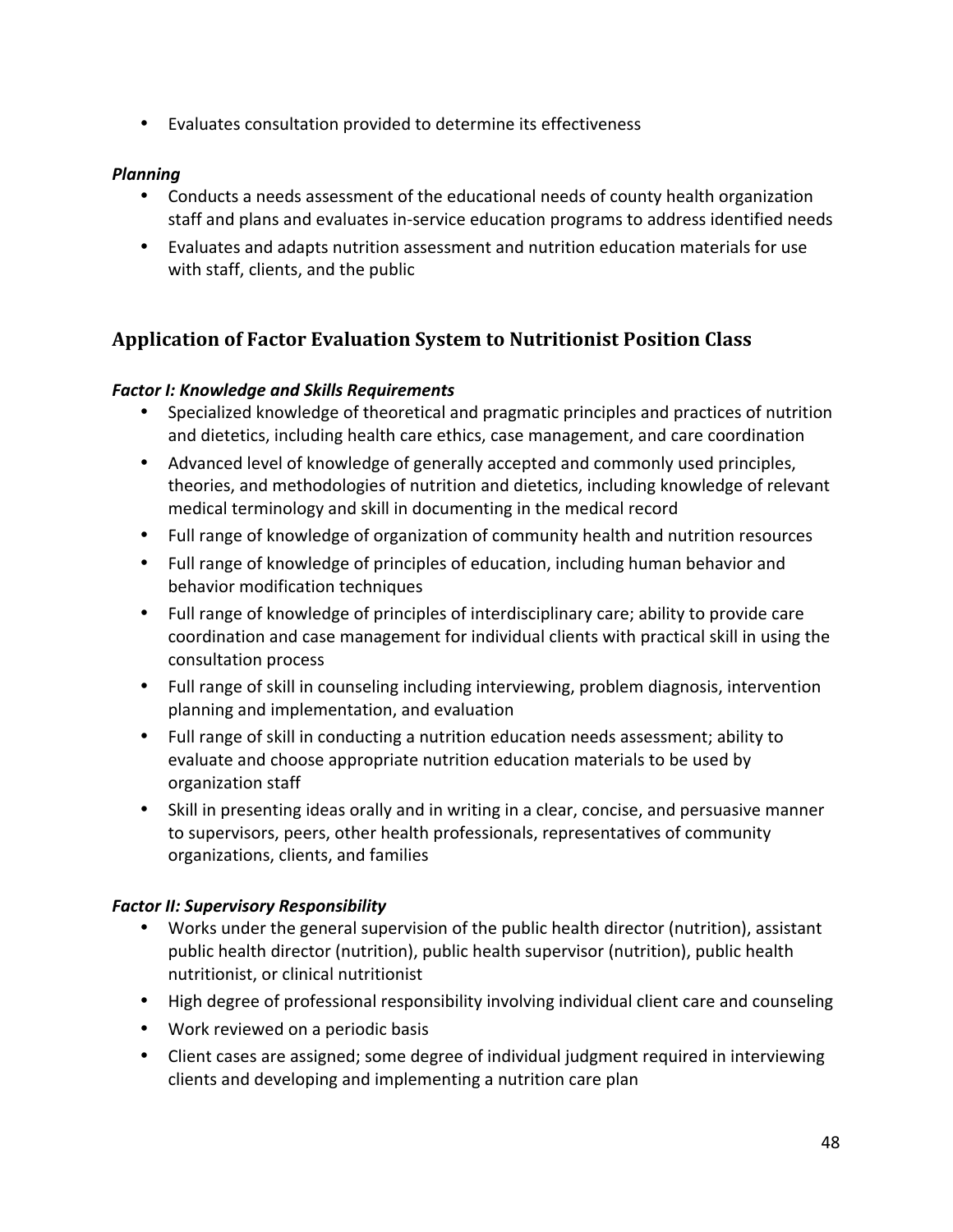- Evaluates consultation provided to determine its effectiveness

***Planning***

- Conducts a needs assessment of the educational needs of county health organization staff and plans and evaluates in-service education programs to address identified needs
- Evaluates and adapts nutrition assessment and nutrition education materials for use with staff, clients, and the public

## Application of Factor Evaluation System to Nutritionist Position Class

***Factor I: Knowledge and Skills Requirements***

- Specialized knowledge of theoretical and pragmatic principles and practices of nutrition and dietetics, including health care ethics, case management, and care coordination
- Advanced level of knowledge of generally accepted and commonly used principles, theories, and methodologies of nutrition and dietetics, including knowledge of relevant medical terminology and skill in documenting in the medical record
- Full range of knowledge of organization of community health and nutrition resources
- Full range of knowledge of principles of education, including human behavior and behavior modification techniques
- Full range of knowledge of principles of interdisciplinary care; ability to provide care coordination and case management for individual clients with practical skill in using the consultation process
- Full range of skill in counseling including interviewing, problem diagnosis, intervention planning and implementation, and evaluation
- Full range of skill in conducting a nutrition education needs assessment; ability to evaluate and choose appropriate nutrition education materials to be used by organization staff
- Skill in presenting ideas orally and in writing in a clear, concise, and persuasive manner to supervisors, peers, other health professionals, representatives of community organizations, clients, and families

***Factor II: Supervisory Responsibility***

- Works under the general supervision of the public health director (nutrition), assistant public health director (nutrition), public health supervisor (nutrition), public health nutritionist, or clinical nutritionist
- High degree of professional responsibility involving individual client care and counseling
- Work reviewed on a periodic basis
- Client cases are assigned; some degree of individual judgment required in interviewing clients and developing and implementing a nutrition care plan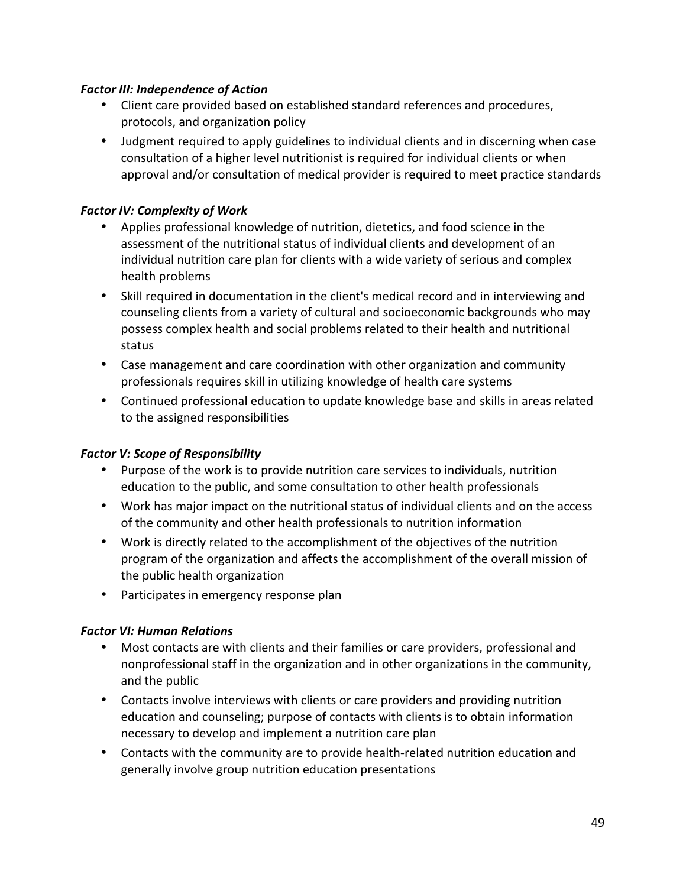***Factor III: Independence of Action***

- Client care provided based on established standard references and procedures, protocols, and organization policy
- Judgment required to apply guidelines to individual clients and in discerning when case consultation of a higher level nutritionist is required for individual clients or when approval and/or consultation of medical provider is required to meet practice standards

***Factor IV: Complexity of Work***

- Applies professional knowledge of nutrition, dietetics, and food science in the assessment of the nutritional status of individual clients and development of an individual nutrition care plan for clients with a wide variety of serious and complex health problems
- Skill required in documentation in the client's medical record and in interviewing and counseling clients from a variety of cultural and socioeconomic backgrounds who may possess complex health and social problems related to their health and nutritional status
- Case management and care coordination with other organization and community professionals requires skill in utilizing knowledge of health care systems
- Continued professional education to update knowledge base and skills in areas related to the assigned responsibilities

***Factor V: Scope of Responsibility***

- Purpose of the work is to provide nutrition care services to individuals, nutrition education to the public, and some consultation to other health professionals
- Work has major impact on the nutritional status of individual clients and on the access of the community and other health professionals to nutrition information
- Work is directly related to the accomplishment of the objectives of the nutrition program of the organization and affects the accomplishment of the overall mission of the public health organization
- Participates in emergency response plan

***Factor VI: Human Relations***

- Most contacts are with clients and their families or care providers, professional and nonprofessional staff in the organization and in other organizations in the community, and the public
- Contacts involve interviews with clients or care providers and providing nutrition education and counseling; purpose of contacts with clients is to obtain information necessary to develop and implement a nutrition care plan
- Contacts with the community are to provide health-related nutrition education and generally involve group nutrition education presentations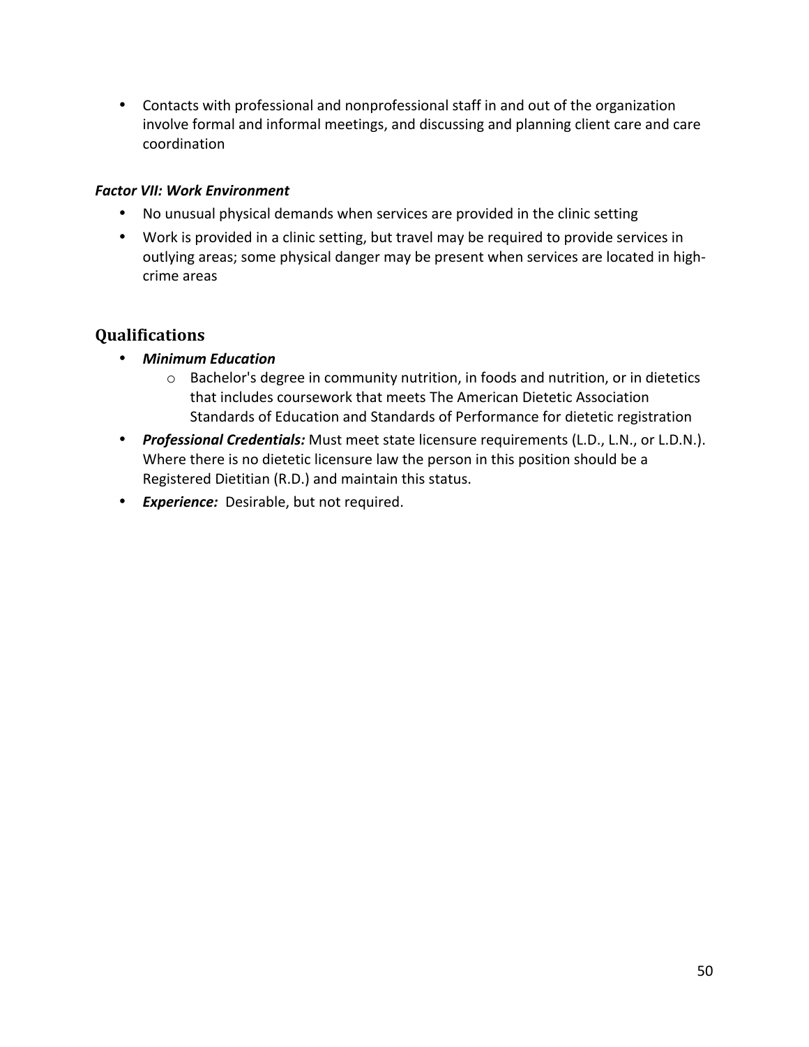- Contacts with professional and nonprofessional staff in and out of the organization involve formal and informal meetings, and discussing and planning client care and care coordination

***Factor VII: Work Environment***

- No unusual physical demands when services are provided in the clinic setting
- Work is provided in a clinic setting, but travel may be required to provide services in outlying areas; some physical danger may be present when services are located in high-crime areas

## Qualifications

- ***Minimum Education***
  - Bachelor's degree in community nutrition, in foods and nutrition, or in dietetics that includes coursework that meets The American Dietetic Association Standards of Education and Standards of Performance for dietetic registration
- ***Professional Credentials:*** Must meet state licensure requirements (L.D., L.N., or L.D.N.). Where there is no dietetic licensure law the person in this position should be a Registered Dietitian (R.D.) and maintain this status.
- ***Experience:*** Desirable, but not required.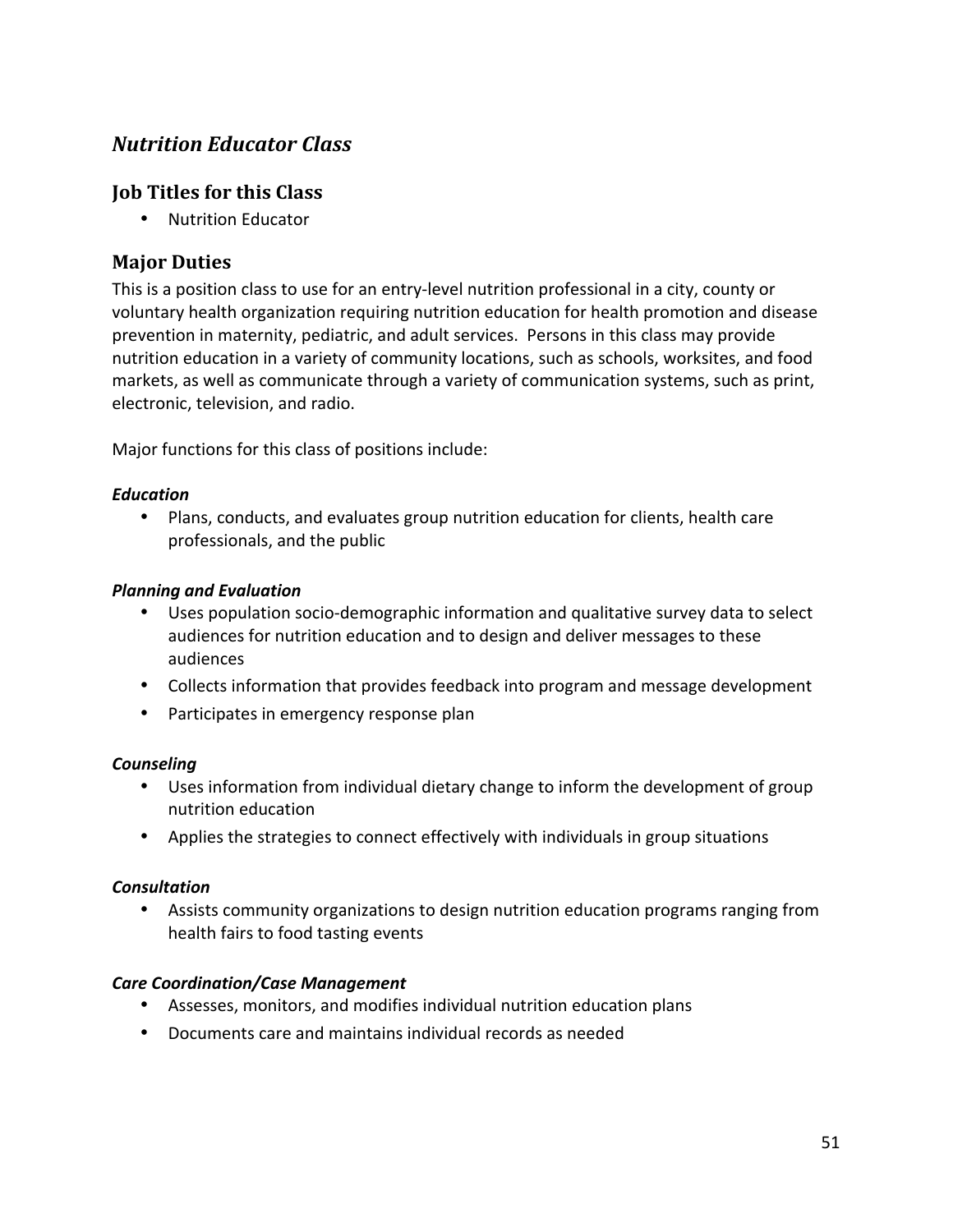## *Nutrition Educator Class*

### Job Titles for this Class

- Nutrition Educator

### Major Duties

This is a position class to use for an entry-level nutrition professional in a city, county or voluntary health organization requiring nutrition education for health promotion and disease prevention in maternity, pediatric, and adult services. Persons in this class may provide nutrition education in a variety of community locations, such as schools, worksites, and food markets, as well as communicate through a variety of communication systems, such as print, electronic, television, and radio.

Major functions for this class of positions include:

***Education***

- Plans, conducts, and evaluates group nutrition education for clients, health care professionals, and the public

***Planning and Evaluation***

- Uses population socio-demographic information and qualitative survey data to select audiences for nutrition education and to design and deliver messages to these audiences
- Collects information that provides feedback into program and message development
- Participates in emergency response plan

***Counseling***

- Uses information from individual dietary change to inform the development of group nutrition education
- Applies the strategies to connect effectively with individuals in group situations

***Consultation***

- Assists community organizations to design nutrition education programs ranging from health fairs to food tasting events

***Care Coordination/Case Management***

- Assesses, monitors, and modifies individual nutrition education plans
- Documents care and maintains individual records as needed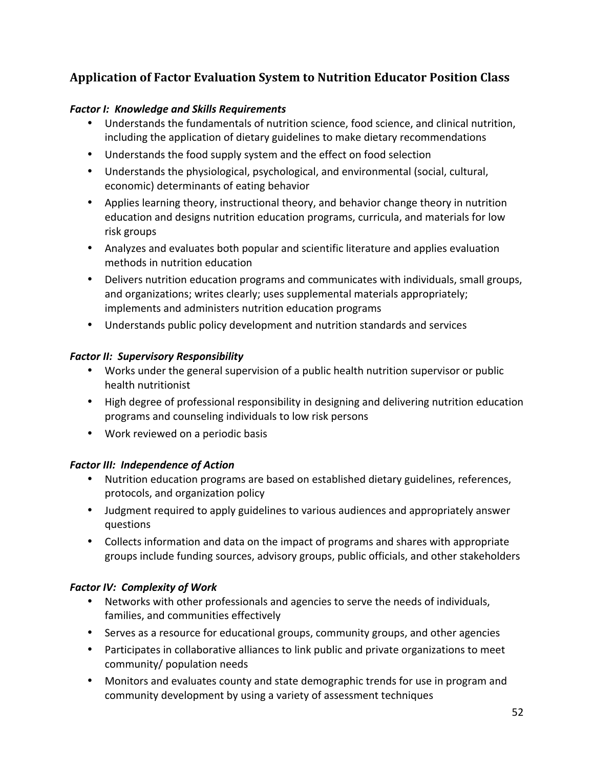## Application of Factor Evaluation System to Nutrition Educator Position Class

***Factor I: Knowledge and Skills Requirements***

- Understands the fundamentals of nutrition science, food science, and clinical nutrition, including the application of dietary guidelines to make dietary recommendations
- Understands the food supply system and the effect on food selection
- Understands the physiological, psychological, and environmental (social, cultural, economic) determinants of eating behavior
- Applies learning theory, instructional theory, and behavior change theory in nutrition education and designs nutrition education programs, curricula, and materials for low risk groups
- Analyzes and evaluates both popular and scientific literature and applies evaluation methods in nutrition education
- Delivers nutrition education programs and communicates with individuals, small groups, and organizations; writes clearly; uses supplemental materials appropriately; implements and administers nutrition education programs
- Understands public policy development and nutrition standards and services

***Factor II: Supervisory Responsibility***

- Works under the general supervision of a public health nutrition supervisor or public health nutritionist
- High degree of professional responsibility in designing and delivering nutrition education programs and counseling individuals to low risk persons
- Work reviewed on a periodic basis

***Factor III: Independence of Action***

- Nutrition education programs are based on established dietary guidelines, references, protocols, and organization policy
- Judgment required to apply guidelines to various audiences and appropriately answer questions
- Collects information and data on the impact of programs and shares with appropriate groups include funding sources, advisory groups, public officials, and other stakeholders

***Factor IV: Complexity of Work***

- Networks with other professionals and agencies to serve the needs of individuals, families, and communities effectively
- Serves as a resource for educational groups, community groups, and other agencies
- Participates in collaborative alliances to link public and private organizations to meet community/ population needs
- Monitors and evaluates county and state demographic trends for use in program and community development by using a variety of assessment techniques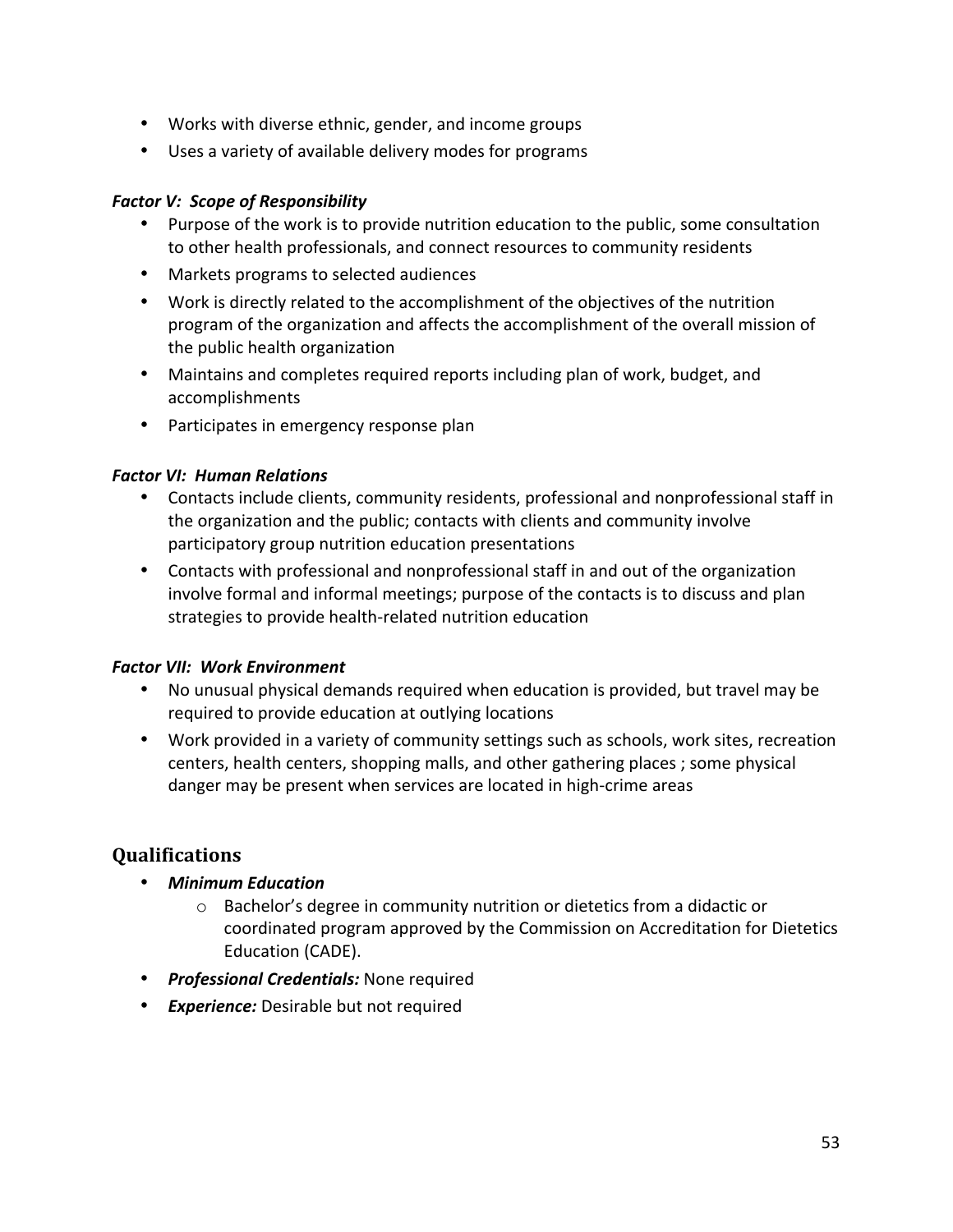- Works with diverse ethnic, gender, and income groups
- Uses a variety of available delivery modes for programs

***Factor V: Scope of Responsibility***

- Purpose of the work is to provide nutrition education to the public, some consultation to other health professionals, and connect resources to community residents
- Markets programs to selected audiences
- Work is directly related to the accomplishment of the objectives of the nutrition program of the organization and affects the accomplishment of the overall mission of the public health organization
- Maintains and completes required reports including plan of work, budget, and accomplishments
- Participates in emergency response plan

***Factor VI: Human Relations***

- Contacts include clients, community residents, professional and nonprofessional staff in the organization and the public; contacts with clients and community involve participatory group nutrition education presentations
- Contacts with professional and nonprofessional staff in and out of the organization involve formal and informal meetings; purpose of the contacts is to discuss and plan strategies to provide health-related nutrition education

***Factor VII: Work Environment***

- No unusual physical demands required when education is provided, but travel may be required to provide education at outlying locations
- Work provided in a variety of community settings such as schools, work sites, recreation centers, health centers, shopping malls, and other gathering places ; some physical danger may be present when services are located in high-crime areas

## Qualifications

- ***Minimum Education***
  - Bachelor's degree in community nutrition or dietetics from a didactic or coordinated program approved by the Commission on Accreditation for Dietetics Education (CADE).
- ***Professional Credentials:*** None required
- ***Experience:*** Desirable but not required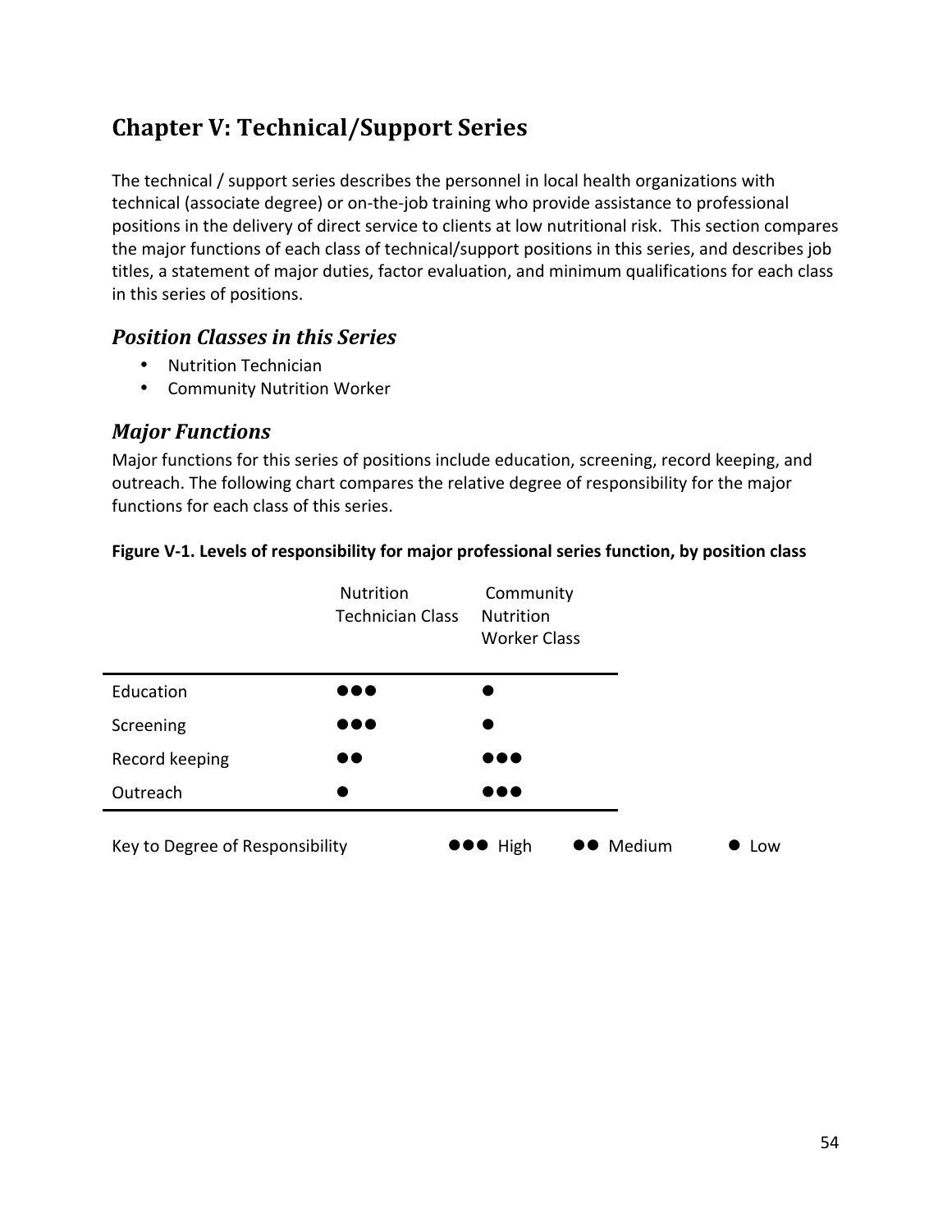# Chapter V: Technical/Support Series

The technical / support series describes the personnel in local health organizations with technical (associate degree) or on-the-job training who provide assistance to professional positions in the delivery of direct service to clients at low nutritional risk. This section compares the major functions of each class of technical/support positions in this series, and describes job titles, a statement of major duties, factor evaluation, and minimum qualifications for each class in this series of positions.

## *Position Classes in this Series*

- Nutrition Technician
- Community Nutrition Worker

## *Major Functions*

Major functions for this series of positions include education, screening, record keeping, and outreach. The following chart compares the relative degree of responsibility for the major functions for each class of this series.

**Figure V-1. Levels of responsibility for major professional series function, by position class**

| | Nutrition Technician Class | Community Nutrition Worker Class |
|---|---|---|
| Education | ●●● | ● |
| Screening | ●●● | ● |
| Record keeping | ●● | ●●● |
| Outreach | ● | ●●● |

Key to Degree of Responsibility ●●● High ●● Medium ● Low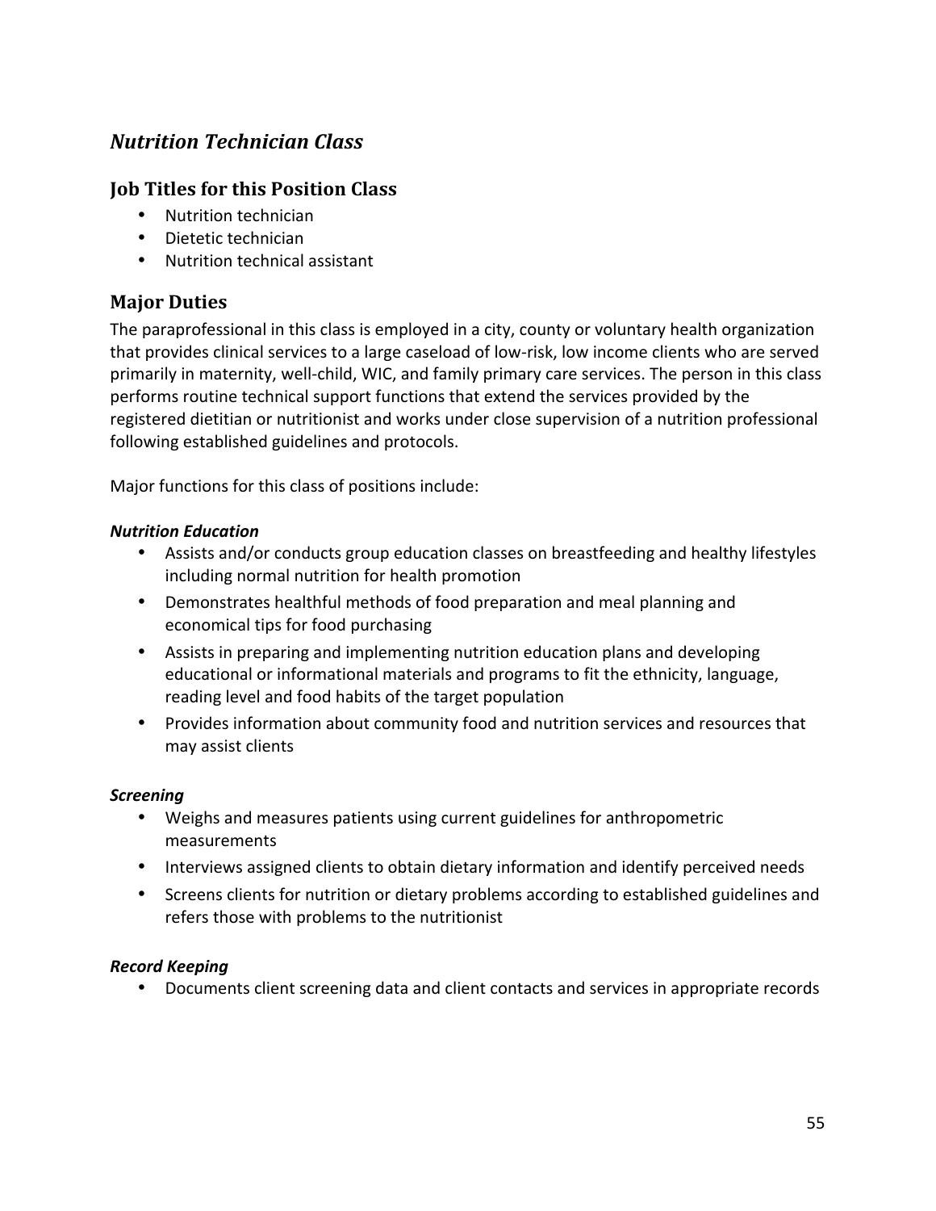## *Nutrition Technician Class*

### Job Titles for this Position Class

- Nutrition technician
- Dietetic technician
- Nutrition technical assistant

### Major Duties

The paraprofessional in this class is employed in a city, county or voluntary health organization that provides clinical services to a large caseload of low-risk, low income clients who are served primarily in maternity, well-child, WIC, and family primary care services. The person in this class performs routine technical support functions that extend the services provided by the registered dietitian or nutritionist and works under close supervision of a nutrition professional following established guidelines and protocols.

Major functions for this class of positions include:

***Nutrition Education***

- Assists and/or conducts group education classes on breastfeeding and healthy lifestyles including normal nutrition for health promotion
- Demonstrates healthful methods of food preparation and meal planning and economical tips for food purchasing
- Assists in preparing and implementing nutrition education plans and developing educational or informational materials and programs to fit the ethnicity, language, reading level and food habits of the target population
- Provides information about community food and nutrition services and resources that may assist clients

***Screening***

- Weighs and measures patients using current guidelines for anthropometric measurements
- Interviews assigned clients to obtain dietary information and identify perceived needs
- Screens clients for nutrition or dietary problems according to established guidelines and refers those with problems to the nutritionist

***Record Keeping***

- Documents client screening data and client contacts and services in appropriate records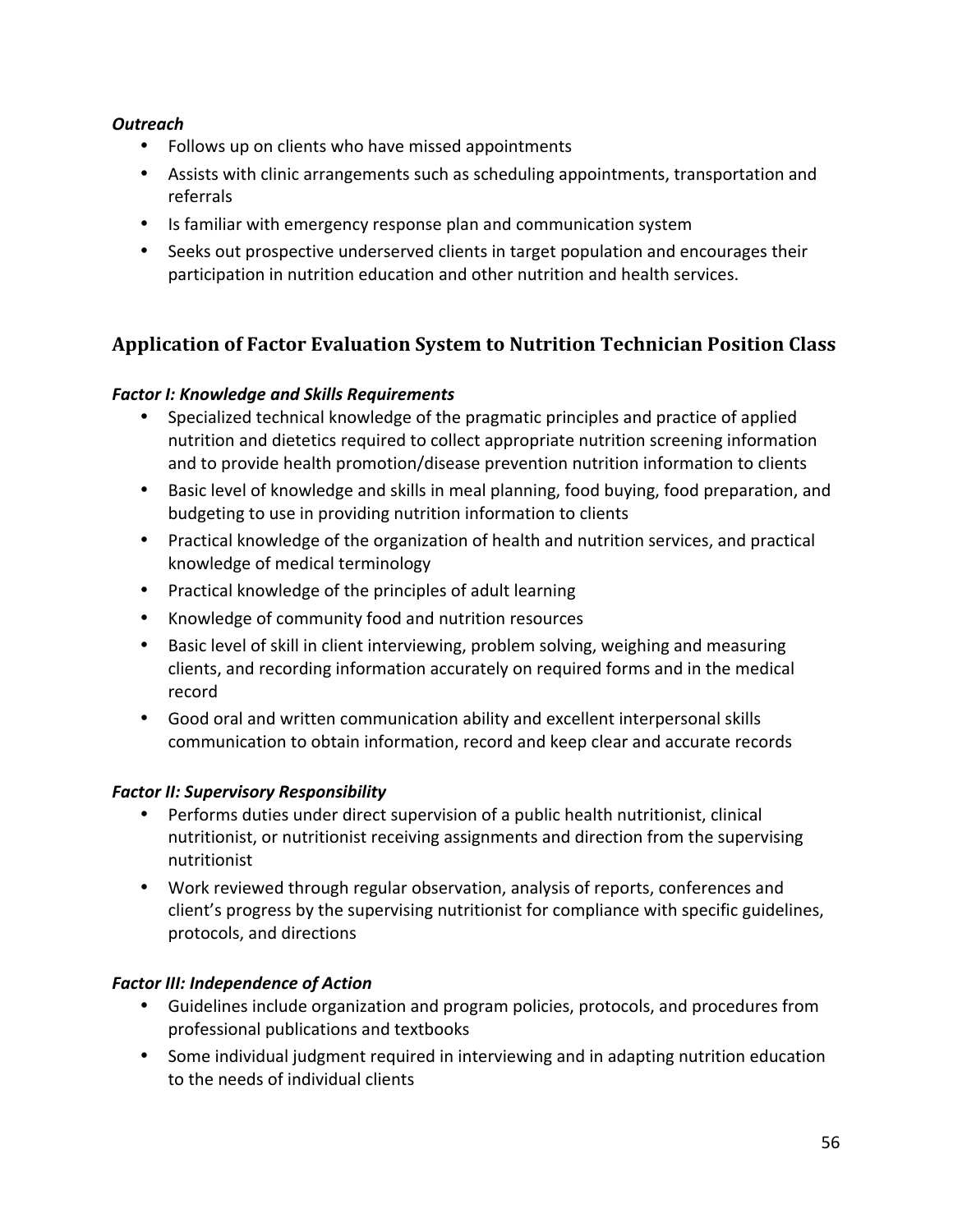***Outreach***

- Follows up on clients who have missed appointments
- Assists with clinic arrangements such as scheduling appointments, transportation and referrals
- Is familiar with emergency response plan and communication system
- Seeks out prospective underserved clients in target population and encourages their participation in nutrition education and other nutrition and health services.

## Application of Factor Evaluation System to Nutrition Technician Position Class

***Factor I: Knowledge and Skills Requirements***

- Specialized technical knowledge of the pragmatic principles and practice of applied nutrition and dietetics required to collect appropriate nutrition screening information and to provide health promotion/disease prevention nutrition information to clients
- Basic level of knowledge and skills in meal planning, food buying, food preparation, and budgeting to use in providing nutrition information to clients
- Practical knowledge of the organization of health and nutrition services, and practical knowledge of medical terminology
- Practical knowledge of the principles of adult learning
- Knowledge of community food and nutrition resources
- Basic level of skill in client interviewing, problem solving, weighing and measuring clients, and recording information accurately on required forms and in the medical record
- Good oral and written communication ability and excellent interpersonal skills communication to obtain information, record and keep clear and accurate records

***Factor II: Supervisory Responsibility***

- Performs duties under direct supervision of a public health nutritionist, clinical nutritionist, or nutritionist receiving assignments and direction from the supervising nutritionist
- Work reviewed through regular observation, analysis of reports, conferences and client's progress by the supervising nutritionist for compliance with specific guidelines, protocols, and directions

***Factor III: Independence of Action***

- Guidelines include organization and program policies, protocols, and procedures from professional publications and textbooks
- Some individual judgment required in interviewing and in adapting nutrition education to the needs of individual clients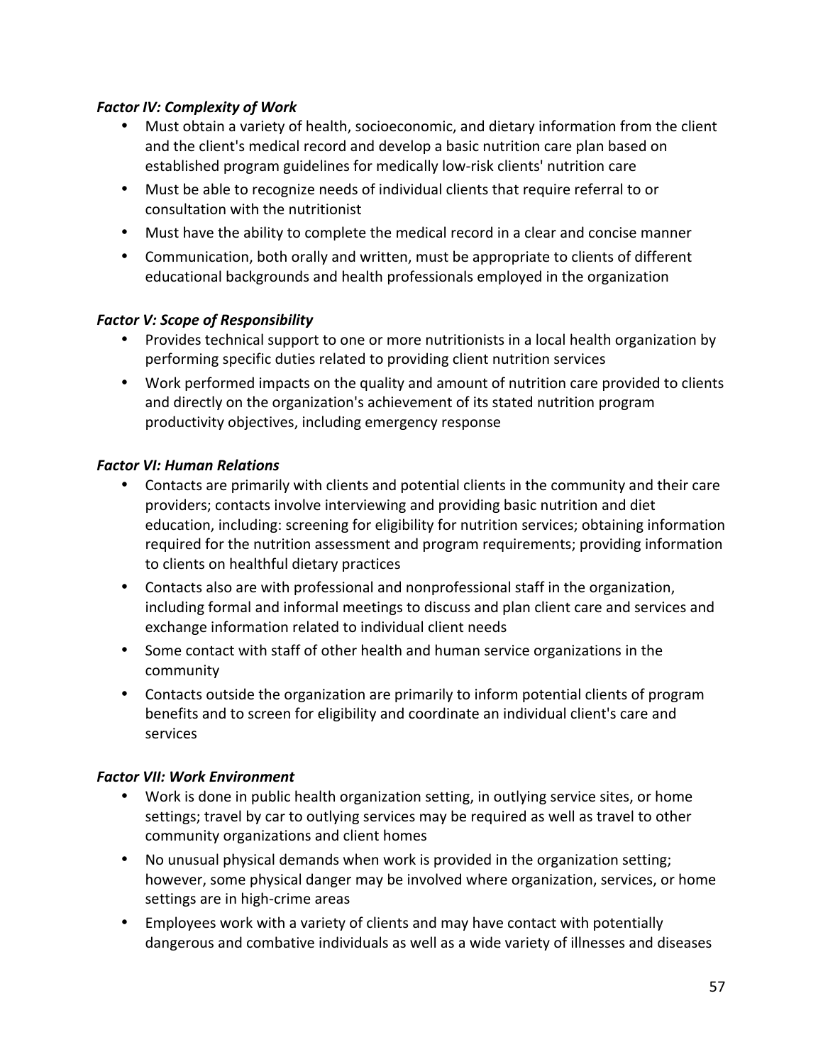***Factor IV: Complexity of Work***

- Must obtain a variety of health, socioeconomic, and dietary information from the client and the client's medical record and develop a basic nutrition care plan based on established program guidelines for medically low-risk clients' nutrition care
- Must be able to recognize needs of individual clients that require referral to or consultation with the nutritionist
- Must have the ability to complete the medical record in a clear and concise manner
- Communication, both orally and written, must be appropriate to clients of different educational backgrounds and health professionals employed in the organization

***Factor V: Scope of Responsibility***

- Provides technical support to one or more nutritionists in a local health organization by performing specific duties related to providing client nutrition services
- Work performed impacts on the quality and amount of nutrition care provided to clients and directly on the organization's achievement of its stated nutrition program productivity objectives, including emergency response

***Factor VI: Human Relations***

- Contacts are primarily with clients and potential clients in the community and their care providers; contacts involve interviewing and providing basic nutrition and diet education, including: screening for eligibility for nutrition services; obtaining information required for the nutrition assessment and program requirements; providing information to clients on healthful dietary practices
- Contacts also are with professional and nonprofessional staff in the organization, including formal and informal meetings to discuss and plan client care and services and exchange information related to individual client needs
- Some contact with staff of other health and human service organizations in the community
- Contacts outside the organization are primarily to inform potential clients of program benefits and to screen for eligibility and coordinate an individual client's care and services

***Factor VII: Work Environment***

- Work is done in public health organization setting, in outlying service sites, or home settings; travel by car to outlying services may be required as well as travel to other community organizations and client homes
- No unusual physical demands when work is provided in the organization setting; however, some physical danger may be involved where organization, services, or home settings are in high-crime areas
- Employees work with a variety of clients and may have contact with potentially dangerous and combative individuals as well as a wide variety of illnesses and diseases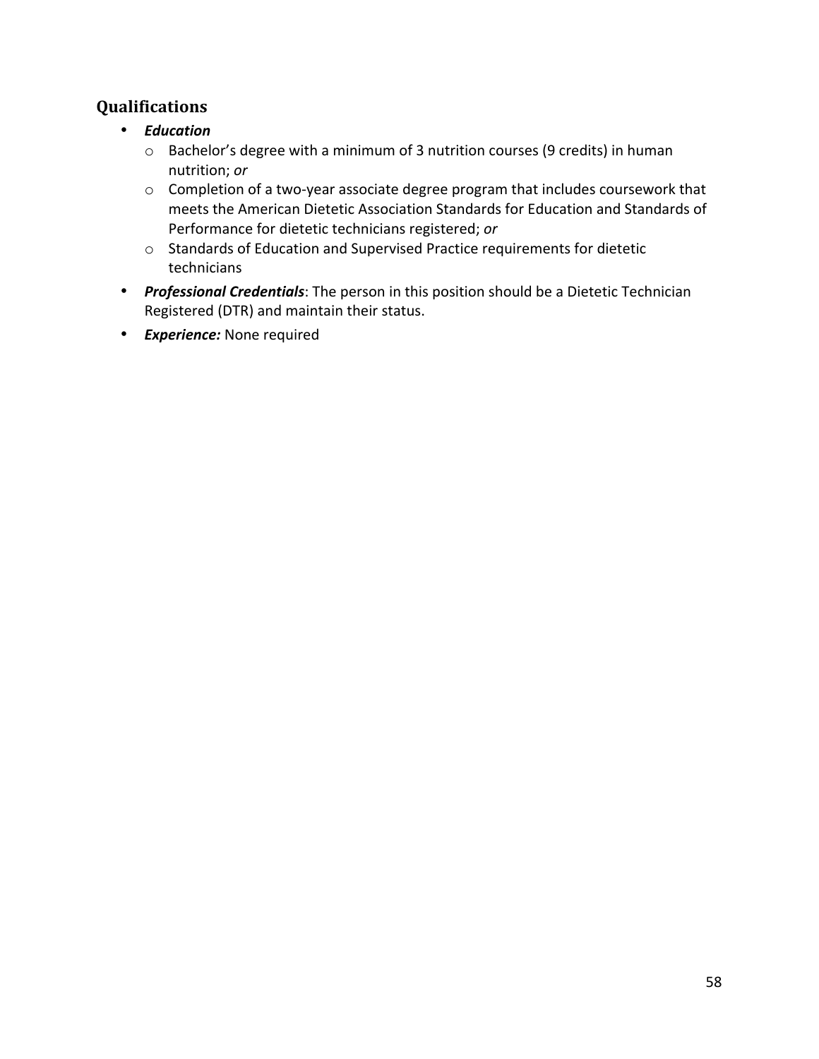## Qualifications

- ***Education***
  - Bachelor's degree with a minimum of 3 nutrition courses (9 credits) in human nutrition; *or*
  - Completion of a two-year associate degree program that includes coursework that meets the American Dietetic Association Standards for Education and Standards of Performance for dietetic technicians registered; *or*
  - Standards of Education and Supervised Practice requirements for dietetic technicians
- ***Professional Credentials***: The person in this position should be a Dietetic Technician Registered (DTR) and maintain their status.
- ***Experience:*** None required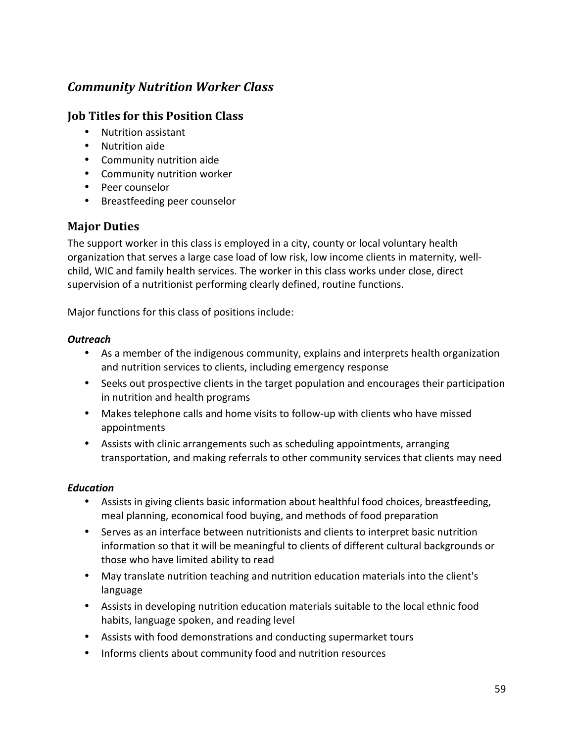## *Community Nutrition Worker Class*

### Job Titles for this Position Class

- Nutrition assistant
- Nutrition aide
- Community nutrition aide
- Community nutrition worker
- Peer counselor
- Breastfeeding peer counselor

### Major Duties

The support worker in this class is employed in a city, county or local voluntary health organization that serves a large case load of low risk, low income clients in maternity, well-child, WIC and family health services. The worker in this class works under close, direct supervision of a nutritionist performing clearly defined, routine functions.

Major functions for this class of positions include:

***Outreach***

- As a member of the indigenous community, explains and interprets health organization and nutrition services to clients, including emergency response
- Seeks out prospective clients in the target population and encourages their participation in nutrition and health programs
- Makes telephone calls and home visits to follow-up with clients who have missed appointments
- Assists with clinic arrangements such as scheduling appointments, arranging transportation, and making referrals to other community services that clients may need

***Education***

- Assists in giving clients basic information about healthful food choices, breastfeeding, meal planning, economical food buying, and methods of food preparation
- Serves as an interface between nutritionists and clients to interpret basic nutrition information so that it will be meaningful to clients of different cultural backgrounds or those who have limited ability to read
- May translate nutrition teaching and nutrition education materials into the client's language
- Assists in developing nutrition education materials suitable to the local ethnic food habits, language spoken, and reading level
- Assists with food demonstrations and conducting supermarket tours
- Informs clients about community food and nutrition resources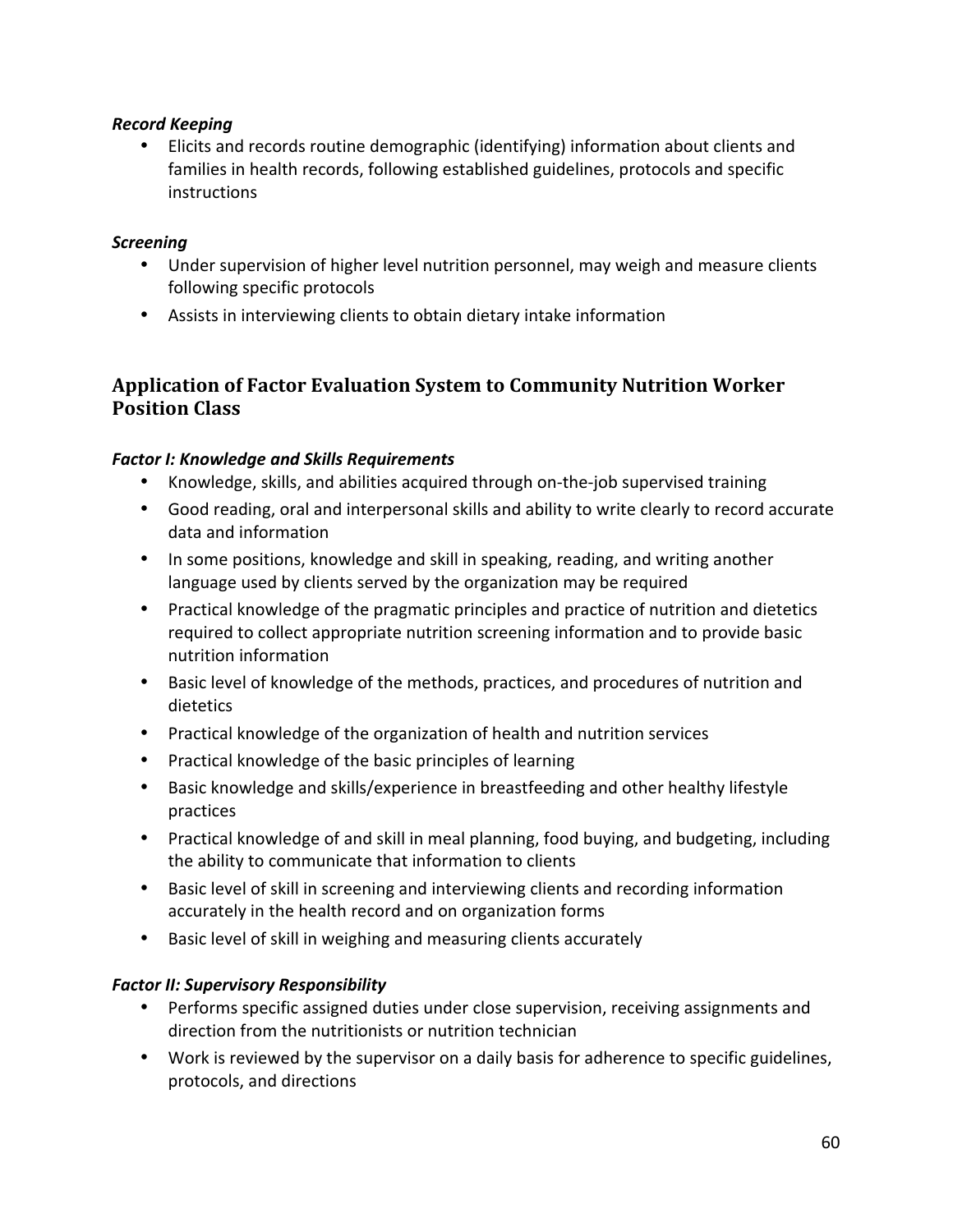*Record Keeping*

- Elicits and records routine demographic (identifying) information about clients and families in health records, following established guidelines, protocols and specific instructions

*Screening*

- Under supervision of higher level nutrition personnel, may weigh and measure clients following specific protocols
- Assists in interviewing clients to obtain dietary intake information

## Application of Factor Evaluation System to Community Nutrition Worker Position Class

*Factor I: Knowledge and Skills Requirements*

- Knowledge, skills, and abilities acquired through on-the-job supervised training
- Good reading, oral and interpersonal skills and ability to write clearly to record accurate data and information
- In some positions, knowledge and skill in speaking, reading, and writing another language used by clients served by the organization may be required
- Practical knowledge of the pragmatic principles and practice of nutrition and dietetics required to collect appropriate nutrition screening information and to provide basic nutrition information
- Basic level of knowledge of the methods, practices, and procedures of nutrition and dietetics
- Practical knowledge of the organization of health and nutrition services
- Practical knowledge of the basic principles of learning
- Basic knowledge and skills/experience in breastfeeding and other healthy lifestyle practices
- Practical knowledge of and skill in meal planning, food buying, and budgeting, including the ability to communicate that information to clients
- Basic level of skill in screening and interviewing clients and recording information accurately in the health record and on organization forms
- Basic level of skill in weighing and measuring clients accurately

*Factor II: Supervisory Responsibility*

- Performs specific assigned duties under close supervision, receiving assignments and direction from the nutritionists or nutrition technician
- Work is reviewed by the supervisor on a daily basis for adherence to specific guidelines, protocols, and directions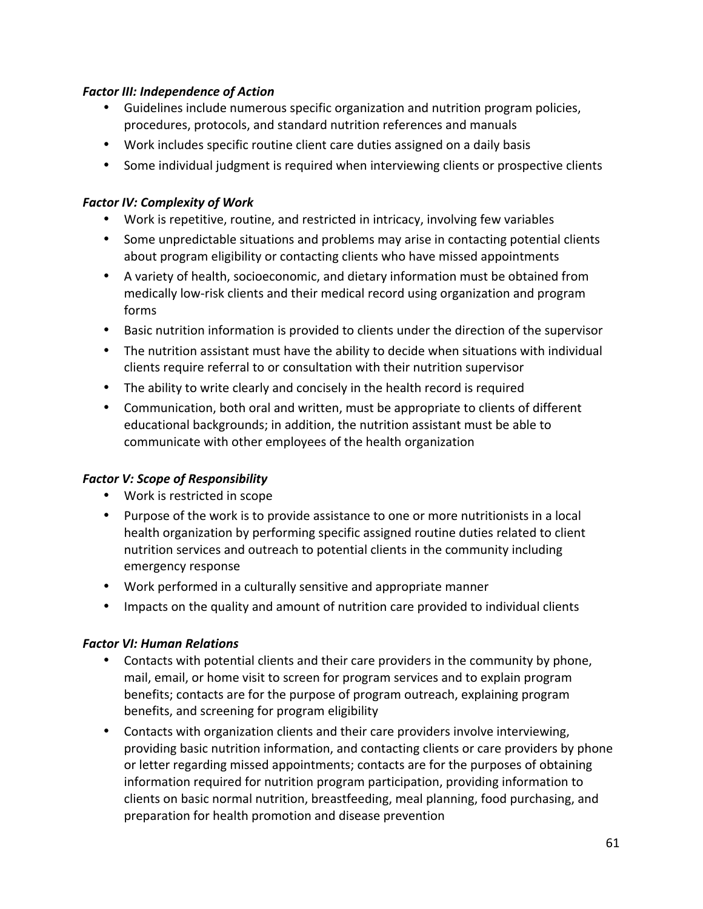***Factor III: Independence of Action***

- Guidelines include numerous specific organization and nutrition program policies, procedures, protocols, and standard nutrition references and manuals
- Work includes specific routine client care duties assigned on a daily basis
- Some individual judgment is required when interviewing clients or prospective clients

***Factor IV: Complexity of Work***

- Work is repetitive, routine, and restricted in intricacy, involving few variables
- Some unpredictable situations and problems may arise in contacting potential clients about program eligibility or contacting clients who have missed appointments
- A variety of health, socioeconomic, and dietary information must be obtained from medically low-risk clients and their medical record using organization and program forms
- Basic nutrition information is provided to clients under the direction of the supervisor
- The nutrition assistant must have the ability to decide when situations with individual clients require referral to or consultation with their nutrition supervisor
- The ability to write clearly and concisely in the health record is required
- Communication, both oral and written, must be appropriate to clients of different educational backgrounds; in addition, the nutrition assistant must be able to communicate with other employees of the health organization

***Factor V: Scope of Responsibility***

- Work is restricted in scope
- Purpose of the work is to provide assistance to one or more nutritionists in a local health organization by performing specific assigned routine duties related to client nutrition services and outreach to potential clients in the community including emergency response
- Work performed in a culturally sensitive and appropriate manner
- Impacts on the quality and amount of nutrition care provided to individual clients

***Factor VI: Human Relations***

- Contacts with potential clients and their care providers in the community by phone, mail, email, or home visit to screen for program services and to explain program benefits; contacts are for the purpose of program outreach, explaining program benefits, and screening for program eligibility
- Contacts with organization clients and their care providers involve interviewing, providing basic nutrition information, and contacting clients or care providers by phone or letter regarding missed appointments; contacts are for the purposes of obtaining information required for nutrition program participation, providing information to clients on basic normal nutrition, breastfeeding, meal planning, food purchasing, and preparation for health promotion and disease prevention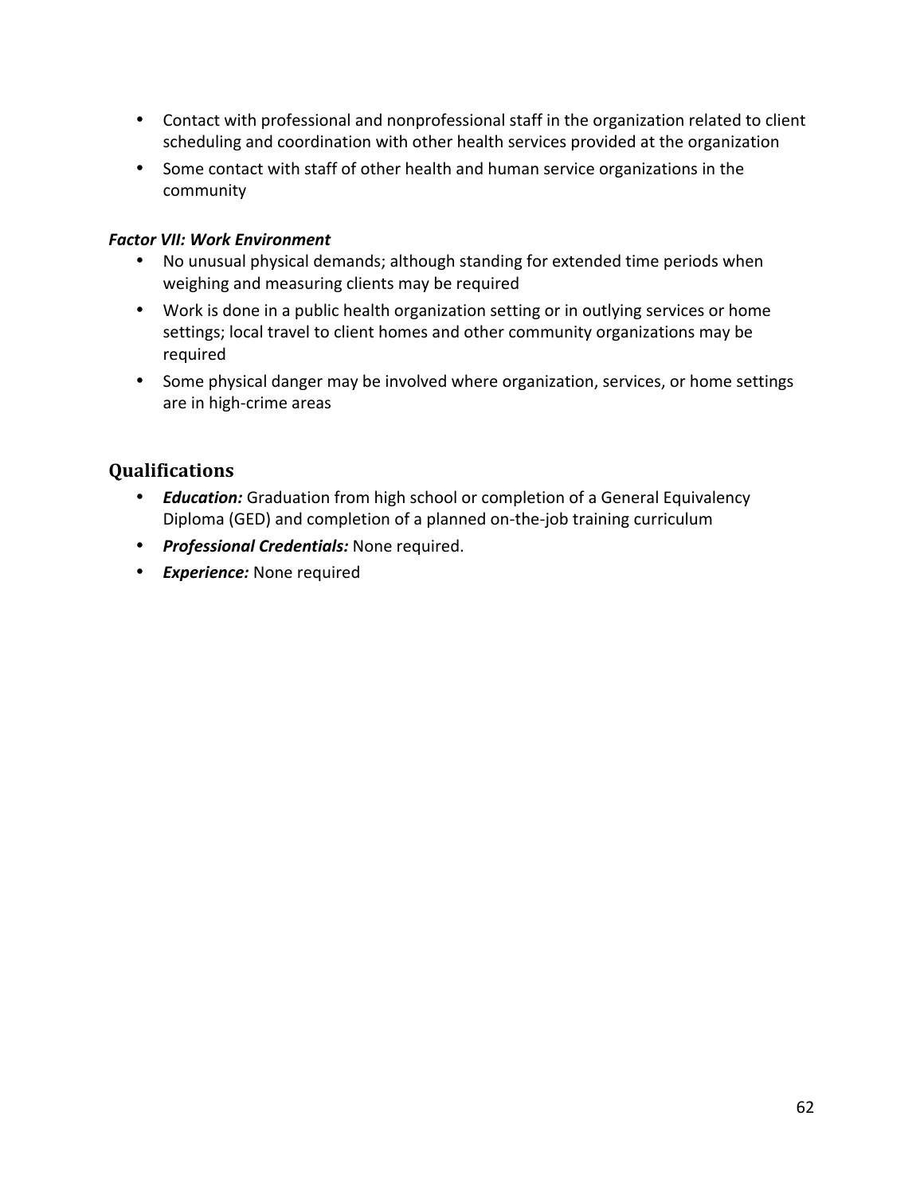- Contact with professional and nonprofessional staff in the organization related to client scheduling and coordination with other health services provided at the organization
- Some contact with staff of other health and human service organizations in the community

***Factor VII: Work Environment***

- No unusual physical demands; although standing for extended time periods when weighing and measuring clients may be required
- Work is done in a public health organization setting or in outlying services or home settings; local travel to client homes and other community organizations may be required
- Some physical danger may be involved where organization, services, or home settings are in high-crime areas

## Qualifications

- ***Education:*** Graduation from high school or completion of a General Equivalency Diploma (GED) and completion of a planned on-the-job training curriculum
- ***Professional Credentials:*** None required.
- ***Experience:*** None required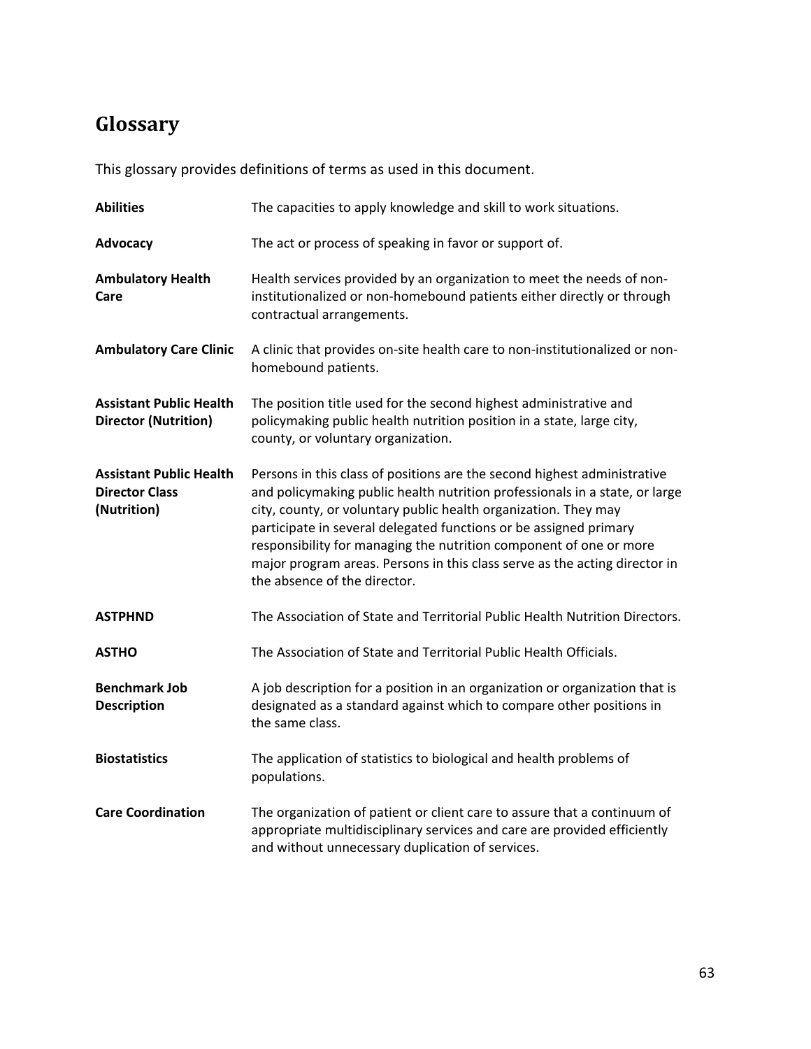## Glossary

This glossary provides definitions of terms as used in this document.

| | |
|---|---|
| **Abilities** | The capacities to apply knowledge and skill to work situations. |
| **Advocacy** | The act or process of speaking in favor or support of. |
| **Ambulatory Health Care** | Health services provided by an organization to meet the needs of non-institutionalized or non-homebound patients either directly or through contractual arrangements. |
| **Ambulatory Care Clinic** | A clinic that provides on-site health care to non-institutionalized or non-homebound patients. |
| **Assistant Public Health Director (Nutrition)** | The position title used for the second highest administrative and policymaking public health nutrition position in a state, large city, county, or voluntary organization. |
| **Assistant Public Health Director Class (Nutrition)** | Persons in this class of positions are the second highest administrative and policymaking public health nutrition professionals in a state, or large city, county, or voluntary public health organization. They may participate in several delegated functions or be assigned primary responsibility for managing the nutrition component of one or more major program areas. Persons in this class serve as the acting director in the absence of the director. |
| **ASTPHND** | The Association of State and Territorial Public Health Nutrition Directors. |
| **ASTHO** | The Association of State and Territorial Public Health Officials. |
| **Benchmark Job Description** | A job description for a position in an organization or organization that is designated as a standard against which to compare other positions in the same class. |
| **Biostatistics** | The application of statistics to biological and health problems of populations. |
| **Care Coordination** | The organization of patient or client care to assure that a continuum of appropriate multidisciplinary services and care are provided efficiently and without unnecessary duplication of services. |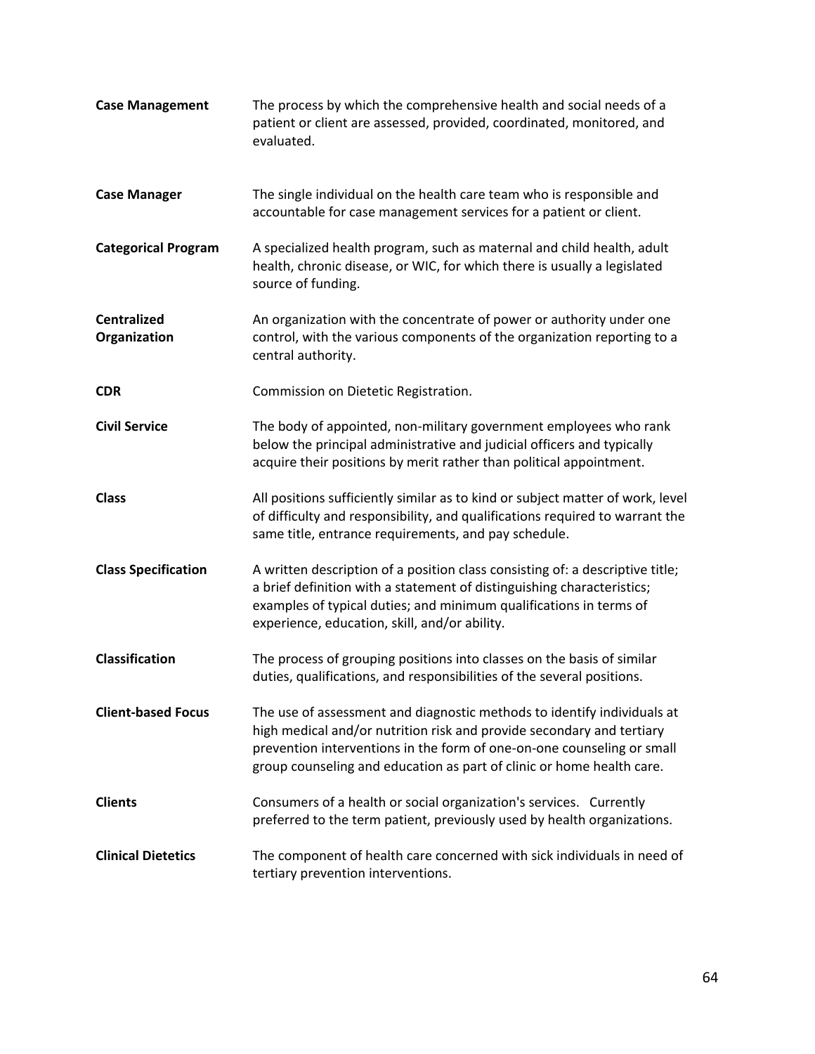**Case Management** The process by which the comprehensive health and social needs of a patient or client are assessed, provided, coordinated, monitored, and evaluated.

**Case Manager** The single individual on the health care team who is responsible and accountable for case management services for a patient or client.

**Categorical Program** A specialized health program, such as maternal and child health, adult health, chronic disease, or WIC, for which there is usually a legislated source of funding.

**Centralized Organization** An organization with the concentrate of power or authority under one control, with the various components of the organization reporting to a central authority.

**CDR** Commission on Dietetic Registration.

**Civil Service** The body of appointed, non-military government employees who rank below the principal administrative and judicial officers and typically acquire their positions by merit rather than political appointment.

**Class** All positions sufficiently similar as to kind or subject matter of work, level of difficulty and responsibility, and qualifications required to warrant the same title, entrance requirements, and pay schedule.

**Class Specification** A written description of a position class consisting of: a descriptive title; a brief definition with a statement of distinguishing characteristics; examples of typical duties; and minimum qualifications in terms of experience, education, skill, and/or ability.

**Classification** The process of grouping positions into classes on the basis of similar duties, qualifications, and responsibilities of the several positions.

**Client-based Focus** The use of assessment and diagnostic methods to identify individuals at high medical and/or nutrition risk and provide secondary and tertiary prevention interventions in the form of one-on-one counseling or small group counseling and education as part of clinic or home health care.

**Clients** Consumers of a health or social organization's services. Currently preferred to the term patient, previously used by health organizations.

**Clinical Dietetics** The component of health care concerned with sick individuals in need of tertiary prevention interventions.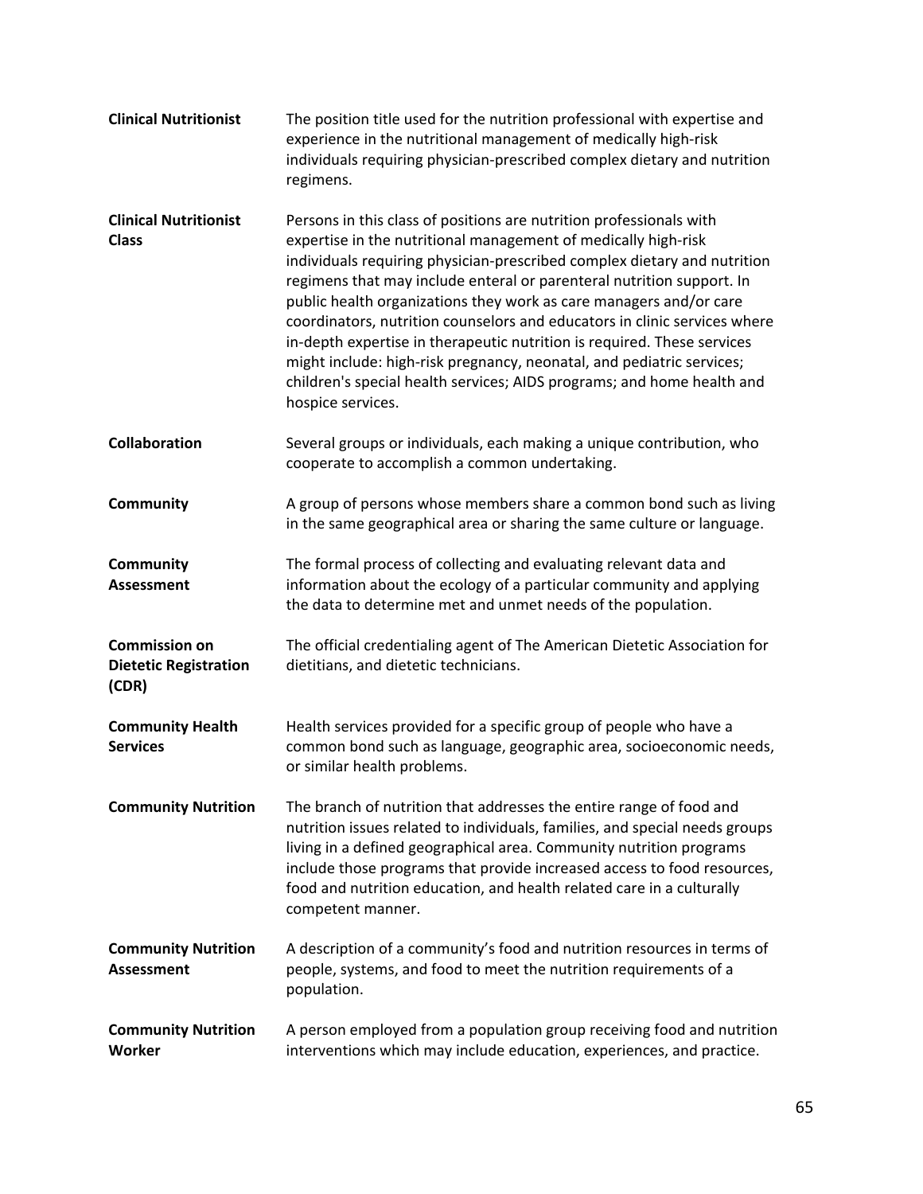**Clinical Nutritionist** The position title used for the nutrition professional with expertise and experience in the nutritional management of medically high-risk individuals requiring physician-prescribed complex dietary and nutrition regimens.

**Clinical Nutritionist Class** Persons in this class of positions are nutrition professionals with expertise in the nutritional management of medically high-risk individuals requiring physician-prescribed complex dietary and nutrition regimens that may include enteral or parenteral nutrition support. In public health organizations they work as care managers and/or care coordinators, nutrition counselors and educators in clinic services where in-depth expertise in therapeutic nutrition is required. These services might include: high-risk pregnancy, neonatal, and pediatric services; children's special health services; AIDS programs; and home health and hospice services.

**Collaboration** Several groups or individuals, each making a unique contribution, who cooperate to accomplish a common undertaking.

**Community** A group of persons whose members share a common bond such as living in the same geographical area or sharing the same culture or language.

**Community Assessment** The formal process of collecting and evaluating relevant data and information about the ecology of a particular community and applying the data to determine met and unmet needs of the population.

**Commission on Dietetic Registration (CDR)** The official credentialing agent of The American Dietetic Association for dietitians, and dietetic technicians.

**Community Health Services** Health services provided for a specific group of people who have a common bond such as language, geographic area, socioeconomic needs, or similar health problems.

**Community Nutrition** The branch of nutrition that addresses the entire range of food and nutrition issues related to individuals, families, and special needs groups living in a defined geographical area. Community nutrition programs include those programs that provide increased access to food resources, food and nutrition education, and health related care in a culturally competent manner.

**Community Nutrition Assessment** A description of a community's food and nutrition resources in terms of people, systems, and food to meet the nutrition requirements of a population.

**Community Nutrition Worker** A person employed from a population group receiving food and nutrition interventions which may include education, experiences, and practice.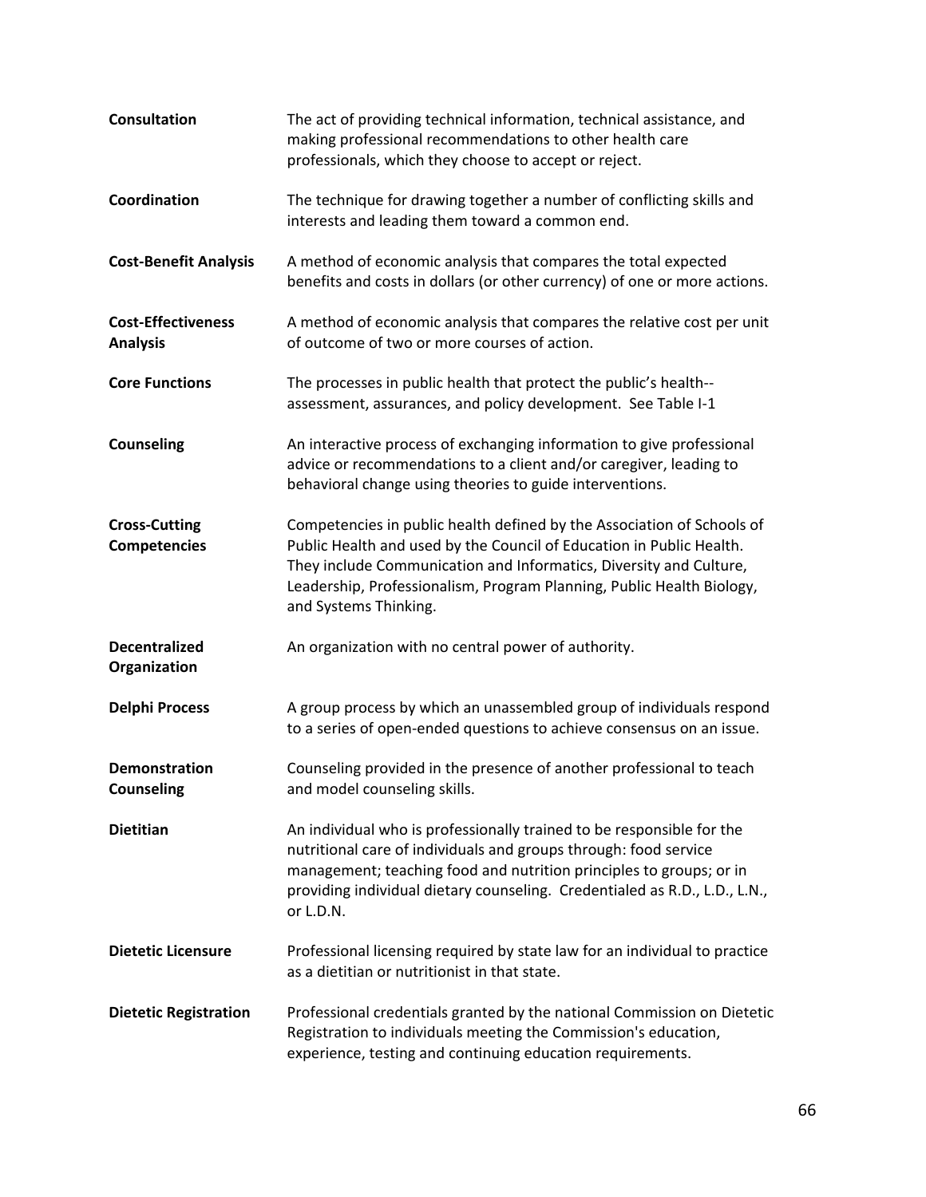**Consultation** — The act of providing technical information, technical assistance, and making professional recommendations to other health care professionals, which they choose to accept or reject.

**Coordination** — The technique for drawing together a number of conflicting skills and interests and leading them toward a common end.

**Cost-Benefit Analysis** — A method of economic analysis that compares the total expected benefits and costs in dollars (or other currency) of one or more actions.

**Cost-Effectiveness Analysis** — A method of economic analysis that compares the relative cost per unit of outcome of two or more courses of action.

**Core Functions** — The processes in public health that protect the public's health--assessment, assurances, and policy development. See Table I-1

**Counseling** — An interactive process of exchanging information to give professional advice or recommendations to a client and/or caregiver, leading to behavioral change using theories to guide interventions.

**Cross-Cutting Competencies** — Competencies in public health defined by the Association of Schools of Public Health and used by the Council of Education in Public Health. They include Communication and Informatics, Diversity and Culture, Leadership, Professionalism, Program Planning, Public Health Biology, and Systems Thinking.

**Decentralized Organization** — An organization with no central power of authority.

**Delphi Process** — A group process by which an unassembled group of individuals respond to a series of open-ended questions to achieve consensus on an issue.

**Demonstration Counseling** — Counseling provided in the presence of another professional to teach and model counseling skills.

**Dietitian** — An individual who is professionally trained to be responsible for the nutritional care of individuals and groups through: food service management; teaching food and nutrition principles to groups; or in providing individual dietary counseling. Credentialed as R.D., L.D., L.N., or L.D.N.

**Dietetic Licensure** — Professional licensing required by state law for an individual to practice as a dietitian or nutritionist in that state.

**Dietetic Registration** — Professional credentials granted by the national Commission on Dietetic Registration to individuals meeting the Commission's education, experience, testing and continuing education requirements.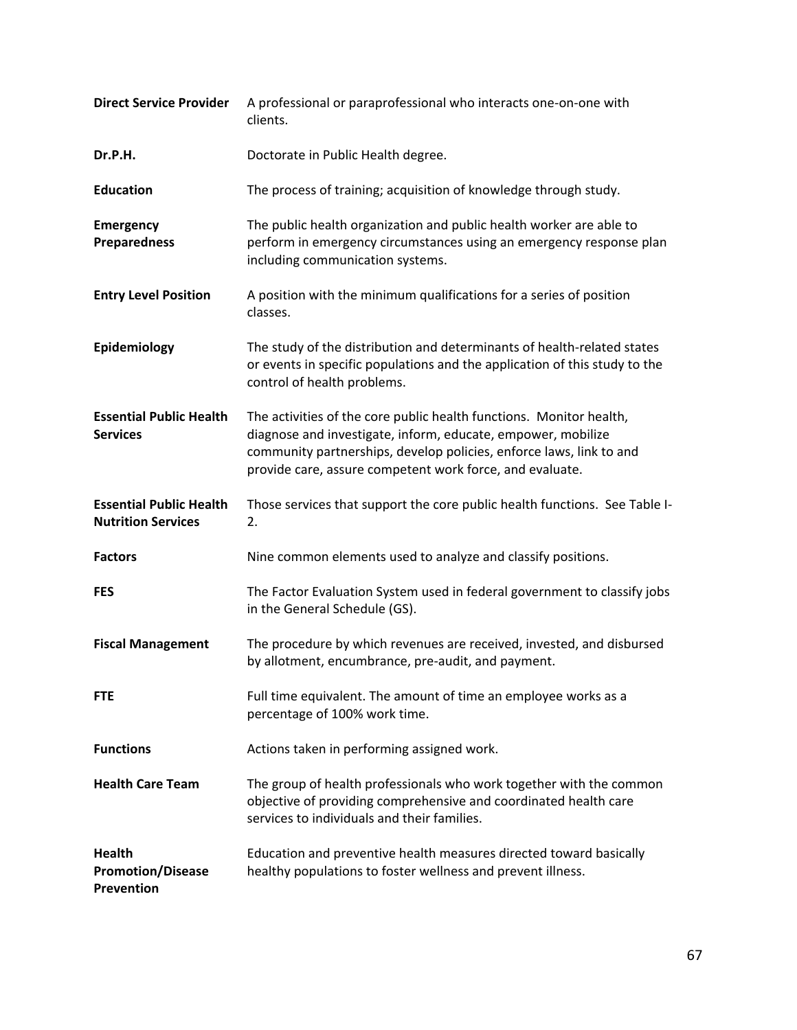| | |
|---|---|
| **Direct Service Provider** | A professional or paraprofessional who interacts one-on-one with clients. |
| **Dr.P.H.** | Doctorate in Public Health degree. |
| **Education** | The process of training; acquisition of knowledge through study. |
| **Emergency Preparedness** | The public health organization and public health worker are able to perform in emergency circumstances using an emergency response plan including communication systems. |
| **Entry Level Position** | A position with the minimum qualifications for a series of position classes. |
| **Epidemiology** | The study of the distribution and determinants of health-related states or events in specific populations and the application of this study to the control of health problems. |
| **Essential Public Health Services** | The activities of the core public health functions. Monitor health, diagnose and investigate, inform, educate, empower, mobilize community partnerships, develop policies, enforce laws, link to and provide care, assure competent work force, and evaluate. |
| **Essential Public Health Nutrition Services** | Those services that support the core public health functions. See Table I-2. |
| **Factors** | Nine common elements used to analyze and classify positions. |
| **FES** | The Factor Evaluation System used in federal government to classify jobs in the General Schedule (GS). |
| **Fiscal Management** | The procedure by which revenues are received, invested, and disbursed by allotment, encumbrance, pre-audit, and payment. |
| **FTE** | Full time equivalent. The amount of time an employee works as a percentage of 100% work time. |
| **Functions** | Actions taken in performing assigned work. |
| **Health Care Team** | The group of health professionals who work together with the common objective of providing comprehensive and coordinated health care services to individuals and their families. |
| **Health Promotion/Disease Prevention** | Education and preventive health measures directed toward basically healthy populations to foster wellness and prevent illness. |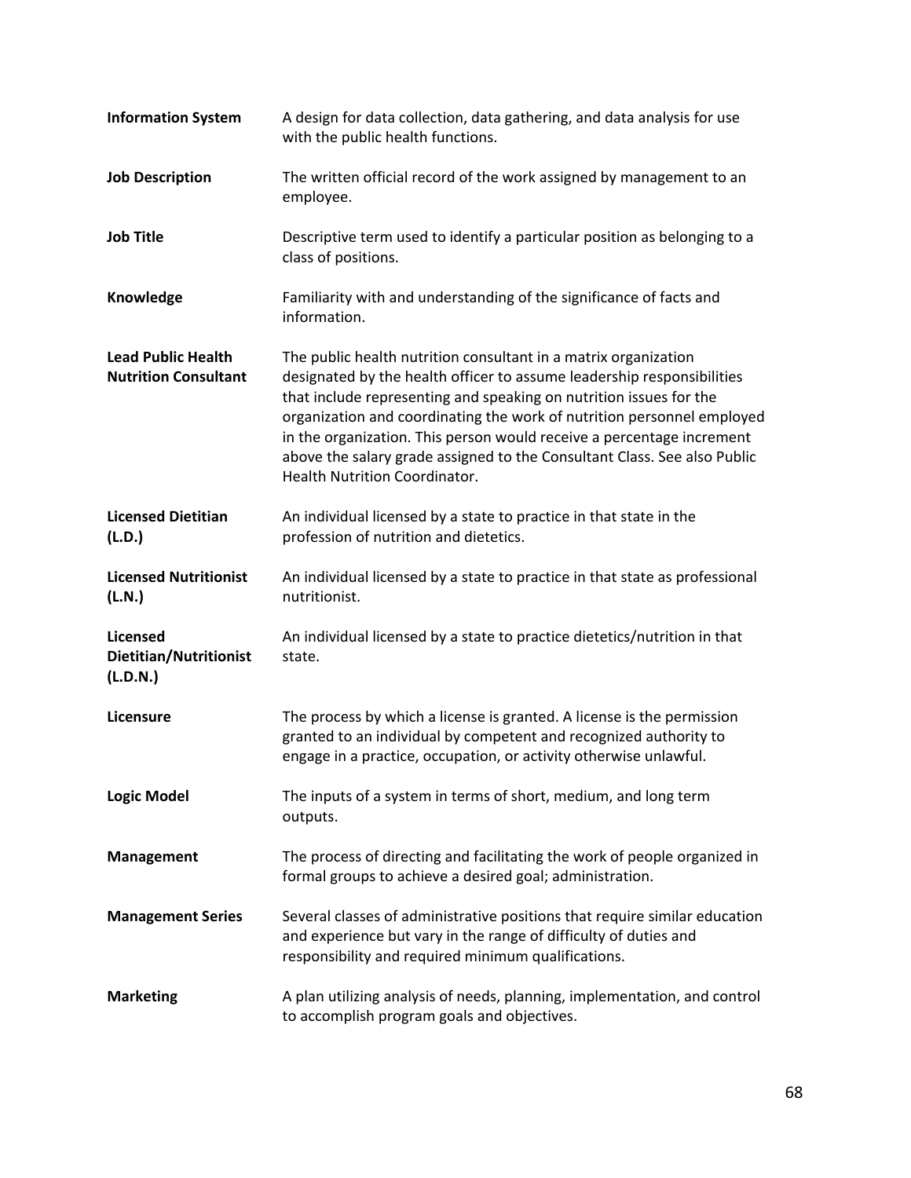**Information System** A design for data collection, data gathering, and data analysis for use with the public health functions.

**Job Description** The written official record of the work assigned by management to an employee.

**Job Title** Descriptive term used to identify a particular position as belonging to a class of positions.

**Knowledge** Familiarity with and understanding of the significance of facts and information.

**Lead Public Health Nutrition Consultant** The public health nutrition consultant in a matrix organization designated by the health officer to assume leadership responsibilities that include representing and speaking on nutrition issues for the organization and coordinating the work of nutrition personnel employed in the organization. This person would receive a percentage increment above the salary grade assigned to the Consultant Class. See also Public Health Nutrition Coordinator.

**Licensed Dietitian (L.D.)** An individual licensed by a state to practice in that state in the profession of nutrition and dietetics.

**Licensed Nutritionist (L.N.)** An individual licensed by a state to practice in that state as professional nutritionist.

**Licensed Dietitian/Nutritionist (L.D.N.)** An individual licensed by a state to practice dietetics/nutrition in that state.

**Licensure** The process by which a license is granted. A license is the permission granted to an individual by competent and recognized authority to engage in a practice, occupation, or activity otherwise unlawful.

**Logic Model** The inputs of a system in terms of short, medium, and long term outputs.

**Management** The process of directing and facilitating the work of people organized in formal groups to achieve a desired goal; administration.

**Management Series** Several classes of administrative positions that require similar education and experience but vary in the range of difficulty of duties and responsibility and required minimum qualifications.

**Marketing** A plan utilizing analysis of needs, planning, implementation, and control to accomplish program goals and objectives.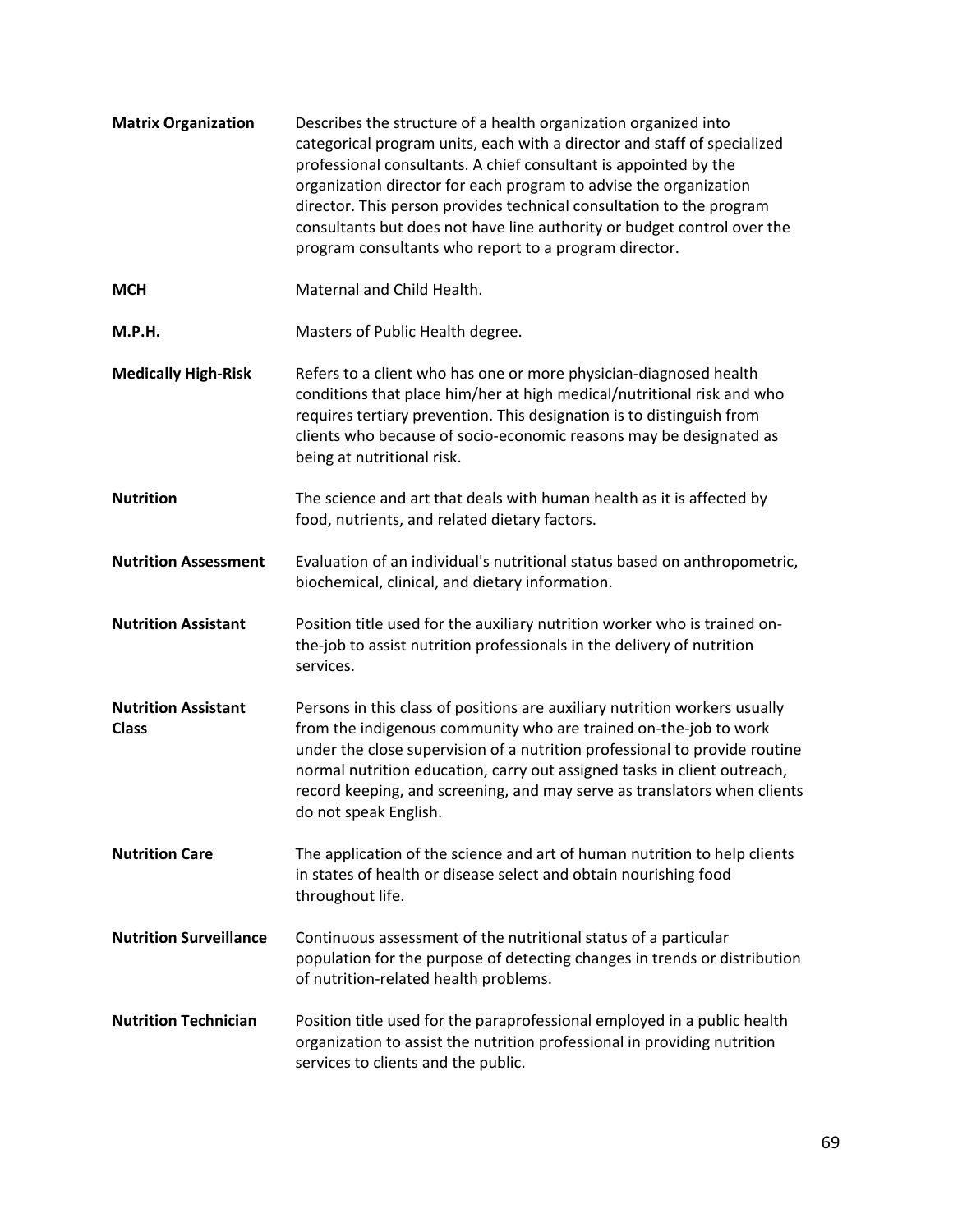**Matrix Organization** Describes the structure of a health organization organized into categorical program units, each with a director and staff of specialized professional consultants. A chief consultant is appointed by the organization director for each program to advise the organization director. This person provides technical consultation to the program consultants but does not have line authority or budget control over the program consultants who report to a program director.

**MCH** Maternal and Child Health.

**M.P.H.** Masters of Public Health degree.

**Medically High-Risk** Refers to a client who has one or more physician-diagnosed health conditions that place him/her at high medical/nutritional risk and who requires tertiary prevention. This designation is to distinguish from clients who because of socio-economic reasons may be designated as being at nutritional risk.

**Nutrition** The science and art that deals with human health as it is affected by food, nutrients, and related dietary factors.

**Nutrition Assessment** Evaluation of an individual's nutritional status based on anthropometric, biochemical, clinical, and dietary information.

**Nutrition Assistant** Position title used for the auxiliary nutrition worker who is trained on-the-job to assist nutrition professionals in the delivery of nutrition services.

**Nutrition Assistant Class** Persons in this class of positions are auxiliary nutrition workers usually from the indigenous community who are trained on-the-job to work under the close supervision of a nutrition professional to provide routine normal nutrition education, carry out assigned tasks in client outreach, record keeping, and screening, and may serve as translators when clients do not speak English.

**Nutrition Care** The application of the science and art of human nutrition to help clients in states of health or disease select and obtain nourishing food throughout life.

**Nutrition Surveillance** Continuous assessment of the nutritional status of a particular population for the purpose of detecting changes in trends or distribution of nutrition-related health problems.

**Nutrition Technician** Position title used for the paraprofessional employed in a public health organization to assist the nutrition professional in providing nutrition services to clients and the public.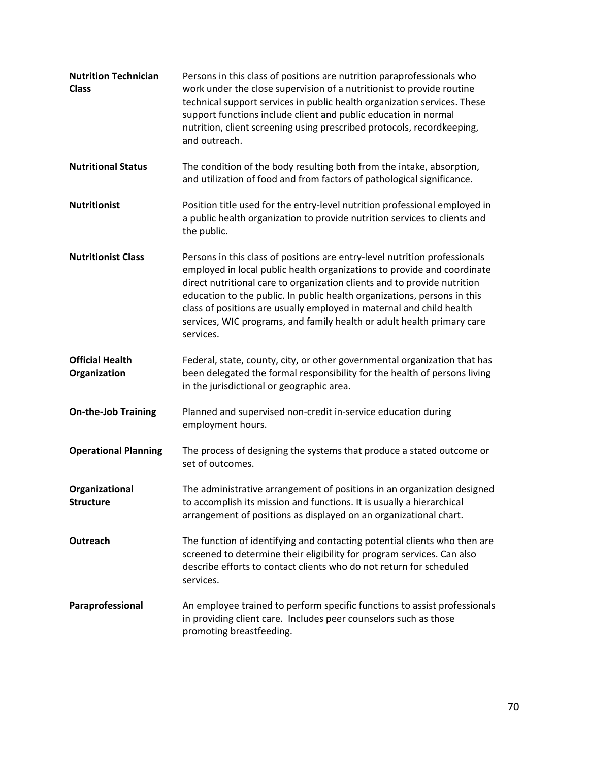**Nutrition Technician Class** — Persons in this class of positions are nutrition paraprofessionals who work under the close supervision of a nutritionist to provide routine technical support services in public health organization services. These support functions include client and public education in normal nutrition, client screening using prescribed protocols, recordkeeping, and outreach.

**Nutritional Status** — The condition of the body resulting both from the intake, absorption, and utilization of food and from factors of pathological significance.

**Nutritionist** — Position title used for the entry-level nutrition professional employed in a public health organization to provide nutrition services to clients and the public.

**Nutritionist Class** — Persons in this class of positions are entry-level nutrition professionals employed in local public health organizations to provide and coordinate direct nutritional care to organization clients and to provide nutrition education to the public. In public health organizations, persons in this class of positions are usually employed in maternal and child health services, WIC programs, and family health or adult health primary care services.

**Official Health Organization** — Federal, state, county, city, or other governmental organization that has been delegated the formal responsibility for the health of persons living in the jurisdictional or geographic area.

**On-the-Job Training** — Planned and supervised non-credit in-service education during employment hours.

**Operational Planning** — The process of designing the systems that produce a stated outcome or set of outcomes.

**Organizational Structure** — The administrative arrangement of positions in an organization designed to accomplish its mission and functions. It is usually a hierarchical arrangement of positions as displayed on an organizational chart.

**Outreach** — The function of identifying and contacting potential clients who then are screened to determine their eligibility for program services. Can also describe efforts to contact clients who do not return for scheduled services.

**Paraprofessional** — An employee trained to perform specific functions to assist professionals in providing client care. Includes peer counselors such as those promoting breastfeeding.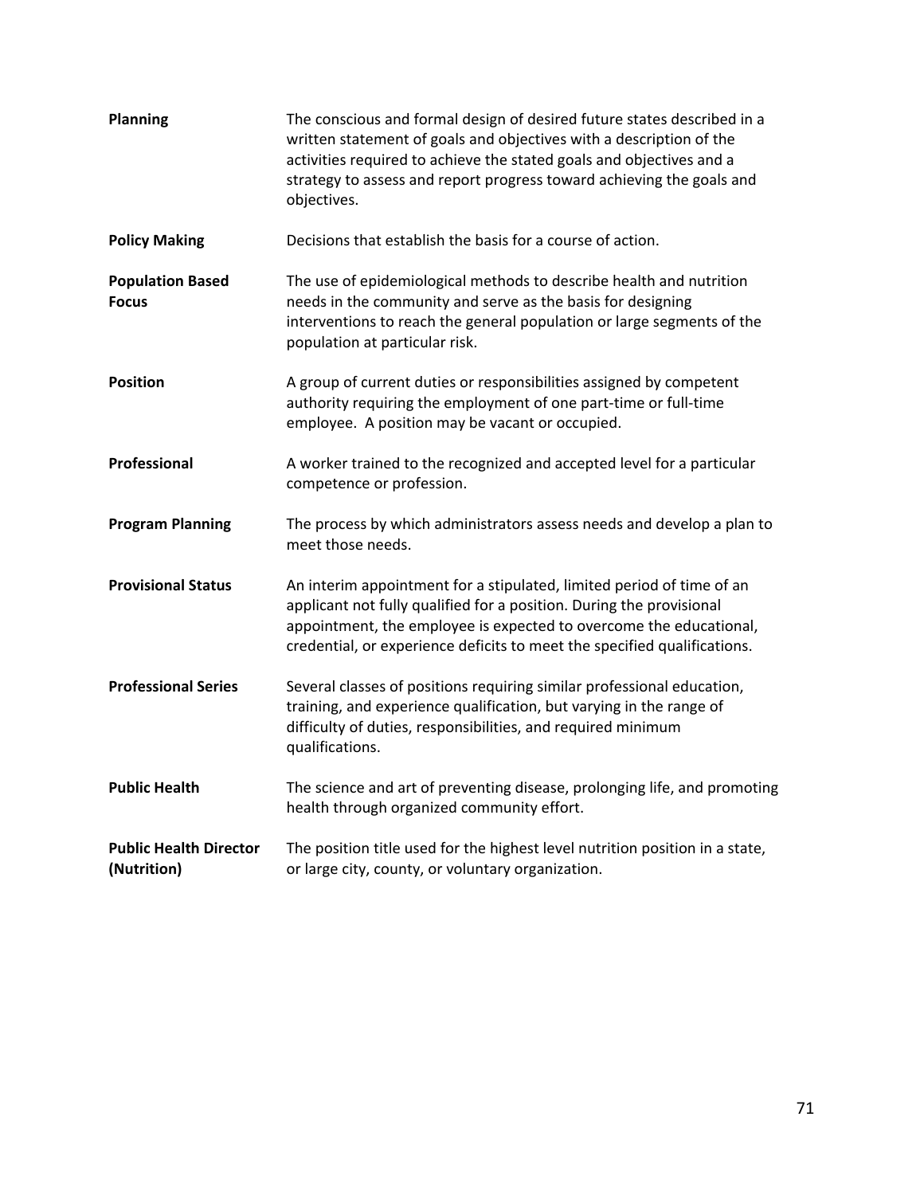**Planning** — The conscious and formal design of desired future states described in a written statement of goals and objectives with a description of the activities required to achieve the stated goals and objectives and a strategy to assess and report progress toward achieving the goals and objectives.

**Policy Making** — Decisions that establish the basis for a course of action.

**Population Based Focus** — The use of epidemiological methods to describe health and nutrition needs in the community and serve as the basis for designing interventions to reach the general population or large segments of the population at particular risk.

**Position** — A group of current duties or responsibilities assigned by competent authority requiring the employment of one part-time or full-time employee. A position may be vacant or occupied.

**Professional** — A worker trained to the recognized and accepted level for a particular competence or profession.

**Program Planning** — The process by which administrators assess needs and develop a plan to meet those needs.

**Provisional Status** — An interim appointment for a stipulated, limited period of time of an applicant not fully qualified for a position. During the provisional appointment, the employee is expected to overcome the educational, credential, or experience deficits to meet the specified qualifications.

**Professional Series** — Several classes of positions requiring similar professional education, training, and experience qualification, but varying in the range of difficulty of duties, responsibilities, and required minimum qualifications.

**Public Health** — The science and art of preventing disease, prolonging life, and promoting health through organized community effort.

**Public Health Director (Nutrition)** — The position title used for the highest level nutrition position in a state, or large city, county, or voluntary organization.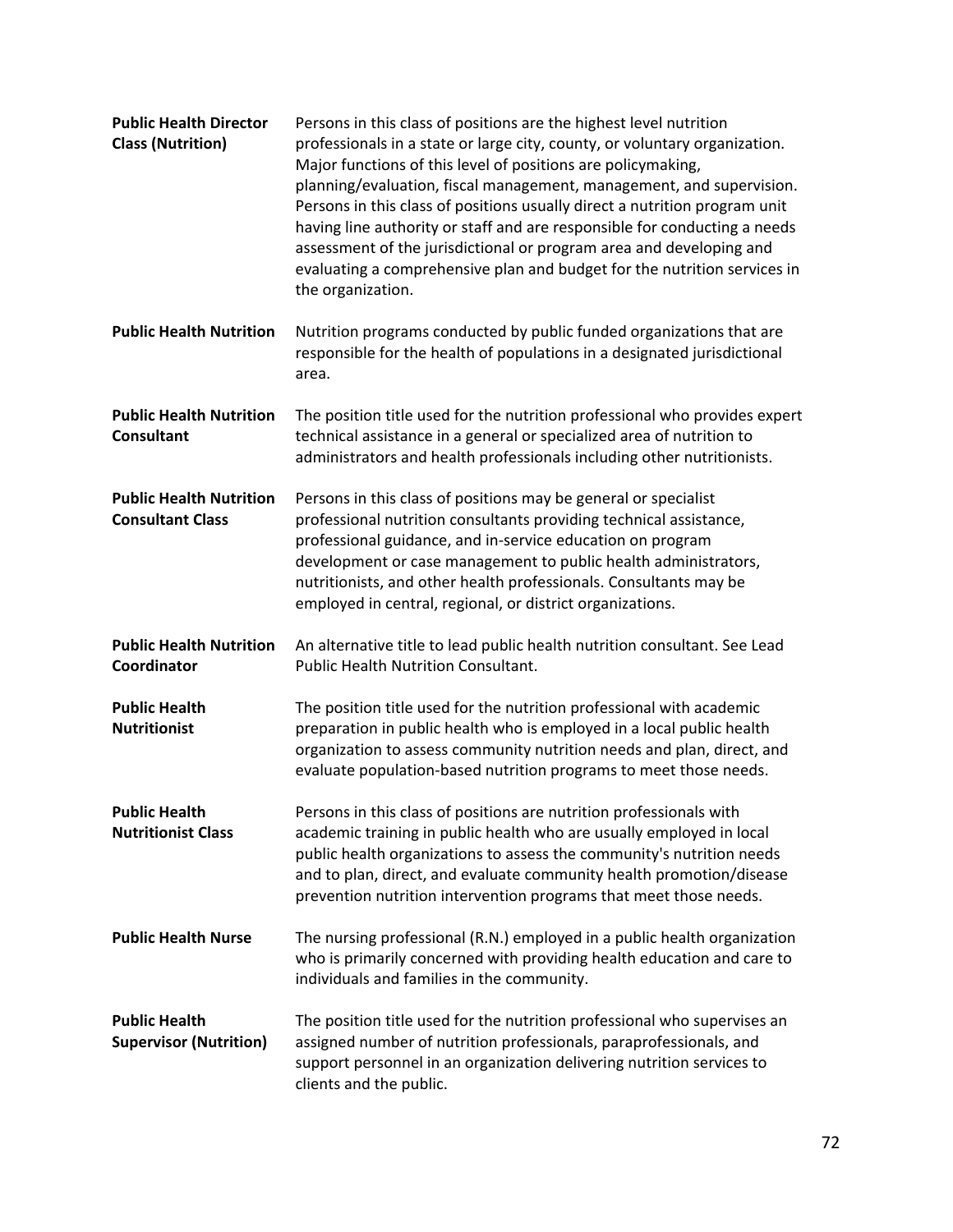**Public Health Director Class (Nutrition)**
Persons in this class of positions are the highest level nutrition professionals in a state or large city, county, or voluntary organization. Major functions of this level of positions are policymaking, planning/evaluation, fiscal management, management, and supervision. Persons in this class of positions usually direct a nutrition program unit having line authority or staff and are responsible for conducting a needs assessment of the jurisdictional or program area and developing and evaluating a comprehensive plan and budget for the nutrition services in the organization.

**Public Health Nutrition**
Nutrition programs conducted by public funded organizations that are responsible for the health of populations in a designated jurisdictional area.

**Public Health Nutrition Consultant**
The position title used for the nutrition professional who provides expert technical assistance in a general or specialized area of nutrition to administrators and health professionals including other nutritionists.

**Public Health Nutrition Consultant Class**
Persons in this class of positions may be general or specialist professional nutrition consultants providing technical assistance, professional guidance, and in-service education on program development or case management to public health administrators, nutritionists, and other health professionals. Consultants may be employed in central, regional, or district organizations.

**Public Health Nutrition Coordinator**
An alternative title to lead public health nutrition consultant. See Lead Public Health Nutrition Consultant.

**Public Health Nutritionist**
The position title used for the nutrition professional with academic preparation in public health who is employed in a local public health organization to assess community nutrition needs and plan, direct, and evaluate population-based nutrition programs to meet those needs.

**Public Health Nutritionist Class**
Persons in this class of positions are nutrition professionals with academic training in public health who are usually employed in local public health organizations to assess the community's nutrition needs and to plan, direct, and evaluate community health promotion/disease prevention nutrition intervention programs that meet those needs.

**Public Health Nurse**
The nursing professional (R.N.) employed in a public health organization who is primarily concerned with providing health education and care to individuals and families in the community.

**Public Health Supervisor (Nutrition)**
The position title used for the nutrition professional who supervises an assigned number of nutrition professionals, paraprofessionals, and support personnel in an organization delivering nutrition services to clients and the public.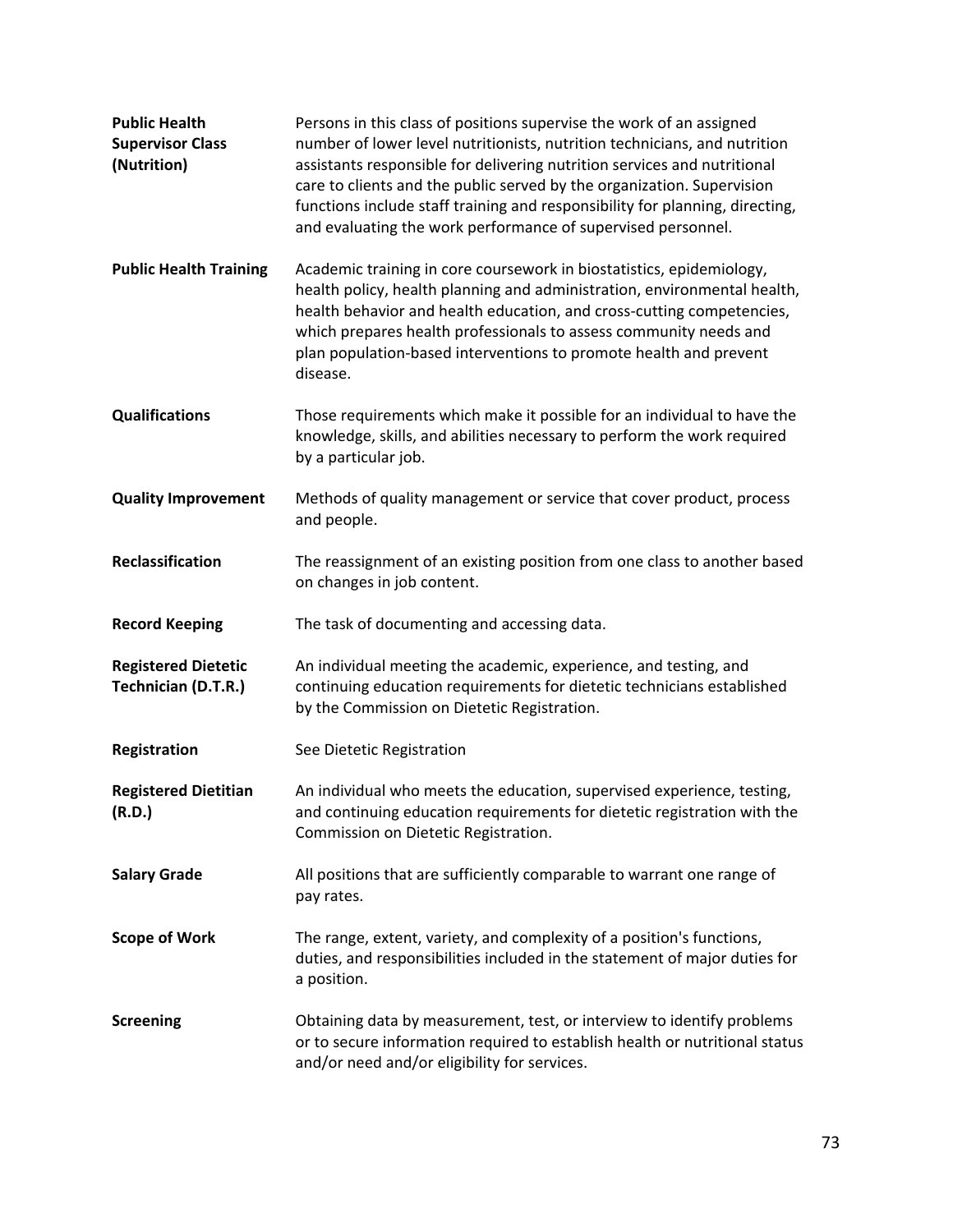**Public Health Supervisor Class (Nutrition)**
Persons in this class of positions supervise the work of an assigned number of lower level nutritionists, nutrition technicians, and nutrition assistants responsible for delivering nutrition services and nutritional care to clients and the public served by the organization. Supervision functions include staff training and responsibility for planning, directing, and evaluating the work performance of supervised personnel.

**Public Health Training**
Academic training in core coursework in biostatistics, epidemiology, health policy, health planning and administration, environmental health, health behavior and health education, and cross-cutting competencies, which prepares health professionals to assess community needs and plan population-based interventions to promote health and prevent disease.

**Qualifications**
Those requirements which make it possible for an individual to have the knowledge, skills, and abilities necessary to perform the work required by a particular job.

**Quality Improvement**
Methods of quality management or service that cover product, process and people.

**Reclassification**
The reassignment of an existing position from one class to another based on changes in job content.

**Record Keeping**
The task of documenting and accessing data.

**Registered Dietetic Technician (D.T.R.)**
An individual meeting the academic, experience, and testing, and continuing education requirements for dietetic technicians established by the Commission on Dietetic Registration.

**Registration**
See Dietetic Registration

**Registered Dietitian (R.D.)**
An individual who meets the education, supervised experience, testing, and continuing education requirements for dietetic registration with the Commission on Dietetic Registration.

**Salary Grade**
All positions that are sufficiently comparable to warrant one range of pay rates.

**Scope of Work**
The range, extent, variety, and complexity of a position's functions, duties, and responsibilities included in the statement of major duties for a position.

**Screening**
Obtaining data by measurement, test, or interview to identify problems or to secure information required to establish health or nutritional status and/or need and/or eligibility for services.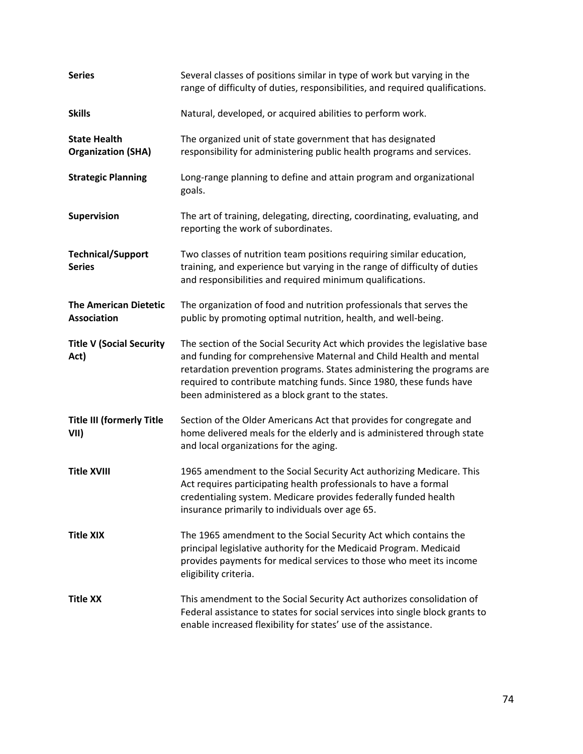**Series** Several classes of positions similar in type of work but varying in the range of difficulty of duties, responsibilities, and required qualifications.

**Skills** Natural, developed, or acquired abilities to perform work.

**State Health Organization (SHA)** The organized unit of state government that has designated responsibility for administering public health programs and services.

**Strategic Planning** Long-range planning to define and attain program and organizational goals.

**Supervision** The art of training, delegating, directing, coordinating, evaluating, and reporting the work of subordinates.

**Technical/Support Series** Two classes of nutrition team positions requiring similar education, training, and experience but varying in the range of difficulty of duties and responsibilities and required minimum qualifications.

**The American Dietetic Association** The organization of food and nutrition professionals that serves the public by promoting optimal nutrition, health, and well-being.

**Title V (Social Security Act)** The section of the Social Security Act which provides the legislative base and funding for comprehensive Maternal and Child Health and mental retardation prevention programs. States administering the programs are required to contribute matching funds. Since 1980, these funds have been administered as a block grant to the states.

**Title III (formerly Title VII)** Section of the Older Americans Act that provides for congregate and home delivered meals for the elderly and is administered through state and local organizations for the aging.

**Title XVIII** 1965 amendment to the Social Security Act authorizing Medicare. This Act requires participating health professionals to have a formal credentialing system. Medicare provides federally funded health insurance primarily to individuals over age 65.

**Title XIX** The 1965 amendment to the Social Security Act which contains the principal legislative authority for the Medicaid Program. Medicaid provides payments for medical services to those who meet its income eligibility criteria.

**Title XX** This amendment to the Social Security Act authorizes consolidation of Federal assistance to states for social services into single block grants to enable increased flexibility for states' use of the assistance.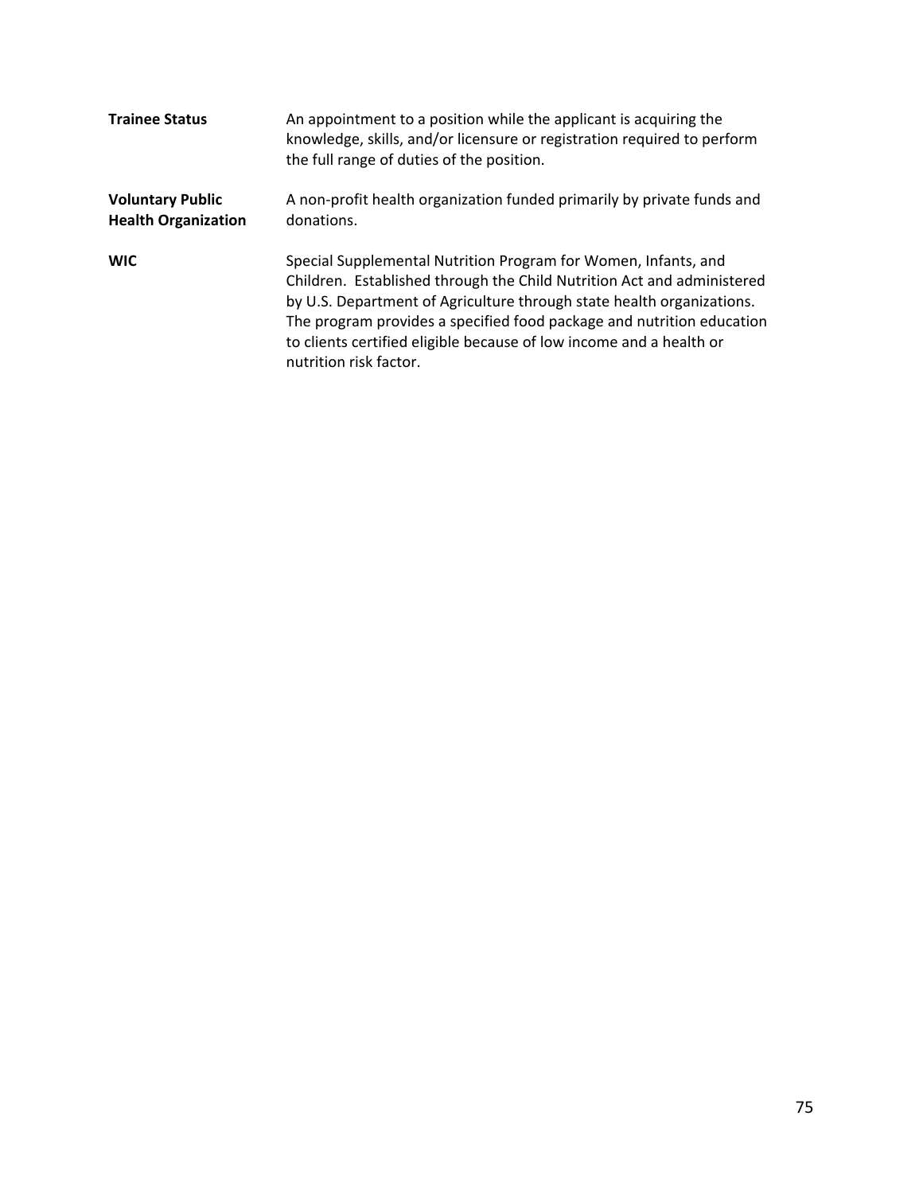| | |
|---|---|
| **Trainee Status** | An appointment to a position while the applicant is acquiring the knowledge, skills, and/or licensure or registration required to perform the full range of duties of the position. |
| **Voluntary Public Health Organization** | A non-profit health organization funded primarily by private funds and donations. |
| **WIC** | Special Supplemental Nutrition Program for Women, Infants, and Children. Established through the Child Nutrition Act and administered by U.S. Department of Agriculture through state health organizations. The program provides a specified food package and nutrition education to clients certified eligible because of low income and a health or nutrition risk factor. |